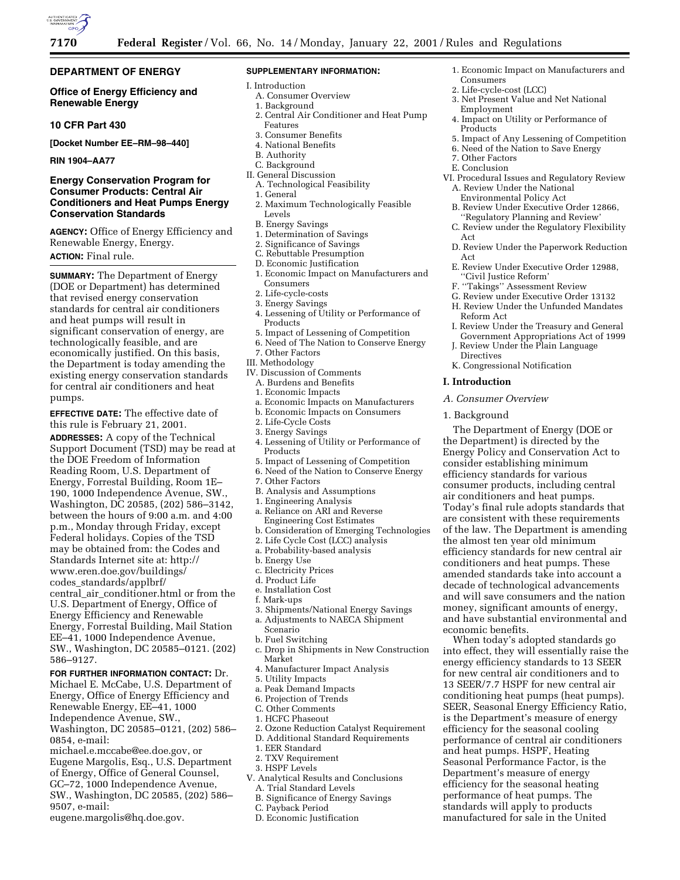## DEPARTMENT OF ENERGY

### Office of Energy Efficiency and Renewable Energy

### 10 CFR Part 430

**[Docket Number EE–RM–98–440]**

**RIN 1904–AA77**

### Energy Conservation Program for Consumer Products: Central Air Conditioners and Heat Pumps Energy Conservation Standards

**AGENCY:** Office of Energy Efficiency and Renewable Energy, Energy.

**ACTION:** Final rule.

**SUMMARY:** The Department of Energy (DOE or Department) has determined that revised energy conservation standards for central air conditioners and heat pumps will result in significant conservation of energy, are technologically feasible, and are economically justified. On this basis, the Department is today amending the existing energy conservation standards for central air conditioners and heat pumps.

**EFFECTIVE DATE:** The effective date of this rule is February 21, 2001.

**ADDRESSES:** A copy of the Technical Support Document (TSD) may be read at the DOE Freedom of Information Reading Room, U.S. Department of Energy, Forrestal Building, Room 1E–190, 1000 Independence Avenue, SW., Washington, DC 20585, (202) 586–3142, between the hours of 9:00 a.m. and 4:00 p.m., Monday through Friday, except Federal holidays. Copies of the TSD may be obtained from: the Codes and Standards Internet site at: http://www.eren.doe.gov/buildings/codes_standards/applbrf/central_air_conditioner.html or from the U.S. Department of Energy, Office of Energy Efficiency and Renewable Energy, Forrestal Building, Mail Station EE–41, 1000 Independence Avenue, SW., Washington, DC 20585–0121. (202) 586–9127.

**FOR FURTHER INFORMATION CONTACT:** Dr. Michael E. McCabe, U.S. Department of Energy, Office of Energy Efficiency and Renewable Energy, EE–41, 1000 Independence Avenue, SW., Washington, DC 20585–0121, (202) 586–0854, e-mail: michael.e.mccabe@ee.doe.gov, or Eugene Margolis, Esq., U.S. Department of Energy, Office of General Counsel, GC–72, 1000 Independence Avenue, SW., Washington, DC 20585, (202) 586–9507, e-mail: eugene.margolis@hq.doe.gov.

**SUPPLEMENTARY INFORMATION:**

I. Introduction
- A. Consumer Overview
  1. Background
  2. Central Air Conditioner and Heat Pump Features
  3. Consumer Benefits
  4. National Benefits
- B. Authority
- C. Background

II. General Discussion
- A. Technological Feasibility
  1. General
  2. Maximum Technologically Feasible Levels
- B. Energy Savings
  1. Determination of Savings
  2. Significance of Savings
- C. Rebuttable Presumption
- D. Economic Justification
  1. Economic Impact on Manufacturers and Consumers
  2. Life-cycle-costs
  3. Energy Savings
  4. Lessening of Utility or Performance of Products
  5. Impact of Lessening of Competition
  6. Need of The Nation to Conserve Energy
  7. Other Factors

III. Methodology

IV. Discussion of Comments
- A. Burdens and Benefits
  1. Economic Impacts
     a. Economic Impacts on Manufacturers
     b. Economic Impacts on Consumers
  2. Life-Cycle Costs
  3. Energy Savings
  4. Lessening of Utility or Performance of Products
  5. Impact of Lessening of Competition
  6. Need of the Nation to Conserve Energy
  7. Other Factors
- B. Analysis and Assumptions
  1. Engineering Analysis
     a. Reliance on ARI and Reverse Engineering Cost Estimates
     b. Consideration of Emerging Technologies
  2. Life Cycle Cost (LCC) analysis
     a. Probability-based analysis
     b. Energy Use
     c. Electricity Prices
     d. Product Life
     e. Installation Cost
     f. Mark-ups
  3. Shipments/National Energy Savings
     a. Adjustments to NAECA Shipment Scenario
     b. Fuel Switching
     c. Drop in Shipments in New Construction Market
  4. Manufacturer Impact Analysis
  5. Utility Impacts
     a. Peak Demand Impacts
  6. Projection of Trends
- C. Other Comments
  1. HCFC Phaseout
  2. Ozone Reduction Catalyst Requirement
- D. Additional Standard Requirements
  1. EER Standard
  2. TXV Requirement
  3. HSPF Levels

V. Analytical Results and Conclusions
- A. Trial Standard Levels
- B. Significance of Energy Savings
- C. Payback Period
- D. Economic Justification
  1. Economic Impact on Manufacturers and Consumers
  2. Life-cycle-cost (LCC)
  3. Net Present Value and Net National Employment
  4. Impact on Utility or Performance of Products
  5. Impact of Any Lessening of Competition
  6. Need of the Nation to Save Energy
  7. Other Factors
- E. Conclusion

VI. Procedural Issues and Regulatory Review
- A. Review Under the National Environmental Policy Act
- B. Review Under Executive Order 12866, ''Regulatory Planning and Review''
- C. Review under the Regulatory Flexibility Act
- D. Review Under the Paperwork Reduction Act
- E. Review Under Executive Order 12988, ''Civil Justice Reform''
- F. ''Takings'' Assessment Review
- G. Review under Executive Order 13132
- H. Review Under the Unfunded Mandates Reform Act
- I. Review Under the Treasury and General Government Appropriations Act of 1999
- J. Review Under the Plain Language Directives
- K. Congressional Notification

## I. Introduction

### *A. Consumer Overview*

#### 1. Background

The Department of Energy (DOE or the Department) is directed by the Energy Policy and Conservation Act to consider establishing minimum efficiency standards for various consumer products, including central air conditioners and heat pumps. Today's final rule adopts standards that are consistent with these requirements of the law. The Department is amending the almost ten year old minimum efficiency standards for new central air conditioners and heat pumps. These amended standards take into account a decade of technological advancements and will save consumers and the nation money, significant amounts of energy, and have substantial environmental and economic benefits.

When today's adopted standards go into effect, they will essentially raise the energy efficiency standards to 13 SEER for new central air conditioners and to 13 SEER/7.7 HSPF for new central air conditioning heat pumps (heat pumps). SEER, Seasonal Energy Efficiency Ratio, is the Department's measure of energy efficiency for the seasonal cooling performance of central air conditioners and heat pumps. HSPF, Heating Seasonal Performance Factor, is the Department's measure of energy efficiency for the seasonal heating performance of heat pumps. The standards will apply to products manufactured for sale in the United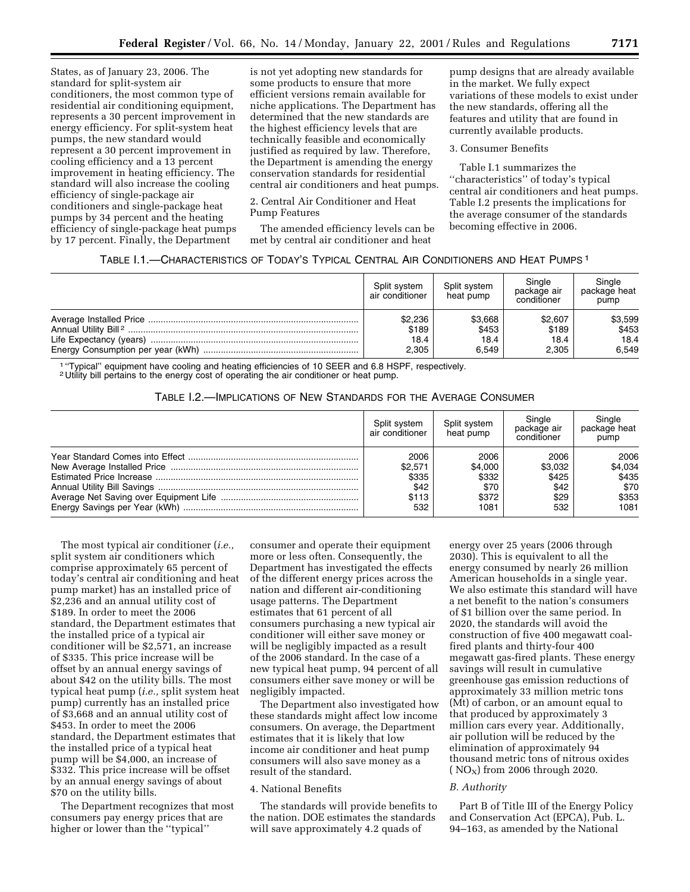States, as of January 23, 2006. The standard for split-system air conditioners, the most common type of residential air conditioning equipment, represents a 30 percent improvement in energy efficiency. For split-system heat pumps, the new standard would represent a 30 percent improvement in cooling efficiency and a 13 percent improvement in heating efficiency. The standard will also increase the cooling efficiency of single-package air conditioners and single-package heat pumps by 34 percent and the heating efficiency of single-package heat pumps by 17 percent. Finally, the Department is not yet adopting new standards for some products to ensure that more efficient versions remain available for niche applications. The Department has determined that the new standards are the highest efficiency levels that are technically feasible and economically justified as required by law. Therefore, the Department is amending the energy conservation standards for residential central air conditioners and heat pumps.

2. Central Air Conditioner and Heat Pump Features

The amended efficiency levels can be met by central air conditioner and heat pump designs that are already available in the market. We fully expect variations of these models to exist under the new standards, offering all the features and utility that are found in currently available products.

3. Consumer Benefits

Table I.1 summarizes the ''characteristics'' of today's typical central air conditioners and heat pumps. Table I.2 presents the implications for the average consumer of the standards becoming effective in 2006.

TABLE I.1.—CHARACTERISTICS OF TODAY'S TYPICAL CENTRAL AIR CONDITIONERS AND HEAT PUMPS [1]

| | Split system air conditioner | Split system heat pump | Single package air conditioner | Single package heat pump |
|---|---|---|---|---|
| Average Installed Price | $2,236 | $3,668 | $2,607 | $3,599 |
| Annual Utility Bill [2] | $189 | $453 | $189 | $453 |
| Life Expectancy (years) | 18.4 | 18.4 | 18.4 | 18.4 |
| Energy Consumption per year (kWh) | 2,305 | 6,549 | 2,305 | 6,549 |

[1] ''Typical'' equipment have cooling and heating efficiencies of 10 SEER and 6.8 HSPF, respectively.
[2] Utility bill pertains to the energy cost of operating the air conditioner or heat pump.

TABLE I.2.—IMPLICATIONS OF NEW STANDARDS FOR THE AVERAGE CONSUMER

| | Split system air conditioner | Split system heat pump | Single package air conditioner | Single package heat pump |
|---|---|---|---|---|
| Year Standard Comes into Effect | 2006 | 2006 | 2006 | 2006 |
| New Average Installed Price | $2,571 | $4,000 | $3,032 | $4,034 |
| Estimated Price Increase | $335 | $332 | $425 | $435 |
| Annual Utility Bill Savings | $42 | $70 | $42 | $70 |
| Average Net Saving over Equipment Life | $113 | $372 | $29 | $353 |
| Energy Savings per Year (kWh) | 532 | 1081 | 532 | 1081 |

The most typical air conditioner (*i.e.,* split system air conditioners which comprise approximately 65 percent of today's central air conditioning and heat pump market) has an installed price of $2,236 and an annual utility cost of $189. In order to meet the 2006 standard, the Department estimates that the installed price of a typical air conditioner will be $2,571, an increase of $335. This price increase will be offset by an annual energy savings of about $42 on the utility bills. The most typical heat pump (*i.e.,* split system heat pump) currently has an installed price of $3,668 and an annual utility cost of $453. In order to meet the 2006 standard, the Department estimates that the installed price of a typical heat pump will be $4,000, an increase of $332. This price increase will be offset by an annual energy savings of about $70 on the utility bills.

The Department recognizes that most consumers pay energy prices that are higher or lower than the ''typical'' consumer and operate their equipment more or less often. Consequently, the Department has investigated the effects of the different energy prices across the nation and different air-conditioning usage patterns. The Department estimates that 61 percent of all consumers purchasing a new typical air conditioner will either save money or will be negligibly impacted as a result of the 2006 standard. In the case of a new typical heat pump, 94 percent of all consumers either save money or will be negligibly impacted.

The Department also investigated how these standards might affect low income consumers. On average, the Department estimates that it is likely that low income air conditioner and heat pump consumers will also save money as a result of the standard.

4. National Benefits

The standards will provide benefits to the nation. DOE estimates the standards will save approximately 4.2 quads of energy over 25 years (2006 through 2030). This is equivalent to all the energy consumed by nearly 26 million American households in a single year. We also estimate this standard will have a net benefit to the nation's consumers of $1 billion over the same period. In 2020, the standards will avoid the construction of five 400 megawatt coal-fired plants and thirty-four 400 megawatt gas-fired plants. These energy savings will result in cumulative greenhouse gas emission reductions of approximately 33 million metric tons (Mt) of carbon, or an amount equal to that produced by approximately 3 million cars every year. Additionally, air pollution will be reduced by the elimination of approximately 94 thousand metric tons of nitrous oxides ( $NO_X$) from 2006 through 2020.

*B. Authority*

Part B of Title III of the Energy Policy and Conservation Act (EPCA), Pub. L. 94–163, as amended by the National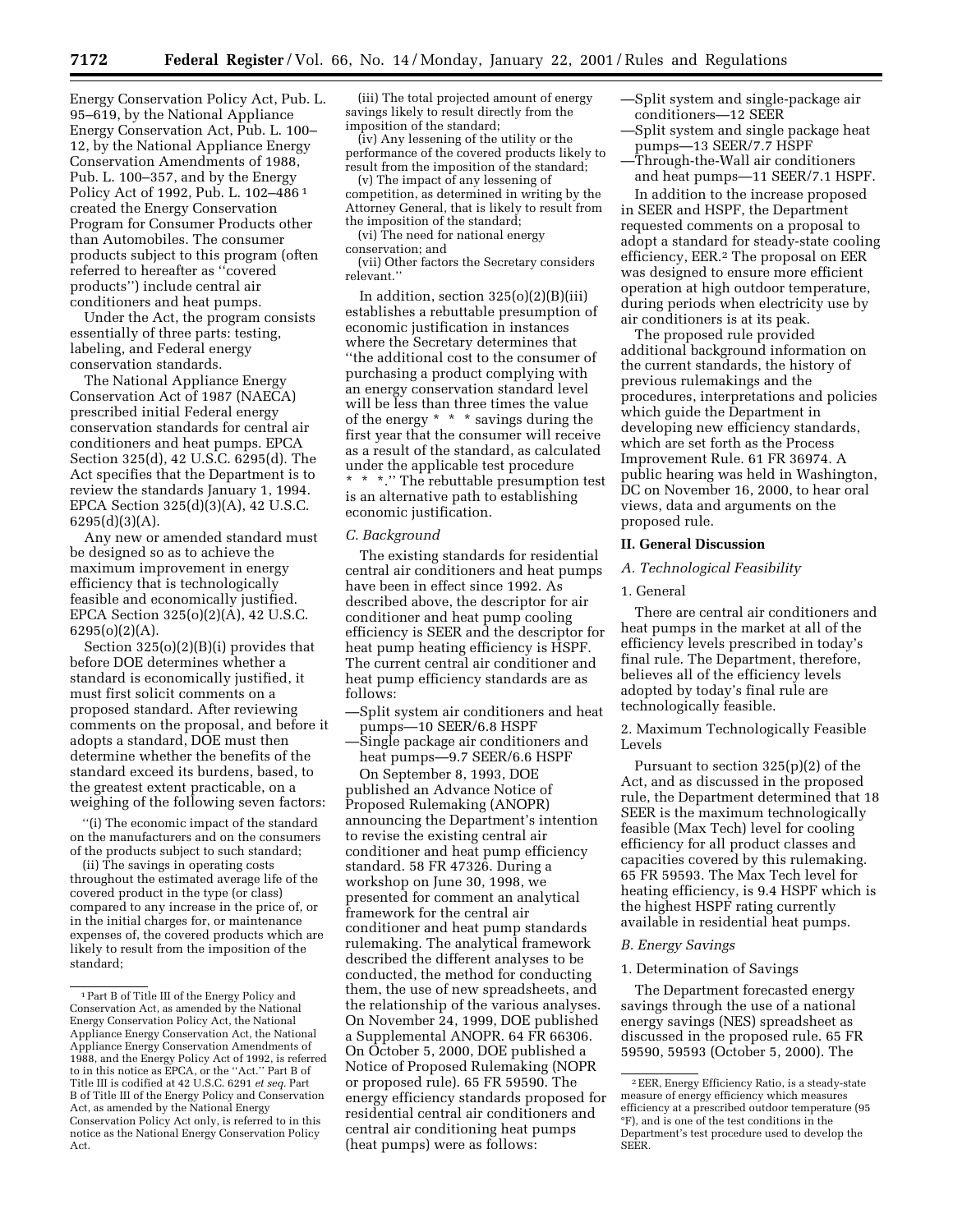Energy Conservation Policy Act, Pub. L. 95–619, by the National Appliance Energy Conservation Act, Pub. L. 100–12, by the National Appliance Energy Conservation Amendments of 1988, Pub. L. 100–357, and by the Energy Policy Act of 1992, Pub. L. 102–486 [1] created the Energy Conservation Program for Consumer Products other than Automobiles. The consumer products subject to this program (often referred to hereafter as ''covered products'') include central air conditioners and heat pumps.

Under the Act, the program consists essentially of three parts: testing, labeling, and Federal energy conservation standards.

The National Appliance Energy Conservation Act of 1987 (NAECA) prescribed initial Federal energy conservation standards for central air conditioners and heat pumps. EPCA Section 325(d), 42 U.S.C. 6295(d). The Act specifies that the Department is to review the standards January 1, 1994. EPCA Section 325(d)(3)(A), 42 U.S.C. 6295(d)(3)(A).

Any new or amended standard must be designed so as to achieve the maximum improvement in energy efficiency that is technologically feasible and economically justified. EPCA Section 325(o)(2)(A), 42 U.S.C. 6295(o)(2)(A).

Section 325(o)(2)(B)(i) provides that before DOE determines whether a standard is economically justified, it must first solicit comments on a proposed standard. After reviewing comments on the proposal, and before it adopts a standard, DOE must then determine whether the benefits of the standard exceed its burdens, based, to the greatest extent practicable, on a weighing of the following seven factors:

''(i) The economic impact of the standard on the manufacturers and on the consumers of the products subject to such standard;

(ii) The savings in operating costs throughout the estimated average life of the covered product in the type (or class) compared to any increase in the price of, or in the initial charges for, or maintenance expenses of, the covered products which are likely to result from the imposition of the standard;

(iii) The total projected amount of energy savings likely to result directly from the imposition of the standard;

(iv) Any lessening of the utility or the performance of the covered products likely to result from the imposition of the standard;

(v) The impact of any lessening of competition, as determined in writing by the Attorney General, that is likely to result from the imposition of the standard;

(vi) The need for national energy conservation; and

(vii) Other factors the Secretary considers relevant.''

In addition, section 325(o)(2)(B)(iii) establishes a rebuttable presumption of economic justification in instances where the Secretary determines that ''the additional cost to the consumer of purchasing a product complying with an energy conservation standard level will be less than three times the value of the energy * * * savings during the first year that the consumer will receive as a result of the standard, as calculated under the applicable test procedure * * *.'' The rebuttable presumption test is an alternative path to establishing economic justification.

### *C. Background*

The existing standards for residential central air conditioners and heat pumps have been in effect since 1992. As described above, the descriptor for air conditioner and heat pump cooling efficiency is SEER and the descriptor for heat pump heating efficiency is HSPF. The current central air conditioner and heat pump efficiency standards are as follows:

—Split system air conditioners and heat pumps—10 SEER/6.8 HSPF
—Single package air conditioners and heat pumps—9.7 SEER/6.6 HSPF

On September 8, 1993, DOE published an Advance Notice of Proposed Rulemaking (ANOPR) announcing the Department's intention to revise the existing central air conditioner and heat pump efficiency standard. 58 FR 47326. During a workshop on June 30, 1998, we presented for comment an analytical framework for the central air conditioner and heat pump standards rulemaking. The analytical framework described the different analyses to be conducted, the method for conducting them, the use of new spreadsheets, and the relationship of the various analyses. On November 24, 1999, DOE published a Supplemental ANOPR. 64 FR 66306. On October 5, 2000, DOE published a Notice of Proposed Rulemaking (NOPR or proposed rule). 65 FR 59590. The energy efficiency standards proposed for residential central air conditioners and central air conditioning heat pumps (heat pumps) were as follows:

—Split system and single-package air conditioners—12 SEER
—Split system and single package heat pumps—13 SEER/7.7 HSPF
—Through-the-Wall air conditioners and heat pumps—11 SEER/7.1 HSPF.

In addition to the increase proposed in SEER and HSPF, the Department requested comments on a proposal to adopt a standard for steady-state cooling efficiency, EER.[2] The proposal on EER was designed to ensure more efficient operation at high outdoor temperature, during periods when electricity use by air conditioners is at its peak.

The proposed rule provided additional background information on the current standards, the history of previous rulemakings and the procedures, interpretations and policies which guide the Department in developing new efficiency standards, which are set forth as the Process Improvement Rule. 61 FR 36974. A public hearing was held in Washington, DC on November 16, 2000, to hear oral views, data and arguments on the proposed rule.

## II. General Discussion

### *A. Technological Feasibility*

#### 1. General

There are central air conditioners and heat pumps in the market at all of the efficiency levels prescribed in today's final rule. The Department, therefore, believes all of the efficiency levels adopted by today's final rule are technologically feasible.

#### 2. Maximum Technologically Feasible Levels

Pursuant to section 325(p)(2) of the Act, and as discussed in the proposed rule, the Department determined that 18 SEER is the maximum technologically feasible (Max Tech) level for cooling efficiency for all product classes and capacities covered by this rulemaking. 65 FR 59593. The Max Tech level for heating efficiency, is 9.4 HSPF which is the highest HSPF rating currently available in residential heat pumps.

### *B. Energy Savings*

#### 1. Determination of Savings

The Department forecasted energy savings through the use of a national energy savings (NES) spreadsheet as discussed in the proposed rule. 65 FR 59590, 59593 (October 5, 2000). The

---

[1] Part B of Title III of the Energy Policy and Conservation Act, as amended by the National Energy Conservation Policy Act, the National Appliance Energy Conservation Act, the National Appliance Energy Conservation Amendments of 1988, and the Energy Policy Act of 1992, is referred to in this notice as EPCA, or the ''Act.'' Part B of Title III is codified at 42 U.S.C. 6291 *et seq.* Part B of Title III of the Energy Policy and Conservation Act, as amended by the National Energy Conservation Policy Act only, is referred to in this notice as the National Energy Conservation Policy Act.

[2] EER, Energy Efficiency Ratio, is a steady-state measure of energy efficiency which measures efficiency at a prescribed outdoor temperature (95 °F), and is one of the test conditions in the Department's test procedure used to develop the SEER.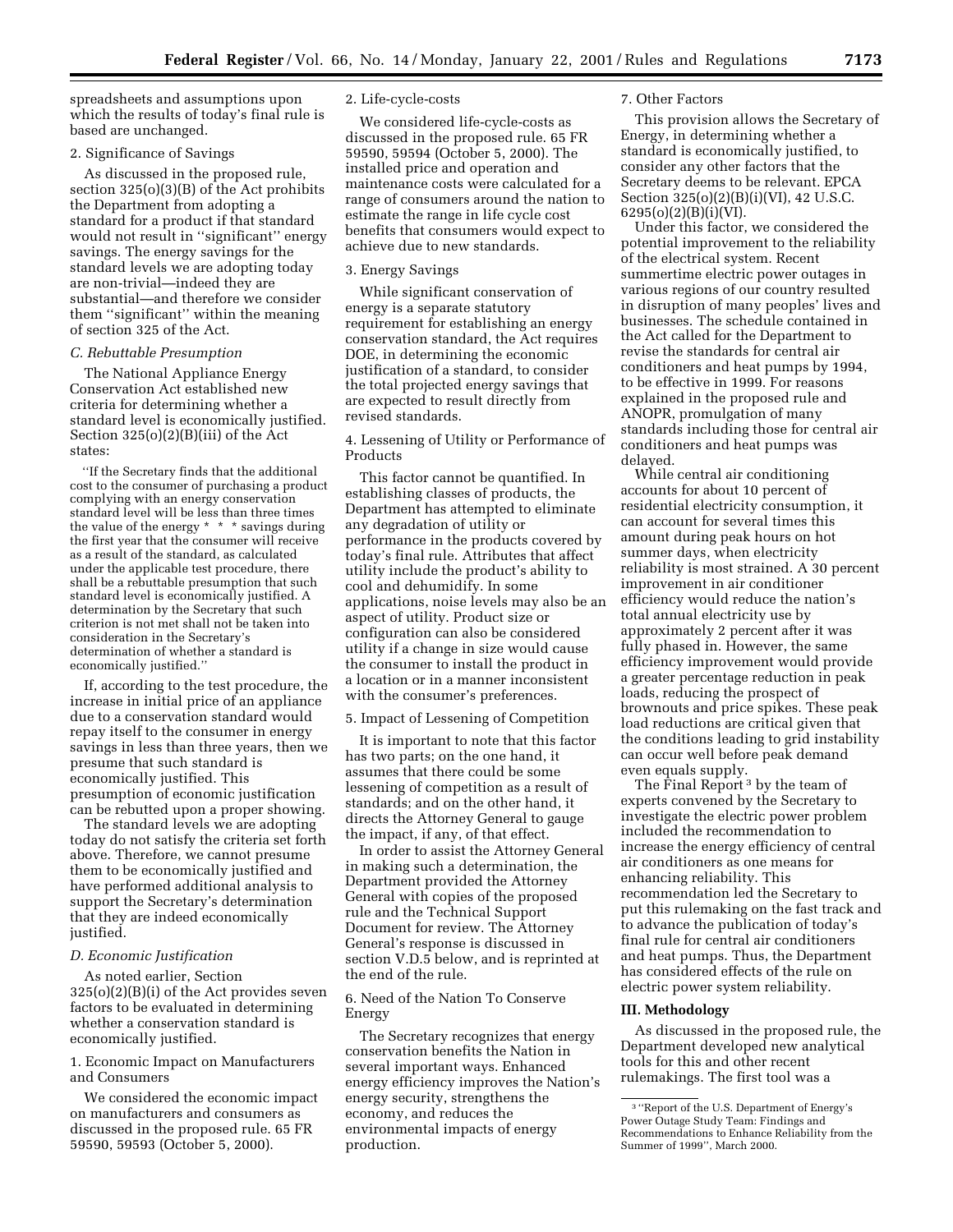spreadsheets and assumptions upon which the results of today's final rule is based are unchanged.

2. Significance of Savings

As discussed in the proposed rule, section 325(o)(3)(B) of the Act prohibits the Department from adopting a standard for a product if that standard would not result in ''significant'' energy savings. The energy savings for the standard levels we are adopting today are non-trivial—indeed they are substantial—and therefore we consider them ''significant'' within the meaning of section 325 of the Act.

### *C. Rebuttable Presumption*

The National Appliance Energy Conservation Act established new criteria for determining whether a standard level is economically justified. Section 325(o)(2)(B)(iii) of the Act states:

> ''If the Secretary finds that the additional cost to the consumer of purchasing a product complying with an energy conservation standard level will be less than three times the value of the energy * * * savings during the first year that the consumer will receive as a result of the standard, as calculated under the applicable test procedure, there shall be a rebuttable presumption that such standard level is economically justified. A determination by the Secretary that such criterion is not met shall not be taken into consideration in the Secretary's determination of whether a standard is economically justified.''

If, according to the test procedure, the increase in initial price of an appliance due to a conservation standard would repay itself to the consumer in energy savings in less than three years, then we presume that such standard is economically justified. This presumption of economic justification can be rebutted upon a proper showing.

The standard levels we are adopting today do not satisfy the criteria set forth above. Therefore, we cannot presume them to be economically justified and have performed additional analysis to support the Secretary's determination that they are indeed economically justified.

### *D. Economic Justification*

As noted earlier, Section 325(o)(2)(B)(i) of the Act provides seven factors to be evaluated in determining whether a conservation standard is economically justified.

1. Economic Impact on Manufacturers and Consumers

We considered the economic impact on manufacturers and consumers as discussed in the proposed rule. 65 FR 59590, 59593 (October 5, 2000).

2. Life-cycle-costs

We considered life-cycle-costs as discussed in the proposed rule. 65 FR 59590, 59594 (October 5, 2000). The installed price and operation and maintenance costs were calculated for a range of consumers around the nation to estimate the range in life cycle cost benefits that consumers would expect to achieve due to new standards.

3. Energy Savings

While significant conservation of energy is a separate statutory requirement for establishing an energy conservation standard, the Act requires DOE, in determining the economic justification of a standard, to consider the total projected energy savings that are expected to result directly from revised standards.

4. Lessening of Utility or Performance of Products

This factor cannot be quantified. In establishing classes of products, the Department has attempted to eliminate any degradation of utility or performance in the products covered by today's final rule. Attributes that affect utility include the product's ability to cool and dehumidify. In some applications, noise levels may also be an aspect of utility. Product size or configuration can also be considered utility if a change in size would cause the consumer to install the product in a location or in a manner inconsistent with the consumer's preferences.

5. Impact of Lessening of Competition

It is important to note that this factor has two parts; on the one hand, it assumes that there could be some lessening of competition as a result of standards; and on the other hand, it directs the Attorney General to gauge the impact, if any, of that effect.

In order to assist the Attorney General in making such a determination, the Department provided the Attorney General with copies of the proposed rule and the Technical Support Document for review. The Attorney General's response is discussed in section V.D.5 below, and is reprinted at the end of the rule.

6. Need of the Nation To Conserve Energy

The Secretary recognizes that energy conservation benefits the Nation in several important ways. Enhanced energy efficiency improves the Nation's energy security, strengthens the economy, and reduces the environmental impacts of energy production.

7. Other Factors

This provision allows the Secretary of Energy, in determining whether a standard is economically justified, to consider any other factors that the Secretary deems to be relevant. EPCA Section 325(o)(2)(B)(i)(VI), 42 U.S.C. 6295(o)(2)(B)(i)(VI).

Under this factor, we considered the potential improvement to the reliability of the electrical system. Recent summertime electric power outages in various regions of our country resulted in disruption of many peoples' lives and businesses. The schedule contained in the Act called for the Department to revise the standards for central air conditioners and heat pumps by 1994, to be effective in 1999. For reasons explained in the proposed rule and ANOPR, promulgation of many standards including those for central air conditioners and heat pumps was delayed.

While central air conditioning accounts for about 10 percent of residential electricity consumption, it can account for several times this amount during peak hours on hot summer days, when electricity reliability is most strained. A 30 percent improvement in air conditioner efficiency would reduce the nation's total annual electricity use by approximately 2 percent after it was fully phased in. However, the same efficiency improvement would provide a greater percentage reduction in peak loads, reducing the prospect of brownouts and price spikes. These peak load reductions are critical given that the conditions leading to grid instability can occur well before peak demand even equals supply.

The Final Report [3] by the team of experts convened by the Secretary to investigate the electric power problem included the recommendation to increase the energy efficiency of central air conditioners as one means for enhancing reliability. This recommendation led the Secretary to put this rulemaking on the fast track and to advance the publication of today's final rule for central air conditioners and heat pumps. Thus, the Department has considered effects of the rule on electric power system reliability.

## III. Methodology

As discussed in the proposed rule, the Department developed new analytical tools for this and other recent rulemakings. The first tool was a

[3] ''Report of the U.S. Department of Energy's Power Outage Study Team: Findings and Recommendations to Enhance Reliability from the Summer of 1999'', March 2000.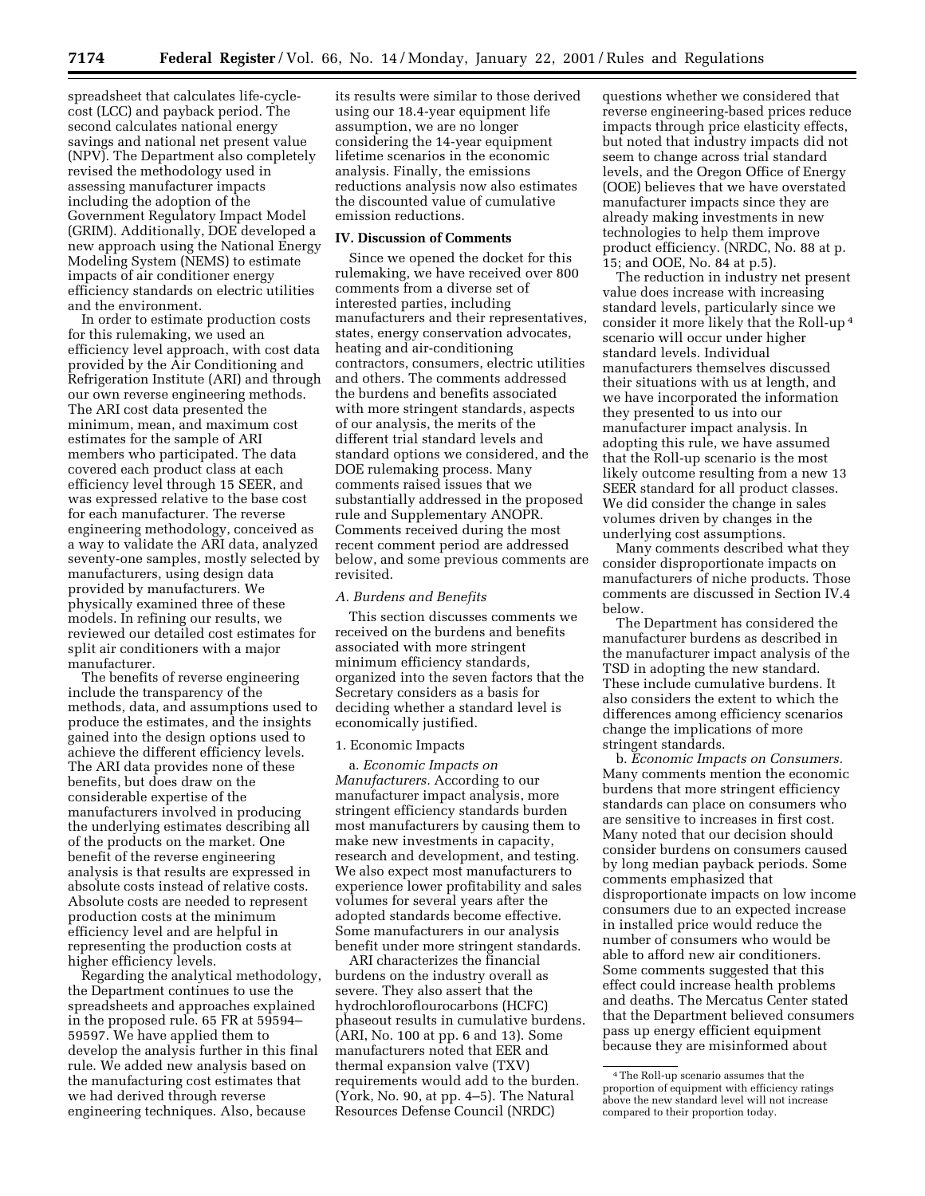spreadsheet that calculates life-cycle-cost (LCC) and payback period. The second calculates national energy savings and national net present value (NPV). The Department also completely revised the methodology used in assessing manufacturer impacts including the adoption of the Government Regulatory Impact Model (GRIM). Additionally, DOE developed a new approach using the National Energy Modeling System (NEMS) to estimate impacts of air conditioner energy efficiency standards on electric utilities and the environment.

In order to estimate production costs for this rulemaking, we used an efficiency level approach, with cost data provided by the Air Conditioning and Refrigeration Institute (ARI) and through our own reverse engineering methods. The ARI cost data presented the minimum, mean, and maximum cost estimates for the sample of ARI members who participated. The data covered each product class at each efficiency level through 15 SEER, and was expressed relative to the base cost for each manufacturer. The reverse engineering methodology, conceived as a way to validate the ARI data, analyzed seventy-one samples, mostly selected by manufacturers, using design data provided by manufacturers. We physically examined three of these models. In refining our results, we reviewed our detailed cost estimates for split air conditioners with a major manufacturer.

The benefits of reverse engineering include the transparency of the methods, data, and assumptions used to produce the estimates, and the insights gained into the design options used to achieve the different efficiency levels. The ARI data provides none of these benefits, but does draw on the considerable expertise of the manufacturers involved in producing the underlying estimates describing all of the products on the market. One benefit of the reverse engineering analysis is that results are expressed in absolute costs instead of relative costs. Absolute costs are needed to represent production costs at the minimum efficiency level and are helpful in representing the production costs at higher efficiency levels.

Regarding the analytical methodology, the Department continues to use the spreadsheets and approaches explained in the proposed rule. 65 FR at 59594–59597. We have applied them to develop the analysis further in this final rule. We added new analysis based on the manufacturing cost estimates that we had derived through reverse engineering techniques. Also, because its results were similar to those derived using our 18.4-year equipment life assumption, we are no longer considering the 14-year equipment lifetime scenarios in the economic analysis. Finally, the emissions reductions analysis now also estimates the discounted value of cumulative emission reductions.

## IV. Discussion of Comments

Since we opened the docket for this rulemaking, we have received over 800 comments from a diverse set of interested parties, including manufacturers and their representatives, states, energy conservation advocates, heating and air-conditioning contractors, consumers, electric utilities and others. The comments addressed the burdens and benefits associated with more stringent standards, aspects of our analysis, the merits of the different trial standard levels and standard options we considered, and the DOE rulemaking process. Many comments raised issues that we substantially addressed in the proposed rule and Supplementary ANOPR. Comments received during the most recent comment period are addressed below, and some previous comments are revisited.

### *A. Burdens and Benefits*

This section discusses comments we received on the burdens and benefits associated with more stringent minimum efficiency standards, organized into the seven factors that the Secretary considers as a basis for deciding whether a standard level is economically justified.

#### 1. Economic Impacts

a. *Economic Impacts on Manufacturers.* According to our manufacturer impact analysis, more stringent efficiency standards burden most manufacturers by causing them to make new investments in capacity, research and development, and testing. We also expect most manufacturers to experience lower profitability and sales volumes for several years after the adopted standards become effective. Some manufacturers in our analysis benefit under more stringent standards.

ARI characterizes the financial burdens on the industry overall as severe. They also assert that the hydrochloroflourocarbons (HCFC) phaseout results in cumulative burdens. (ARI, No. 100 at pp. 6 and 13). Some manufacturers noted that EER and thermal expansion valve (TXV) requirements would add to the burden. (York, No. 90, at pp. 4–5). The Natural Resources Defense Council (NRDC) questions whether we considered that reverse engineering-based prices reduce impacts through price elasticity effects, but noted that industry impacts did not seem to change across trial standard levels, and the Oregon Office of Energy (OOE) believes that we have overstated manufacturer impacts since they are already making investments in new technologies to help them improve product efficiency. (NRDC, No. 88 at p. 15; and OOE, No. 84 at p.5).

The reduction in industry net present value does increase with increasing standard levels, particularly since we consider it more likely that the Roll-up[4] scenario will occur under higher standard levels. Individual manufacturers themselves discussed their situations with us at length, and we have incorporated the information they presented to us into our manufacturer impact analysis. In adopting this rule, we have assumed that the Roll-up scenario is the most likely outcome resulting from a new 13 SEER standard for all product classes. We did consider the change in sales volumes driven by changes in the underlying cost assumptions.

Many comments described what they consider disproportionate impacts on manufacturers of niche products. Those comments are discussed in Section IV.4 below.

The Department has considered the manufacturer burdens as described in the manufacturer impact analysis of the TSD in adopting the new standard. These include cumulative burdens. It also considers the extent to which the differences among efficiency scenarios change the implications of more stringent standards.

b. *Economic Impacts on Consumers.* Many comments mention the economic burdens that more stringent efficiency standards can place on consumers who are sensitive to increases in first cost. Many noted that our decision should consider burdens on consumers caused by long median payback periods. Some comments emphasized that disproportionate impacts on low income consumers due to an expected increase in installed price would reduce the number of consumers who would be able to afford new air conditioners. Some comments suggested that this effect could increase health problems and deaths. The Mercatus Center stated that the Department believed consumers pass up energy efficient equipment because they are misinformed about

[4] The Roll-up scenario assumes that the proportion of equipment with efficiency ratings above the new standard level will not increase compared to their proportion today.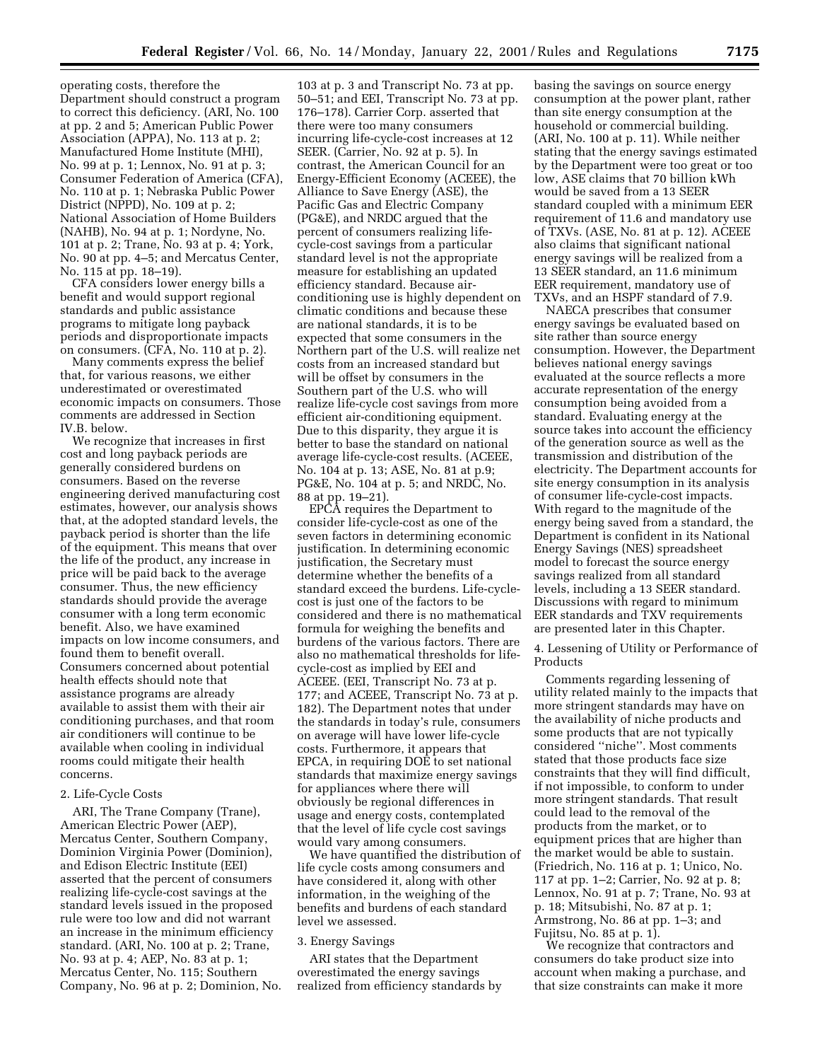operating costs, therefore the Department should construct a program to correct this deficiency. (ARI, No. 100 at pp. 2 and 5; American Public Power Association (APPA), No. 113 at p. 2; Manufactured Home Institute (MHI), No. 99 at p. 1; Lennox, No. 91 at p. 3; Consumer Federation of America (CFA), No. 110 at p. 1; Nebraska Public Power District (NPPD), No. 109 at p. 2; National Association of Home Builders (NAHB), No. 94 at p. 1; Nordyne, No. 101 at p. 2; Trane, No. 93 at p. 4; York, No. 90 at pp. 4–5; and Mercatus Center, No. 115 at pp. 18–19).

CFA considers lower energy bills a benefit and would support regional standards and public assistance programs to mitigate long payback periods and disproportionate impacts on consumers. (CFA, No. 110 at p. 2).

Many comments express the belief that, for various reasons, we either underestimated or overestimated economic impacts on consumers. Those comments are addressed in Section IV.B. below.

We recognize that increases in first cost and long payback periods are generally considered burdens on consumers. Based on the reverse engineering derived manufacturing cost estimates, however, our analysis shows that, at the adopted standard levels, the payback period is shorter than the life of the equipment. This means that over the life of the product, any increase in price will be paid back to the average consumer. Thus, the new efficiency standards should provide the average consumer with a long term economic benefit. Also, we have examined impacts on low income consumers, and found them to benefit overall. Consumers concerned about potential health effects should note that assistance programs are already available to assist them with their air conditioning purchases, and that room air conditioners will continue to be available when cooling in individual rooms could mitigate their health concerns.

2. Life-Cycle Costs

ARI, The Trane Company (Trane), American Electric Power (AEP), Mercatus Center, Southern Company, Dominion Virginia Power (Dominion), and Edison Electric Institute (EEI) asserted that the percent of consumers realizing life-cycle-cost savings at the standard levels issued in the proposed rule were too low and did not warrant an increase in the minimum efficiency standard. (ARI, No. 100 at p. 2; Trane, No. 93 at p. 4; AEP, No. 83 at p. 1; Mercatus Center, No. 115; Southern Company, No. 96 at p. 2; Dominion, No. 103 at p. 3 and Transcript No. 73 at pp. 50–51; and EEI, Transcript No. 73 at pp. 176–178). Carrier Corp. asserted that there were too many consumers incurring life-cycle-cost increases at 12 SEER. (Carrier, No. 92 at p. 5). In contrast, the American Council for an Energy-Efficient Economy (ACEEE), the Alliance to Save Energy (ASE), the Pacific Gas and Electric Company (PG&E), and NRDC argued that the percent of consumers realizing life-cycle-cost savings from a particular standard level is not the appropriate measure for establishing an updated efficiency standard. Because air-conditioning use is highly dependent on climatic conditions and because these are national standards, it is to be expected that some consumers in the Northern part of the U.S. will realize net costs from an increased standard but will be offset by consumers in the Southern part of the U.S. who will realize life-cycle cost savings from more efficient air-conditioning equipment. Due to this disparity, they argue it is better to base the standard on national average life-cycle-cost results. (ACEEE, No. 104 at p. 13; ASE, No. 81 at p.9; PG&E, No. 104 at p. 5; and NRDC, No. 88 at pp. 19–21).

EPCA requires the Department to consider life-cycle-cost as one of the seven factors in determining economic justification. In determining economic justification, the Secretary must determine whether the benefits of a standard exceed the burdens. Life-cycle-cost is just one of the factors to be considered and there is no mathematical formula for weighing the benefits and burdens of the various factors. There are also no mathematical thresholds for life-cycle-cost as implied by EEI and ACEEE. (EEI, Transcript No. 73 at p. 177; and ACEEE, Transcript No. 73 at p. 182). The Department notes that under the standards in today's rule, consumers on average will have lower life-cycle costs. Furthermore, it appears that EPCA, in requiring DOE to set national standards that maximize energy savings for appliances where there will obviously be regional differences in usage and energy costs, contemplated that the level of life cycle cost savings would vary among consumers.

We have quantified the distribution of life cycle costs among consumers and have considered it, along with other information, in the weighing of the benefits and burdens of each standard level we assessed.

3. Energy Savings

ARI states that the Department overestimated the energy savings realized from efficiency standards by basing the savings on source energy consumption at the power plant, rather than site energy consumption at the household or commercial building. (ARI, No. 100 at p. 11). While neither stating that the energy savings estimated by the Department were too great or too low, ASE claims that 70 billion kWh would be saved from a 13 SEER standard coupled with a minimum EER requirement of 11.6 and mandatory use of TXVs. (ASE, No. 81 at p. 12). ACEEE also claims that significant national energy savings will be realized from a 13 SEER standard, an 11.6 minimum EER requirement, mandatory use of TXVs, and an HSPF standard of 7.9.

NAECA prescribes that consumer energy savings be evaluated based on site rather than source energy consumption. However, the Department believes national energy savings evaluated at the source reflects a more accurate representation of the energy consumption being avoided from a standard. Evaluating energy at the source takes into account the efficiency of the generation source as well as the transmission and distribution of the electricity. The Department accounts for site energy consumption in its analysis of consumer life-cycle-cost impacts. With regard to the magnitude of the energy being saved from a standard, the Department is confident in its National Energy Savings (NES) spreadsheet model to forecast the source energy savings realized from all standard levels, including a 13 SEER standard. Discussions with regard to minimum EER standards and TXV requirements are presented later in this Chapter.

4. Lessening of Utility or Performance of Products

Comments regarding lessening of utility related mainly to the impacts that more stringent standards may have on the availability of niche products and some products that are not typically considered "niche". Most comments stated that those products face size constraints that they will find difficult, if not impossible, to conform to under more stringent standards. That result could lead to the removal of the products from the market, or to equipment prices that are higher than the market would be able to sustain. (Friedrich, No. 116 at p. 1; Unico, No. 117 at pp. 1–2; Carrier, No. 92 at p. 8; Lennox, No. 91 at p. 7; Trane, No. 93 at p. 18; Mitsubishi, No. 87 at p. 1; Armstrong, No. 86 at pp. 1–3; and Fujitsu, No. 85 at p. 1).

We recognize that contractors and consumers do take product size into account when making a purchase, and that size constraints can make it more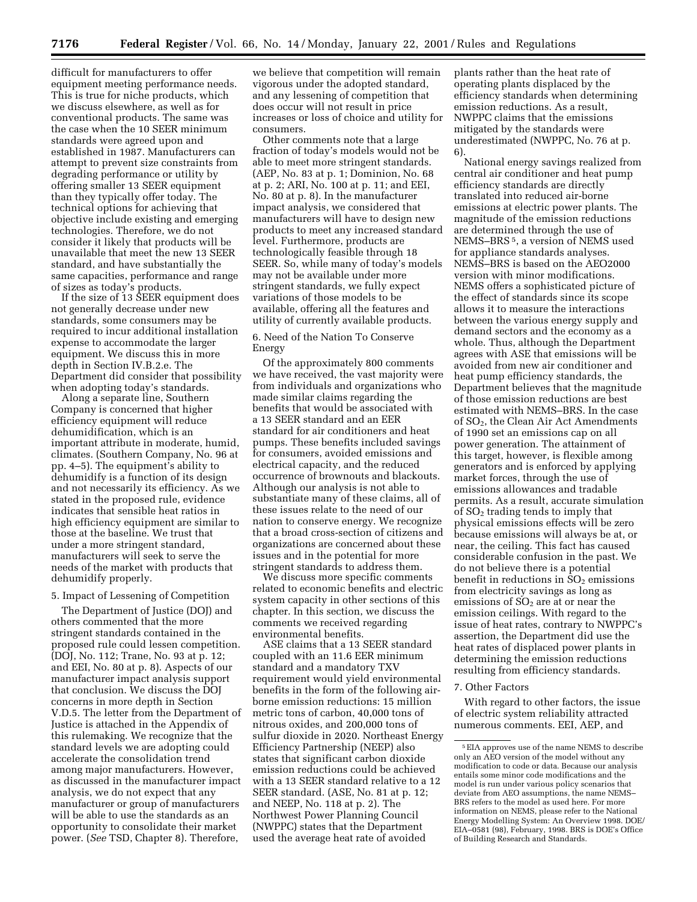difficult for manufacturers to offer equipment meeting performance needs. This is true for niche products, which we discuss elsewhere, as well as for conventional products. The same was the case when the 10 SEER minimum standards were agreed upon and established in 1987. Manufacturers can attempt to prevent size constraints from degrading performance or utility by offering smaller 13 SEER equipment than they typically offer today. The technical options for achieving that objective include existing and emerging technologies. Therefore, we do not consider it likely that products will be unavailable that meet the new 13 SEER standard, and have substantially the same capacities, performance and range of sizes as today's products.

If the size of 13 SEER equipment does not generally decrease under new standards, some consumers may be required to incur additional installation expense to accommodate the larger equipment. We discuss this in more depth in Section IV.B.2.e. The Department did consider that possibility when adopting today's standards.

Along a separate line, Southern Company is concerned that higher efficiency equipment will reduce dehumidification, which is an important attribute in moderate, humid, climates. (Southern Company, No. 96 at pp. 4–5). The equipment's ability to dehumidify is a function of its design and not necessarily its efficiency. As we stated in the proposed rule, evidence indicates that sensible heat ratios in high efficiency equipment are similar to those at the baseline. We trust that under a more stringent standard, manufacturers will seek to serve the needs of the market with products that dehumidify properly.

5. Impact of Lessening of Competition

The Department of Justice (DOJ) and others commented that the more stringent standards contained in the proposed rule could lessen competition. (DOJ, No. 112; Trane, No. 93 at p. 12; and EEI, No. 80 at p. 8). Aspects of our manufacturer impact analysis support that conclusion. We discuss the DOJ concerns in more depth in Section V.D.5. The letter from the Department of Justice is attached in the Appendix of this rulemaking. We recognize that the standard levels we are adopting could accelerate the consolidation trend among major manufacturers. However, as discussed in the manufacturer impact analysis, we do not expect that any manufacturer or group of manufacturers will be able to use the standards as an opportunity to consolidate their market power. (*See* TSD, Chapter 8). Therefore, we believe that competition will remain vigorous under the adopted standard, and any lessening of competition that does occur will not result in price increases or loss of choice and utility for consumers.

Other comments note that a large fraction of today's models would not be able to meet more stringent standards. (AEP, No. 83 at p. 1; Dominion, No. 68 at p. 2; ARI, No. 100 at p. 11; and EEI, No. 80 at p. 8). In the manufacturer impact analysis, we considered that manufacturers will have to design new products to meet any increased standard level. Furthermore, products are technologically feasible through 18 SEER. So, while many of today's models may not be available under more stringent standards, we fully expect variations of those models to be available, offering all the features and utility of currently available products.

6. Need of the Nation To Conserve Energy

Of the approximately 800 comments we have received, the vast majority were from individuals and organizations who made similar claims regarding the benefits that would be associated with a 13 SEER standard and an EER standard for air conditioners and heat pumps. These benefits included savings for consumers, avoided emissions and electrical capacity, and the reduced occurrence of brownouts and blackouts. Although our analysis is not able to substantiate many of these claims, all of these issues relate to the need of our nation to conserve energy. We recognize that a broad cross-section of citizens and organizations are concerned about these issues and in the potential for more stringent standards to address them.

We discuss more specific comments related to economic benefits and electric system capacity in other sections of this chapter. In this section, we discuss the comments we received regarding environmental benefits.

ASE claims that a 13 SEER standard coupled with an 11.6 EER minimum standard and a mandatory TXV requirement would yield environmental benefits in the form of the following air-borne emission reductions: 15 million metric tons of carbon, 40,000 tons of nitrous oxides, and 200,000 tons of sulfur dioxide in 2020. Northeast Energy Efficiency Partnership (NEEP) also states that significant carbon dioxide emission reductions could be achieved with a 13 SEER standard relative to a 12 SEER standard. (ASE, No. 81 at p. 12; and NEEP, No. 118 at p. 2). The Northwest Power Planning Council (NWPPC) states that the Department used the average heat rate of avoided plants rather than the heat rate of operating plants displaced by the efficiency standards when determining emission reductions. As a result, NWPPC claims that the emissions mitigated by the standards were underestimated (NWPPC, No. 76 at p. 6).

National energy savings realized from central air conditioner and heat pump efficiency standards are directly translated into reduced air-borne emissions at electric power plants. The magnitude of the emission reductions are determined through the use of NEMS–BRS[5], a version of NEMS used for appliance standards analyses. NEMS–BRS is based on the AEO2000 version with minor modifications. NEMS offers a sophisticated picture of the effect of standards since its scope allows it to measure the interactions between the various energy supply and demand sectors and the economy as a whole. Thus, although the Department agrees with ASE that emissions will be avoided from new air conditioner and heat pump efficiency standards, the Department believes that the magnitude of those emission reductions are best estimated with NEMS–BRS. In the case of $SO_2$, the Clean Air Act Amendments of 1990 set an emissions cap on all power generation. The attainment of this target, however, is flexible among generators and is enforced by applying market forces, through the use of emissions allowances and tradable permits. As a result, accurate simulation of $SO_2$ trading tends to imply that physical emissions effects will be zero because emissions will always be at, or near, the ceiling. This fact has caused considerable confusion in the past. We do not believe there is a potential benefit in reductions in $SO_2$ emissions from electricity savings as long as emissions of $SO_2$ are at or near the emission ceilings. With regard to the issue of heat rates, contrary to NWPPC's assertion, the Department did use the heat rates of displaced power plants in determining the emission reductions resulting from efficiency standards.

7. Other Factors

With regard to other factors, the issue of electric system reliability attracted numerous comments. EEI, AEP, and

[5] EIA approves use of the name NEMS to describe only an AEO version of the model without any modification to code or data. Because our analysis entails some minor code modifications and the model is run under various policy scenarios that deviate from AEO assumptions, the name NEMS–BRS refers to the model as used here. For more information on NEMS, please refer to the National Energy Modelling System: An Overview 1998. DOE/EIA–0581 (98), February, 1998. BRS is DOE's Office of Building Research and Standards.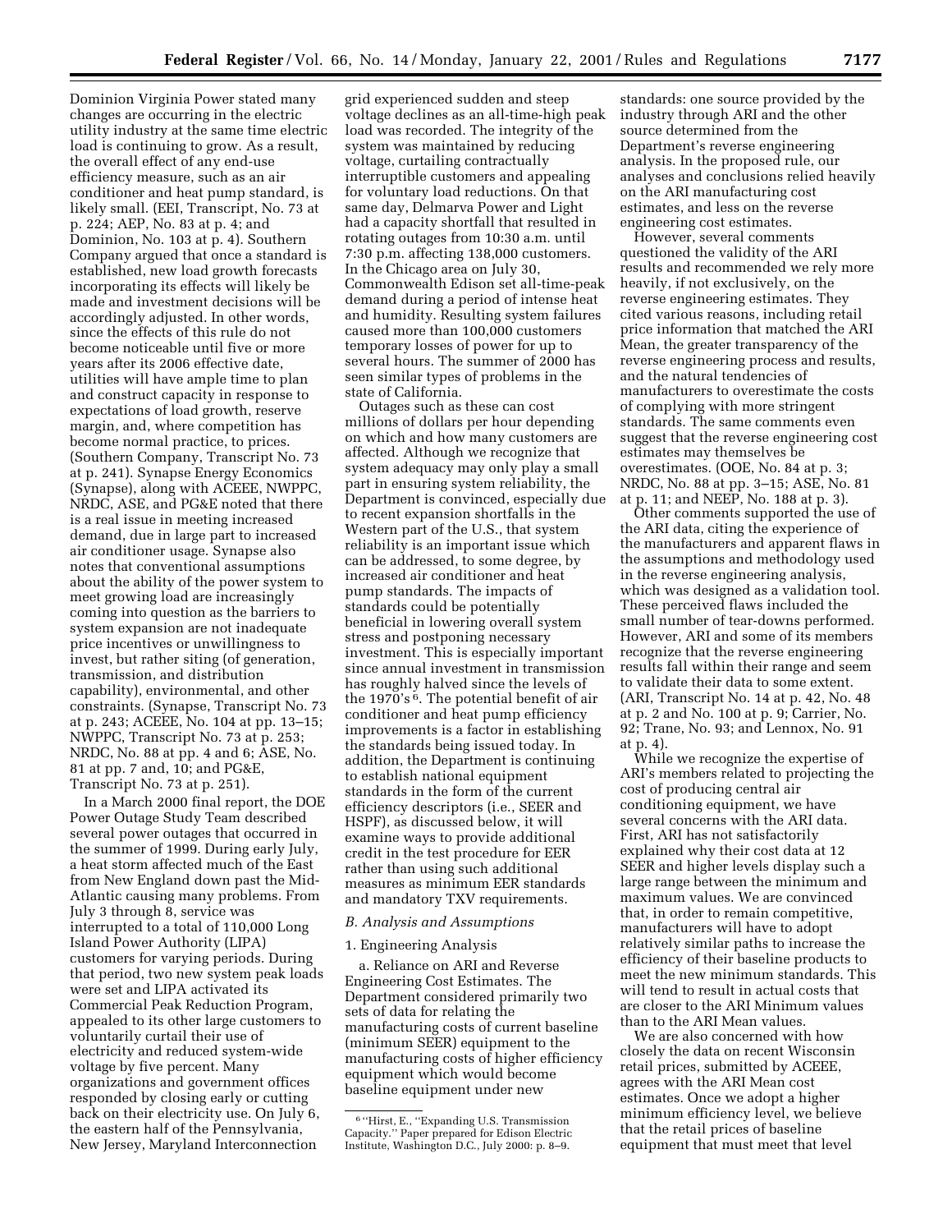Dominion Virginia Power stated many changes are occurring in the electric utility industry at the same time electric load is continuing to grow. As a result, the overall effect of any end-use efficiency measure, such as an air conditioner and heat pump standard, is likely small. (EEI, Transcript, No. 73 at p. 224; AEP, No. 83 at p. 4; and Dominion, No. 103 at p. 4). Southern Company argued that once a standard is established, new load growth forecasts incorporating its effects will likely be made and investment decisions will be accordingly adjusted. In other words, since the effects of this rule do not become noticeable until five or more years after its 2006 effective date, utilities will have ample time to plan and construct capacity in response to expectations of load growth, reserve margin, and, where competition has become normal practice, to prices. (Southern Company, Transcript No. 73 at p. 241). Synapse Energy Economics (Synapse), along with ACEEE, NWPPC, NRDC, ASE, and PG&E noted that there is a real issue in meeting increased demand, due in large part to increased air conditioner usage. Synapse also notes that conventional assumptions about the ability of the power system to meet growing load are increasingly coming into question as the barriers to system expansion are not inadequate price incentives or unwillingness to invest, but rather siting (of generation, transmission, and distribution capability), environmental, and other constraints. (Synapse, Transcript No. 73 at p. 243; ACEEE, No. 104 at pp. 13–15; NWPPC, Transcript No. 73 at p. 253; NRDC, No. 88 at pp. 4 and 6; ASE, No. 81 at pp. 7 and, 10; and PG&E, Transcript No. 73 at p. 251).

In a March 2000 final report, the DOE Power Outage Study Team described several power outages that occurred in the summer of 1999. During early July, a heat storm affected much of the East from New England down past the Mid-Atlantic causing many problems. From July 3 through 8, service was interrupted to a total of 110,000 Long Island Power Authority (LIPA) customers for varying periods. During that period, two new system peak loads were set and LIPA activated its Commercial Peak Reduction Program, appealed to its other large customers to voluntarily curtail their use of electricity and reduced system-wide voltage by five percent. Many organizations and government offices responded by closing early or cutting back on their electricity use. On July 6, the eastern half of the Pennsylvania, New Jersey, Maryland Interconnection grid experienced sudden and steep voltage declines as an all-time-high peak load was recorded. The integrity of the system was maintained by reducing voltage, curtailing contractually interruptible customers and appealing for voluntary load reductions. On that same day, Delmarva Power and Light had a capacity shortfall that resulted in rotating outages from 10:30 a.m. until 7:30 p.m. affecting 138,000 customers. In the Chicago area on July 30, Commonwealth Edison set all-time-peak demand during a period of intense heat and humidity. Resulting system failures caused more than 100,000 customers temporary losses of power for up to several hours. The summer of 2000 has seen similar types of problems in the state of California.

Outages such as these can cost millions of dollars per hour depending on which and how many customers are affected. Although we recognize that system adequacy may only play a small part in ensuring system reliability, the Department is convinced, especially due to recent expansion shortfalls in the Western part of the U.S., that system reliability is an important issue which can be addressed, to some degree, by increased air conditioner and heat pump standards. The impacts of standards could be potentially beneficial in lowering overall system stress and postponing necessary investment. This is especially important since annual investment in transmission has roughly halved since the levels of the 1970's [6]. The potential benefit of air conditioner and heat pump efficiency improvements is a factor in establishing the standards being issued today. In addition, the Department is continuing to establish national equipment standards in the form of the current efficiency descriptors (i.e., SEER and HSPF), as discussed below, it will examine ways to provide additional credit in the test procedure for EER rather than using such additional measures as minimum EER standards and mandatory TXV requirements.

*B. Analysis and Assumptions*

1. Engineering Analysis

a. Reliance on ARI and Reverse Engineering Cost Estimates. The Department considered primarily two sets of data for relating the manufacturing costs of current baseline (minimum SEER) equipment to the manufacturing costs of higher efficiency equipment which would become baseline equipment under new standards: one source provided by the industry through ARI and the other source determined from the Department's reverse engineering analysis. In the proposed rule, our analyses and conclusions relied heavily on the ARI manufacturing cost estimates, and less on the reverse engineering cost estimates.

However, several comments questioned the validity of the ARI results and recommended we rely more heavily, if not exclusively, on the reverse engineering estimates. They cited various reasons, including retail price information that matched the ARI Mean, the greater transparency of the reverse engineering process and results, and the natural tendencies of manufacturers to overestimate the costs of complying with more stringent standards. The same comments even suggest that the reverse engineering cost estimates may themselves be overestimates. (OOE, No. 84 at p. 3; NRDC, No. 88 at pp. 3–15; ASE, No. 81 at p. 11; and NEEP, No. 188 at p. 3).

Other comments supported the use of the ARI data, citing the experience of the manufacturers and apparent flaws in the assumptions and methodology used in the reverse engineering analysis, which was designed as a validation tool. These perceived flaws included the small number of tear-downs performed. However, ARI and some of its members recognize that the reverse engineering results fall within their range and seem to validate their data to some extent. (ARI, Transcript No. 14 at p. 42, No. 48 at p. 2 and No. 100 at p. 9; Carrier, No. 92; Trane, No. 93; and Lennox, No. 91 at p. 4).

While we recognize the expertise of ARI's members related to projecting the cost of producing central air conditioning equipment, we have several concerns with the ARI data. First, ARI has not satisfactorily explained why their cost data at 12 SEER and higher levels display such a large range between the minimum and maximum values. We are convinced that, in order to remain competitive, manufacturers will have to adopt relatively similar paths to increase the efficiency of their baseline products to meet the new minimum standards. This will tend to result in actual costs that are closer to the ARI Minimum values than to the ARI Mean values.

We are also concerned with how closely the data on recent Wisconsin retail prices, submitted by ACEEE, agrees with the ARI Mean cost estimates. Once we adopt a higher minimum efficiency level, we believe that the retail prices of baseline equipment that must meet that level

---

[6] "Hirst, E., "Expanding U.S. Transmission Capacity." Paper prepared for Edison Electric Institute, Washington D.C., July 2000: p. 8–9.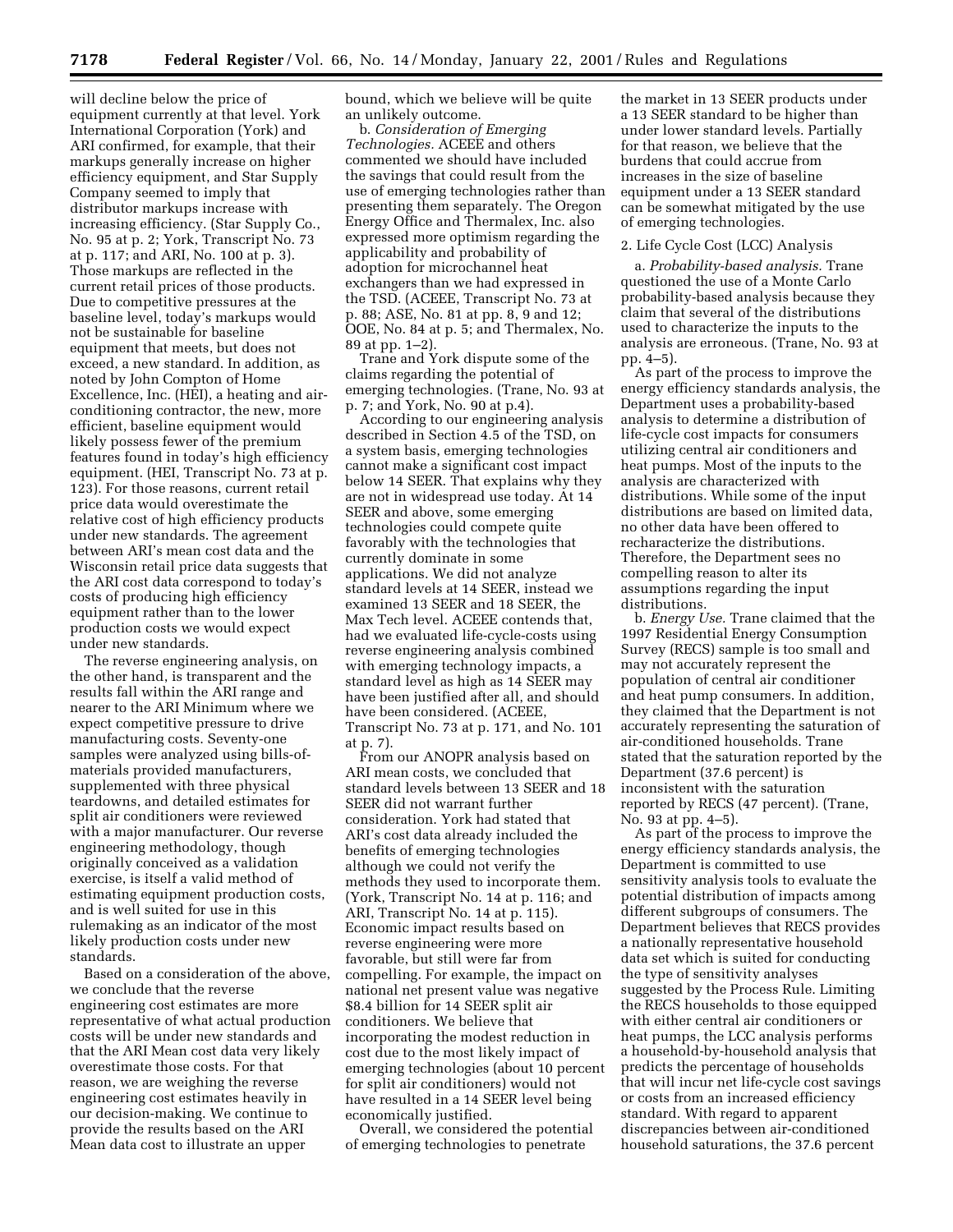will decline below the price of equipment currently at that level. York International Corporation (York) and ARI confirmed, for example, that their markups generally increase on higher efficiency equipment, and Star Supply Company seemed to imply that distributor markups increase with increasing efficiency. (Star Supply Co., No. 95 at p. 2; York, Transcript No. 73 at p. 117; and ARI, No. 100 at p. 3). Those markups are reflected in the current retail prices of those products. Due to competitive pressures at the baseline level, today's markups would not be sustainable for baseline equipment that meets, but does not exceed, a new standard. In addition, as noted by John Compton of Home Excellence, Inc. (HEI), a heating and air-conditioning contractor, the new, more efficient, baseline equipment would likely possess fewer of the premium features found in today's high efficiency equipment. (HEI, Transcript No. 73 at p. 123). For those reasons, current retail price data would overestimate the relative cost of high efficiency products under new standards. The agreement between ARI's mean cost data and the Wisconsin retail price data suggests that the ARI cost data correspond to today's costs of producing high efficiency equipment rather than to the lower production costs we would expect under new standards.

The reverse engineering analysis, on the other hand, is transparent and the results fall within the ARI range and nearer to the ARI Minimum where we expect competitive pressure to drive manufacturing costs. Seventy-one samples were analyzed using bills-of-materials provided manufacturers, supplemented with three physical teardowns, and detailed estimates for split air conditioners were reviewed with a major manufacturer. Our reverse engineering methodology, though originally conceived as a validation exercise, is itself a valid method of estimating equipment production costs, and is well suited for use in this rulemaking as an indicator of the most likely production costs under new standards.

Based on a consideration of the above, we conclude that the reverse engineering cost estimates are more representative of what actual production costs will be under new standards and that the ARI Mean cost data very likely overestimate those costs. For that reason, we are weighing the reverse engineering cost estimates heavily in our decision-making. We continue to provide the results based on the ARI Mean data cost to illustrate an upper bound, which we believe will be quite an unlikely outcome.

b. *Consideration of Emerging Technologies.* ACEEE and others commented we should have included the savings that could result from the use of emerging technologies rather than presenting them separately. The Oregon Energy Office and Thermalex, Inc. also expressed more optimism regarding the applicability and probability of adoption for microchannel heat exchangers than we had expressed in the TSD. (ACEEE, Transcript No. 73 at p. 88; ASE, No. 81 at pp. 8, 9 and 12; OOE, No. 84 at p. 5; and Thermalex, No. 89 at pp. 1–2).

Trane and York dispute some of the claims regarding the potential of emerging technologies. (Trane, No. 93 at p. 7; and York, No. 90 at p.4).

According to our engineering analysis described in Section 4.5 of the TSD, on a system basis, emerging technologies cannot make a significant cost impact below 14 SEER. That explains why they are not in widespread use today. At 14 SEER and above, some emerging technologies could compete quite favorably with the technologies that currently dominate in some applications. We did not analyze standard levels at 14 SEER, instead we examined 13 SEER and 18 SEER, the Max Tech level. ACEEE contends that, had we evaluated life-cycle-costs using reverse engineering analysis combined with emerging technology impacts, a standard level as high as 14 SEER may have been justified after all, and should have been considered. (ACEEE, Transcript No. 73 at p. 171, and No. 101 at p. 7).

From our ANOPR analysis based on ARI mean costs, we concluded that standard levels between 13 SEER and 18 SEER did not warrant further consideration. York had stated that ARI's cost data already included the benefits of emerging technologies although we could not verify the methods they used to incorporate them. (York, Transcript No. 14 at p. 116; and ARI, Transcript No. 14 at p. 115). Economic impact results based on reverse engineering were more favorable, but still were far from compelling. For example, the impact on national net present value was negative $8.4 billion for 14 SEER split air conditioners. We believe that incorporating the modest reduction in cost due to the most likely impact of emerging technologies (about 10 percent for split air conditioners) would not have resulted in a 14 SEER level being economically justified.

Overall, we considered the potential of emerging technologies to penetrate the market in 13 SEER products under a 13 SEER standard to be higher than under lower standard levels. Partially for that reason, we believe that the burdens that could accrue from increases in the size of baseline equipment under a 13 SEER standard can be somewhat mitigated by the use of emerging technologies.

2. Life Cycle Cost (LCC) Analysis

a. *Probability-based analysis.* Trane questioned the use of a Monte Carlo probability-based analysis because they claim that several of the distributions used to characterize the inputs to the analysis are erroneous. (Trane, No. 93 at pp. 4–5).

As part of the process to improve the energy efficiency standards analysis, the Department uses a probability-based analysis to determine a distribution of life-cycle cost impacts for consumers utilizing central air conditioners and heat pumps. Most of the inputs to the analysis are characterized with distributions. While some of the input distributions are based on limited data, no other data have been offered to recharacterize the distributions. Therefore, the Department sees no compelling reason to alter its assumptions regarding the input distributions.

b. *Energy Use.* Trane claimed that the 1997 Residential Energy Consumption Survey (RECS) sample is too small and may not accurately represent the population of central air conditioner and heat pump consumers. In addition, they claimed that the Department is not accurately representing the saturation of air-conditioned households. Trane stated that the saturation reported by the Department (37.6 percent) is inconsistent with the saturation reported by RECS (47 percent). (Trane, No. 93 at pp. 4–5).

As part of the process to improve the energy efficiency standards analysis, the Department is committed to use sensitivity analysis tools to evaluate the potential distribution of impacts among different subgroups of consumers. The Department believes that RECS provides a nationally representative household data set which is suited for conducting the type of sensitivity analyses suggested by the Process Rule. Limiting the RECS households to those equipped with either central air conditioners or heat pumps, the LCC analysis performs a household-by-household analysis that predicts the percentage of households that will incur net life-cycle cost savings or costs from an increased efficiency standard. With regard to apparent discrepancies between air-conditioned household saturations, the 37.6 percent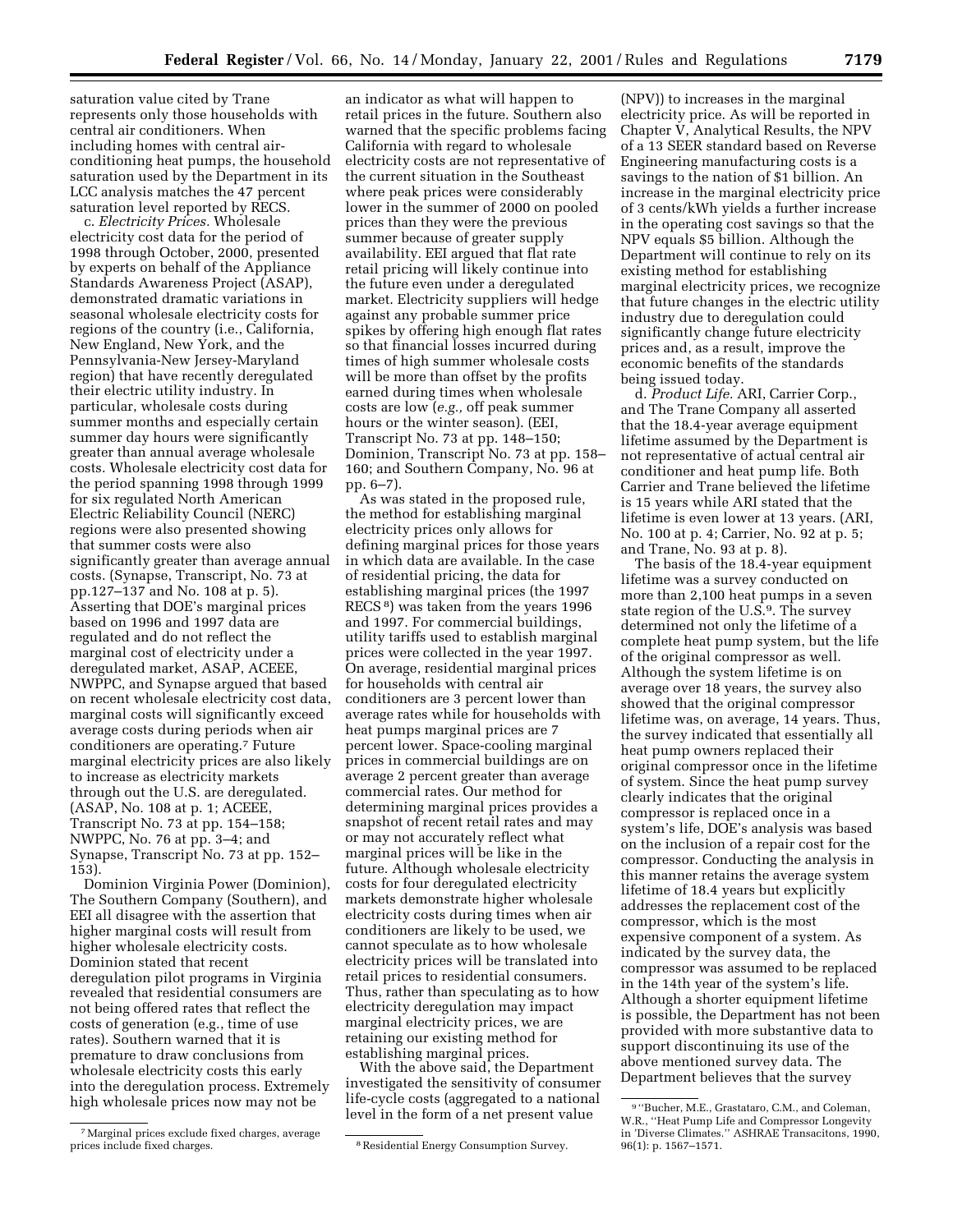saturation value cited by Trane represents only those households with central air conditioners. When including homes with central air-conditioning heat pumps, the household saturation used by the Department in its LCC analysis matches the 47 percent saturation level reported by RECS.

c. *Electricity Prices.* Wholesale electricity cost data for the period of 1998 through October, 2000, presented by experts on behalf of the Appliance Standards Awareness Project (ASAP), demonstrated dramatic variations in seasonal wholesale electricity costs for regions of the country (i.e., California, New England, New York, and the Pennsylvania-New Jersey-Maryland region) that have recently deregulated their electric utility industry. In particular, wholesale costs during summer months and especially certain summer day hours were significantly greater than annual average wholesale costs. Wholesale electricity cost data for the period spanning 1998 through 1999 for six regulated North American Electric Reliability Council (NERC) regions were also presented showing that summer costs were also significantly greater than average annual costs. (Synapse, Transcript, No. 73 at pp.127–137 and No. 108 at p. 5). Asserting that DOE's marginal prices based on 1996 and 1997 data are regulated and do not reflect the marginal cost of electricity under a deregulated market, ASAP, ACEEE, NWPPC, and Synapse argued that based on recent wholesale electricity cost data, marginal costs will significantly exceed average costs during periods when air conditioners are operating.[7] Future marginal electricity prices are also likely to increase as electricity markets through out the U.S. are deregulated. (ASAP, No. 108 at p. 1; ACEEE, Transcript No. 73 at pp. 154–158; NWPPC, No. 76 at pp. 3–4; and Synapse, Transcript No. 73 at pp. 152–153).

Dominion Virginia Power (Dominion), The Southern Company (Southern), and EEI all disagree with the assertion that higher marginal costs will result from higher wholesale electricity costs. Dominion stated that recent deregulation pilot programs in Virginia revealed that residential consumers are not being offered rates that reflect the costs of generation (e.g., time of use rates). Southern warned that it is premature to draw conclusions from wholesale electricity costs this early into the deregulation process. Extremely high wholesale prices now may not be an indicator as what will happen to retail prices in the future. Southern also warned that the specific problems facing California with regard to wholesale electricity costs are not representative of the current situation in the Southeast where peak prices were considerably lower in the summer of 2000 on pooled prices than they were the previous summer because of greater supply availability. EEI argued that flat rate retail pricing will likely continue into the future even under a deregulated market. Electricity suppliers will hedge against any probable summer price spikes by offering high enough flat rates so that financial losses incurred during times of high summer wholesale costs will be more than offset by the profits earned during times when wholesale costs are low (*e.g.,* off peak summer hours or the winter season). (EEI, Transcript No. 73 at pp. 148–150; Dominion, Transcript No. 73 at pp. 158–160; and Southern Company, No. 96 at pp. 6–7).

As was stated in the proposed rule, the method for establishing marginal electricity prices only allows for defining marginal prices for those years in which data are available. In the case of residential pricing, the data for establishing marginal prices (the 1997 RECS[8]) was taken from the years 1996 and 1997. For commercial buildings, utility tariffs used to establish marginal prices were collected in the year 1997. On average, residential marginal prices for households with central air conditioners are 3 percent lower than average rates while for households with heat pumps marginal prices are 7 percent lower. Space-cooling marginal prices in commercial buildings are on average 2 percent greater than average commercial rates. Our method for determining marginal prices provides a snapshot of recent retail rates and may or may not accurately reflect what marginal prices will be like in the future. Although wholesale electricity costs for four deregulated electricity markets demonstrate higher wholesale electricity costs during times when air conditioners are likely to be used, we cannot speculate as to how wholesale electricity prices will be translated into retail prices to residential consumers. Thus, rather than speculating as to how electricity deregulation may impact marginal electricity prices, we are retaining our existing method for establishing marginal prices.

With the above said, the Department investigated the sensitivity of consumer life-cycle costs (aggregated to a national level in the form of a net present value (NPV)) to increases in the marginal electricity price. As will be reported in Chapter V, Analytical Results, the NPV of a 13 SEER standard based on Reverse Engineering manufacturing costs is a savings to the nation of $1 billion. An increase in the marginal electricity price of 3 cents/kWh yields a further increase in the operating cost savings so that the NPV equals $5 billion. Although the Department will continue to rely on its existing method for establishing marginal electricity prices, we recognize that future changes in the electric utility industry due to deregulation could significantly change future electricity prices and, as a result, improve the economic benefits of the standards being issued today.

d. *Product Life.* ARI, Carrier Corp., and The Trane Company all asserted that the 18.4-year average equipment lifetime assumed by the Department is not representative of actual central air conditioner and heat pump life. Both Carrier and Trane believed the lifetime is 15 years while ARI stated that the lifetime is even lower at 13 years. (ARI, No. 100 at p. 4; Carrier, No. 92 at p. 5; and Trane, No. 93 at p. 8).

The basis of the 18.4-year equipment lifetime was a survey conducted on more than 2,100 heat pumps in a seven state region of the U.S.[9]. The survey determined not only the lifetime of a complete heat pump system, but the life of the original compressor as well. Although the system lifetime is on average over 18 years, the survey also showed that the original compressor lifetime was, on average, 14 years. Thus, the survey indicated that essentially all heat pump owners replaced their original compressor once in the lifetime of system. Since the heat pump survey clearly indicates that the original compressor is replaced once in a system's life, DOE's analysis was based on the inclusion of a repair cost for the compressor. Conducting the analysis in this manner retains the average system lifetime of 18.4 years but explicitly addresses the replacement cost of the compressor, which is the most expensive component of a system. As indicated by the survey data, the compressor was assumed to be replaced in the 14th year of the system's life. Although a shorter equipment lifetime is possible, the Department has not been provided with more substantive data to support discontinuing its use of the above mentioned survey data. The Department believes that the survey

---

[7] Marginal prices exclude fixed charges, average prices include fixed charges.

[8] Residential Energy Consumption Survey.

[9] "Bucher, M.E., Grastataro, C.M., and Coleman, W.R., "Heat Pump Life and Compressor Longevity in 'Diverse Climates." ASHRAE Transacitons, 1990, 96(1): p. 1567–1571.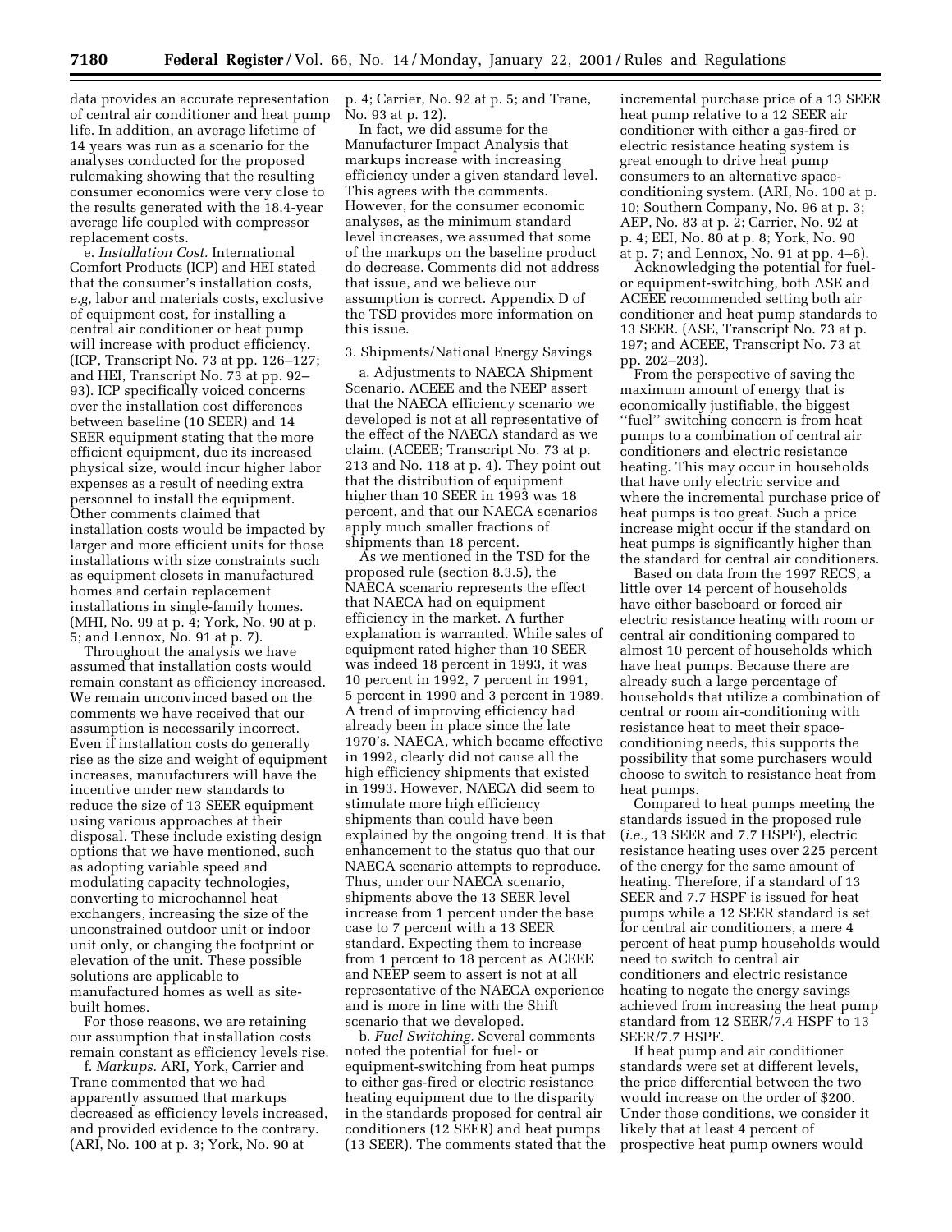data provides an accurate representation of central air conditioner and heat pump life. In addition, an average lifetime of 14 years was run as a scenario for the analyses conducted for the proposed rulemaking showing that the resulting consumer economics were very close to the results generated with the 18.4-year average life coupled with compressor replacement costs.

e. *Installation Cost.* International Comfort Products (ICP) and HEI stated that the consumer's installation costs, *e.g,* labor and materials costs, exclusive of equipment cost, for installing a central air conditioner or heat pump will increase with product efficiency. (ICP, Transcript No. 73 at pp. 126–127; and HEI, Transcript No. 73 at pp. 92–93). ICP specifically voiced concerns over the installation cost differences between baseline (10 SEER) and 14 SEER equipment stating that the more efficient equipment, due its increased physical size, would incur higher labor expenses as a result of needing extra personnel to install the equipment. Other comments claimed that installation costs would be impacted by larger and more efficient units for those installations with size constraints such as equipment closets in manufactured homes and certain replacement installations in single-family homes. (MHI, No. 99 at p. 4; York, No. 90 at p. 5; and Lennox, No. 91 at p. 7).

Throughout the analysis we have assumed that installation costs would remain constant as efficiency increased. We remain unconvinced based on the comments we have received that our assumption is necessarily incorrect. Even if installation costs do generally rise as the size and weight of equipment increases, manufacturers will have the incentive under new standards to reduce the size of 13 SEER equipment using various approaches at their disposal. These include existing design options that we have mentioned, such as adopting variable speed and modulating capacity technologies, converting to microchannel heat exchangers, increasing the size of the unconstrained outdoor unit or indoor unit only, or changing the footprint or elevation of the unit. These possible solutions are applicable to manufactured homes as well as site-built homes.

For those reasons, we are retaining our assumption that installation costs remain constant as efficiency levels rise.

f. *Markups.* ARI, York, Carrier and Trane commented that we had apparently assumed that markups decreased as efficiency levels increased, and provided evidence to the contrary. (ARI, No. 100 at p. 3; York, No. 90 at p. 4; Carrier, No. 92 at p. 5; and Trane, No. 93 at p. 12).

In fact, we did assume for the Manufacturer Impact Analysis that markups increase with increasing efficiency under a given standard level. This agrees with the comments. However, for the consumer economic analyses, as the minimum standard level increases, we assumed that some of the markups on the baseline product do decrease. Comments did not address that issue, and we believe our assumption is correct. Appendix D of the TSD provides more information on this issue.

3. Shipments/National Energy Savings

a. Adjustments to NAECA Shipment Scenario. ACEEE and the NEEP assert that the NAECA efficiency scenario we developed is not at all representative of the effect of the NAECA standard as we claim. (ACEEE; Transcript No. 73 at p. 213 and No. 118 at p. 4). They point out that the distribution of equipment higher than 10 SEER in 1993 was 18 percent, and that our NAECA scenarios apply much smaller fractions of shipments than 18 percent.

As we mentioned in the TSD for the proposed rule (section 8.3.5), the NAECA scenario represents the effect that NAECA had on equipment efficiency in the market. A further explanation is warranted. While sales of equipment rated higher than 10 SEER was indeed 18 percent in 1993, it was 10 percent in 1992, 7 percent in 1991, 5 percent in 1990 and 3 percent in 1989. A trend of improving efficiency had already been in place since the late 1970's. NAECA, which became effective in 1992, clearly did not cause all the high efficiency shipments that existed in 1993. However, NAECA did seem to stimulate more high efficiency shipments than could have been explained by the ongoing trend. It is that enhancement to the status quo that our NAECA scenario attempts to reproduce. Thus, under our NAECA scenario, shipments above the 13 SEER level increase from 1 percent under the base case to 7 percent with a 13 SEER standard. Expecting them to increase from 1 percent to 18 percent as ACEEE and NEEP seem to assert is not at all representative of the NAECA experience and is more in line with the Shift scenario that we developed.

b. *Fuel Switching.* Several comments noted the potential for fuel- or equipment-switching from heat pumps to either gas-fired or electric resistance heating equipment due to the disparity in the standards proposed for central air conditioners (12 SEER) and heat pumps (13 SEER). The comments stated that the incremental purchase price of a 13 SEER heat pump relative to a 12 SEER air conditioner with either a gas-fired or electric resistance heating system is great enough to drive heat pump consumers to an alternative space-conditioning system. (ARI, No. 100 at p. 10; Southern Company, No. 96 at p. 3; AEP, No. 83 at p. 2; Carrier, No. 92 at p. 4; EEI, No. 80 at p. 8; York, No. 90 at p. 7; and Lennox, No. 91 at pp. 4–6).

Acknowledging the potential for fuel- or equipment-switching, both ASE and ACEEE recommended setting both air conditioner and heat pump standards to 13 SEER. (ASE, Transcript No. 73 at p. 197; and ACEEE, Transcript No. 73 at pp. 202–203).

From the perspective of saving the maximum amount of energy that is economically justifiable, the biggest "fuel" switching concern is from heat pumps to a combination of central air conditioners and electric resistance heating. This may occur in households that have only electric service and where the incremental purchase price of heat pumps is too great. Such a price increase might occur if the standard on heat pumps is significantly higher than the standard for central air conditioners.

Based on data from the 1997 RECS, a little over 14 percent of households have either baseboard or forced air electric resistance heating with room or central air conditioning compared to almost 10 percent of households which have heat pumps. Because there are already such a large percentage of households that utilize a combination of central or room air-conditioning with resistance heat to meet their space-conditioning needs, this supports the possibility that some purchasers would choose to switch to resistance heat from heat pumps.

Compared to heat pumps meeting the standards issued in the proposed rule (*i.e.,* 13 SEER and 7.7 HSPF), electric resistance heating uses over 225 percent of the energy for the same amount of heating. Therefore, if a standard of 13 SEER and 7.7 HSPF is issued for heat pumps while a 12 SEER standard is set for central air conditioners, a mere 4 percent of heat pump households would need to switch to central air conditioners and electric resistance heating to negate the energy savings achieved from increasing the heat pump standard from 12 SEER/7.4 HSPF to 13 SEER/7.7 HSPF.

If heat pump and air conditioner standards were set at different levels, the price differential between the two would increase on the order of $200. Under those conditions, we consider it likely that at least 4 percent of prospective heat pump owners would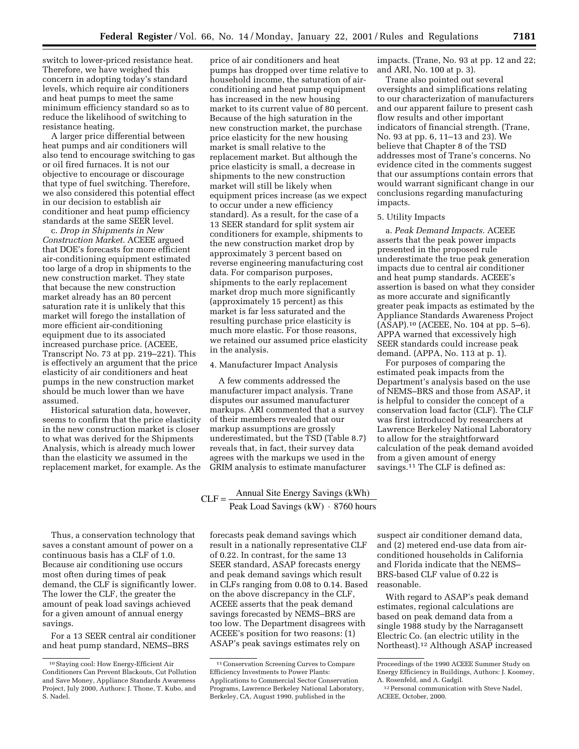switch to lower-priced resistance heat. Therefore, we have weighed this concern in adopting today's standard levels, which require air conditioners and heat pumps to meet the same minimum efficiency standard so as to reduce the likelihood of switching to resistance heating.

A larger price differential between heat pumps and air conditioners will also tend to encourage switching to gas or oil fired furnaces. It is not our objective to encourage or discourage that type of fuel switching. Therefore, we also considered this potential effect in our decision to establish air conditioner and heat pump efficiency standards at the same SEER level.

c. *Drop in Shipments in New Construction Market.* ACEEE argued that DOE's forecasts for more efficient air-conditioning equipment estimated too large of a drop in shipments to the new construction market. They state that because the new construction market already has an 80 percent saturation rate it is unlikely that this market will forego the installation of more efficient air-conditioning equipment due to its associated increased purchase price. (ACEEE, Transcript No. 73 at pp. 219–221). This is effectively an argument that the price elasticity of air conditioners and heat pumps in the new construction market should be much lower than we have assumed.

Historical saturation data, however, seems to confirm that the price elasticity in the new construction market is closer to what was derived for the Shipments Analysis, which is already much lower than the elasticity we assumed in the replacement market, for example. As the price of air conditioners and heat pumps has dropped over time relative to household income, the saturation of air-conditioning and heat pump equipment has increased in the new housing market to its current value of 80 percent. Because of the high saturation in the new construction market, the purchase price elasticity for the new housing market is small relative to the replacement market. But although the price elasticity is small, a decrease in shipments to the new construction market will still be likely when equipment prices increase (as we expect to occur under a new efficiency standard). As a result, for the case of a 13 SEER standard for split system air conditioners for example, shipments to the new construction market drop by approximately 3 percent based on reverse engineering manufacturing cost data. For comparison purposes, shipments to the early replacement market drop much more significantly (approximately 15 percent) as this market is far less saturated and the resulting purchase price elasticity is much more elastic. For those reasons, we retained our assumed price elasticity in the analysis.

4. Manufacturer Impact Analysis

A few comments addressed the manufacturer impact analysis. Trane disputes our assumed manufacturer markups. ARI commented that a survey of their members revealed that our markup assumptions are grossly underestimated, but the TSD (Table 8.7) reveals that, in fact, their survey data agrees with the markups we used in the GRIM analysis to estimate manufacturer impacts. (Trane, No. 93 at pp. 12 and 22; and ARI, No. 100 at p. 3).

Trane also pointed out several oversights and simplifications relating to our characterization of manufacturers and our apparent failure to present cash flow results and other important indicators of financial strength. (Trane, No. 93 at pp. 6, 11–13 and 23). We believe that Chapter 8 of the TSD addresses most of Trane's concerns. No evidence cited in the comments suggest that our assumptions contain errors that would warrant significant change in our conclusions regarding manufacturing impacts.

5. Utility Impacts

a. *Peak Demand Impacts.* ACEEE asserts that the peak power impacts presented in the proposed rule underestimate the true peak generation impacts due to central air conditioner and heat pump standards. ACEEE's assertion is based on what they consider as more accurate and significantly greater peak impacts as estimated by the Appliance Standards Awareness Project (ASAP).[10] (ACEEE, No. 104 at pp. 5–6). APPA warned that excessively high SEER standards could increase peak demand. (APPA, No. 113 at p. 1).

For purposes of comparing the estimated peak impacts from the Department's analysis based on the use of NEMS–BRS and those from ASAP, it is helpful to consider the concept of a conservation load factor (CLF). The CLF was first introduced by researchers at Lawrence Berkeley National Laboratory to allow for the straightforward calculation of the peak demand avoided from a given amount of energy savings.[11] The CLF is defined as:

$$\text{CLF} = \frac{\text{Annual Site Energy Savings (kWh)}}{\text{Peak Load Savings (kW)} \cdot \text{8760 hours}}$$

Thus, a conservation technology that saves a constant amount of power on a continuous basis has a CLF of 1.0. Because air conditioning use occurs most often during times of peak demand, the CLF is significantly lower. The lower the CLF, the greater the amount of peak load savings achieved for a given amount of annual energy savings.

For a 13 SEER central air conditioner and heat pump standard, NEMS–BRS forecasts peak demand savings which result in a nationally representative CLF of 0.22. In contrast, for the same 13 SEER standard, ASAP forecasts energy and peak demand savings which result in CLFs ranging from 0.08 to 0.14. Based on the above discrepancy in the CLF, ACEEE asserts that the peak demand savings forecasted by NEMS–BRS are too low. The Department disagrees with ACEEE's position for two reasons: (1) ASAP's peak savings estimates rely on suspect air conditioner demand data, and (2) metered end-use data from air-conditioned households in California and Florida indicate that the NEMS–BRS-based CLF value of 0.22 is reasonable.

With regard to ASAP's peak demand estimates, regional calculations are based on peak demand data from a single 1988 study by the Narragansett Electric Co. (an electric utility in the Northeast).[12] Although ASAP increased

---

[10] Staying cool: How Energy-Efficient Air Conditioners Can Prevent Blackouts, Cut Pollution and Save Money, Appliance Standards Awareness Project, July 2000, Authors: J. Thone, T. Kubo, and S. Nadel.

[11] Conservation Screening Curves to Compare Efficiency Investments to Power Plants: Applications to Commercial Sector Conservation Programs, Lawrence Berkeley National Laboratory, Berkeley, CA, August 1990, published in the Proceedings of the 1990 ACEEE Summer Study on Energy Efficiency in Buildings, Authors: J. Koomey, A. Rosenfeld, and A. Gadgil.

[12] Personal communication with Steve Nadel, ACEEE, October, 2000.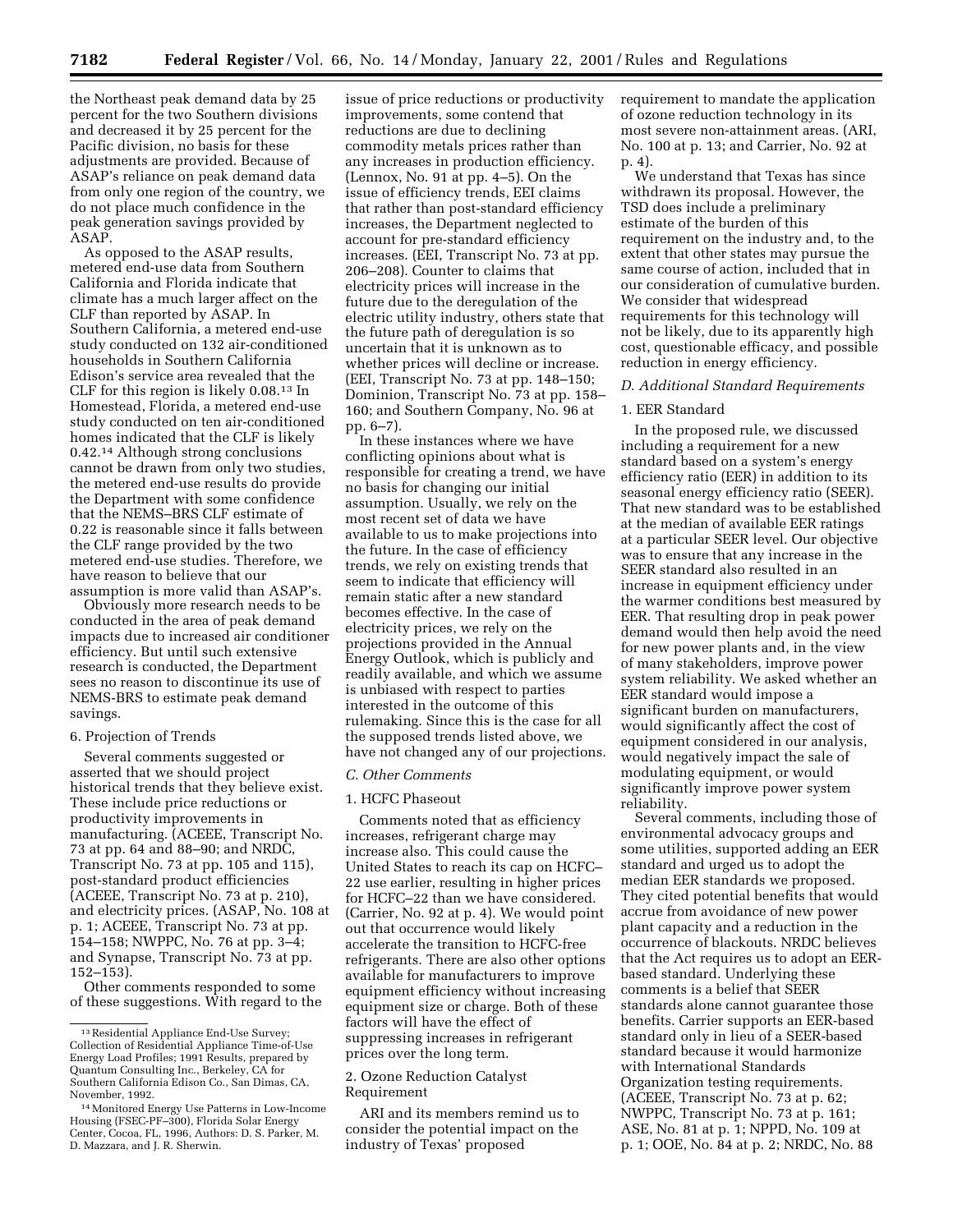the Northeast peak demand data by 25 percent for the two Southern divisions and decreased it by 25 percent for the Pacific division, no basis for these adjustments are provided. Because of ASAP's reliance on peak demand data from only one region of the country, we do not place much confidence in the peak generation savings provided by ASAP.

As opposed to the ASAP results, metered end-use data from Southern California and Florida indicate that climate has a much larger affect on the CLF than reported by ASAP. In Southern California, a metered end-use study conducted on 132 air-conditioned households in Southern California Edison's service area revealed that the CLF for this region is likely 0.08.[13] In Homestead, Florida, a metered end-use study conducted on ten air-conditioned homes indicated that the CLF is likely 0.42.[14] Although strong conclusions cannot be drawn from only two studies, the metered end-use results do provide the Department with some confidence that the NEMS–BRS CLF estimate of 0.22 is reasonable since it falls between the CLF range provided by the two metered end-use studies. Therefore, we have reason to believe that our assumption is more valid than ASAP's.

Obviously more research needs to be conducted in the area of peak demand impacts due to increased air conditioner efficiency. But until such extensive research is conducted, the Department sees no reason to discontinue its use of NEMS-BRS to estimate peak demand savings.

6. Projection of Trends

Several comments suggested or asserted that we should project historical trends that they believe exist. These include price reductions or productivity improvements in manufacturing. (ACEEE, Transcript No. 73 at pp. 64 and 88–90; and NRDC, Transcript No. 73 at pp. 105 and 115), post-standard product efficiencies (ACEEE, Transcript No. 73 at p. 210), and electricity prices. (ASAP, No. 108 at p. 1; ACEEE, Transcript No. 73 at pp. 154–158; NWPPC, No. 76 at pp. 3–4; and Synapse, Transcript No. 73 at pp. 152–153).

Other comments responded to some of these suggestions. With regard to the issue of price reductions or productivity improvements, some contend that reductions are due to declining commodity metals prices rather than any increases in production efficiency. (Lennox, No. 91 at pp. 4–5). On the issue of efficiency trends, EEI claims that rather than post-standard efficiency increases, the Department neglected to account for pre-standard efficiency increases. (EEI, Transcript No. 73 at pp. 206–208). Counter to claims that electricity prices will increase in the future due to the deregulation of the electric utility industry, others state that the future path of deregulation is so uncertain that it is unknown as to whether prices will decline or increase. (EEI, Transcript No. 73 at pp. 148–150; Dominion, Transcript No. 73 at pp. 158–160; and Southern Company, No. 96 at pp. 6–7).

In these instances where we have conflicting opinions about what is responsible for creating a trend, we have no basis for changing our initial assumption. Usually, we rely on the most recent set of data we have available to us to make projections into the future. In the case of efficiency trends, we rely on existing trends that seem to indicate that efficiency will remain static after a new standard becomes effective. In the case of electricity prices, we rely on the projections provided in the Annual Energy Outlook, which is publicly and readily available, and which we assume is unbiased with respect to parties interested in the outcome of this rulemaking. Since this is the case for all the supposed trends listed above, we have not changed any of our projections.

### *C. Other Comments*

1. HCFC Phaseout

Comments noted that as efficiency increases, refrigerant charge may increase also. This could cause the United States to reach its cap on HCFC–22 use earlier, resulting in higher prices for HCFC–22 than we have considered. (Carrier, No. 92 at p. 4). We would point out that occurrence would likely accelerate the transition to HCFC-free refrigerants. There are also other options available for manufacturers to improve equipment efficiency without increasing equipment size or charge. Both of these factors will have the effect of suppressing increases in refrigerant prices over the long term.

2. Ozone Reduction Catalyst Requirement

ARI and its members remind us to consider the potential impact on the industry of Texas' proposed requirement to mandate the application of ozone reduction technology in its most severe non-attainment areas. (ARI, No. 100 at p. 13; and Carrier, No. 92 at p. 4).

We understand that Texas has since withdrawn its proposal. However, the TSD does include a preliminary estimate of the burden of this requirement on the industry and, to the extent that other states may pursue the same course of action, included that in our consideration of cumulative burden. We consider that widespread requirements for this technology will not be likely, due to its apparently high cost, questionable efficacy, and possible reduction in energy efficiency.

### *D. Additional Standard Requirements*

1. EER Standard

In the proposed rule, we discussed including a requirement for a new standard based on a system's energy efficiency ratio (EER) in addition to its seasonal energy efficiency ratio (SEER). That new standard was to be established at the median of available EER ratings at a particular SEER level. Our objective was to ensure that any increase in the SEER standard also resulted in an increase in equipment efficiency under the warmer conditions best measured by EER. That resulting drop in peak power demand would then help avoid the need for new power plants and, in the view of many stakeholders, improve power system reliability. We asked whether an EER standard would impose a significant burden on manufacturers, would significantly affect the cost of equipment considered in our analysis, would negatively impact the sale of modulating equipment, or would significantly improve power system reliability.

Several comments, including those of environmental advocacy groups and some utilities, supported adding an EER standard and urged us to adopt the median EER standards we proposed. They cited potential benefits that would accrue from avoidance of new power plant capacity and a reduction in the occurrence of blackouts. NRDC believes that the Act requires us to adopt an EER-based standard. Underlying these comments is a belief that SEER standards alone cannot guarantee those benefits. Carrier supports an EER-based standard only in lieu of a SEER-based standard because it would harmonize with International Standards Organization testing requirements. (ACEEE, Transcript No. 73 at p. 62; NWPPC, Transcript No. 73 at p. 161; ASE, No. 81 at p. 1; NPPD, No. 109 at p. 1; OOE, No. 84 at p. 2; NRDC, No. 88

---

[13] Residential Appliance End-Use Survey; Collection of Residential Appliance Time-of-Use Energy Load Profiles; 1991 Results, prepared by Quantum Consulting Inc., Berkeley, CA for Southern California Edison Co., San Dimas, CA, November, 1992.

[14] Monitored Energy Use Patterns in Low-Income Housing (FSEC-PF–300), Florida Solar Energy Center, Cocoa, FL, 1996, Authors: D. S. Parker, M. D. Mazzara, and J. R. Sherwin.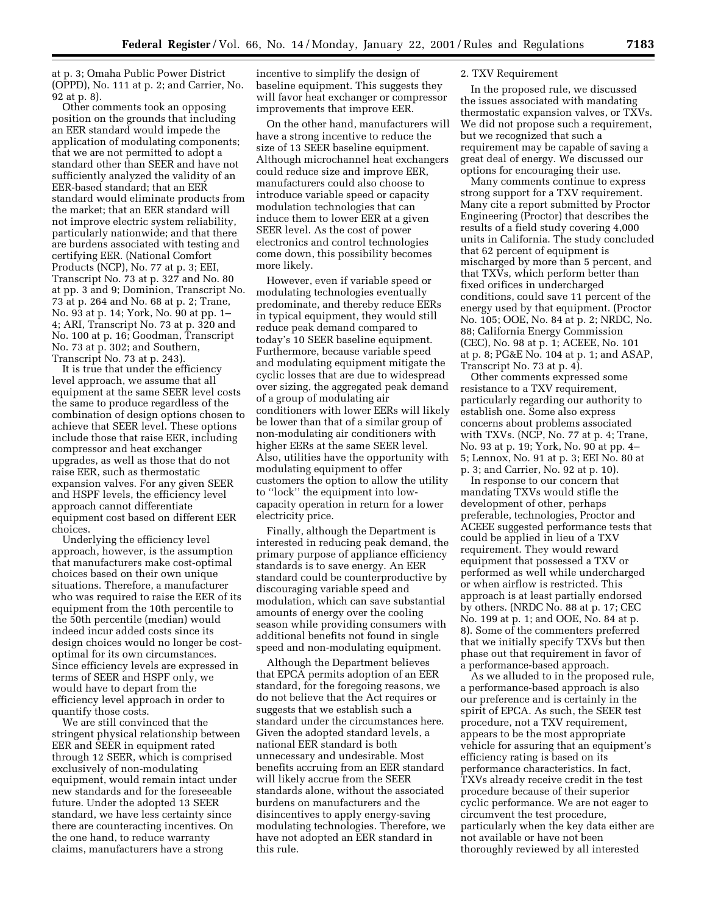at p. 3; Omaha Public Power District (OPPD), No. 111 at p. 2; and Carrier, No. 92 at p. 8).

Other comments took an opposing position on the grounds that including an EER standard would impede the application of modulating components; that we are not permitted to adopt a standard other than SEER and have not sufficiently analyzed the validity of an EER-based standard; that an EER standard would eliminate products from the market; that an EER standard will not improve electric system reliability, particularly nationwide; and that there are burdens associated with testing and certifying EER. (National Comfort Products (NCP), No. 77 at p. 3; EEI, Transcript No. 73 at p. 327 and No. 80 at pp. 3 and 9; Dominion, Transcript No. 73 at p. 264 and No. 68 at p. 2; Trane, No. 93 at p. 14; York, No. 90 at pp. 1–4; ARI, Transcript No. 73 at p. 320 and No. 100 at p. 16; Goodman, Transcript No. 73 at p. 302; and Southern, Transcript No. 73 at p. 243).

It is true that under the efficiency level approach, we assume that all equipment at the same SEER level costs the same to produce regardless of the combination of design options chosen to achieve that SEER level. These options include those that raise EER, including compressor and heat exchanger upgrades, as well as those that do not raise EER, such as thermostatic expansion valves. For any given SEER and HSPF levels, the efficiency level approach cannot differentiate equipment cost based on different EER choices.

Underlying the efficiency level approach, however, is the assumption that manufacturers make cost-optimal choices based on their own unique situations. Therefore, a manufacturer who was required to raise the EER of its equipment from the 10th percentile to the 50th percentile (median) would indeed incur added costs since its design choices would no longer be cost-optimal for its own circumstances. Since efficiency levels are expressed in terms of SEER and HSPF only, we would have to depart from the efficiency level approach in order to quantify those costs.

We are still convinced that the stringent physical relationship between EER and SEER in equipment rated through 12 SEER, which is comprised exclusively of non-modulating equipment, would remain intact under new standards and for the foreseeable future. Under the adopted 13 SEER standard, we have less certainty since there are counteracting incentives. On the one hand, to reduce warranty claims, manufacturers have a strong incentive to simplify the design of baseline equipment. This suggests they will favor heat exchanger or compressor improvements that improve EER.

On the other hand, manufacturers will have a strong incentive to reduce the size of 13 SEER baseline equipment. Although microchannel heat exchangers could reduce size and improve EER, manufacturers could also choose to introduce variable speed or capacity modulation technologies that can induce them to lower EER at a given SEER level. As the cost of power electronics and control technologies come down, this possibility becomes more likely.

However, even if variable speed or modulating technologies eventually predominate, and thereby reduce EERs in typical equipment, they would still reduce peak demand compared to today's 10 SEER baseline equipment. Furthermore, because variable speed and modulating equipment mitigate the cyclic losses that are due to widespread over sizing, the aggregated peak demand of a group of modulating air conditioners with lower EERs will likely be lower than that of a similar group of non-modulating air conditioners with higher EERs at the same SEER level. Also, utilities have the opportunity with modulating equipment to offer customers the option to allow the utility to "lock" the equipment into low-capacity operation in return for a lower electricity price.

Finally, although the Department is interested in reducing peak demand, the primary purpose of appliance efficiency standards is to save energy. An EER standard could be counterproductive by discouraging variable speed and modulation, which can save substantial amounts of energy over the cooling season while providing consumers with additional benefits not found in single speed and non-modulating equipment.

Although the Department believes that EPCA permits adoption of an EER standard, for the foregoing reasons, we do not believe that the Act requires or suggests that we establish such a standard under the circumstances here. Given the adopted standard levels, a national EER standard is both unnecessary and undesirable. Most benefits accruing from an EER standard will likely accrue from the SEER standards alone, without the associated burdens on manufacturers and the disincentives to apply energy-saving modulating technologies. Therefore, we have not adopted an EER standard in this rule.

2. TXV Requirement

In the proposed rule, we discussed the issues associated with mandating thermostatic expansion valves, or TXVs. We did not propose such a requirement, but we recognized that such a requirement may be capable of saving a great deal of energy. We discussed our options for encouraging their use.

Many comments continue to express strong support for a TXV requirement. Many cite a report submitted by Proctor Engineering (Proctor) that describes the results of a field study covering 4,000 units in California. The study concluded that 62 percent of equipment is mischarged by more than 5 percent, and that TXVs, which perform better than fixed orifices in undercharged conditions, could save 11 percent of the energy used by that equipment. (Proctor No. 105; OOE, No. 84 at p. 2; NRDC, No. 88; California Energy Commission (CEC), No. 98 at p. 1; ACEEE, No. 101 at p. 8; PG&E No. 104 at p. 1; and ASAP, Transcript No. 73 at p. 4).

Other comments expressed some resistance to a TXV requirement, particularly regarding our authority to establish one. Some also express concerns about problems associated with TXVs. (NCP, No. 77 at p. 4; Trane, No. 93 at p. 19; York, No. 90 at pp. 4–5; Lennox, No. 91 at p. 3; EEI No. 80 at p. 3; and Carrier, No. 92 at p. 10).

In response to our concern that mandating TXVs would stifle the development of other, perhaps preferable, technologies, Proctor and ACEEE suggested performance tests that could be applied in lieu of a TXV requirement. They would reward equipment that possessed a TXV or performed as well while undercharged or when airflow is restricted. This approach is at least partially endorsed by others. (NRDC No. 88 at p. 17; CEC No. 199 at p. 1; and OOE, No. 84 at p. 8). Some of the commenters preferred that we initially specify TXVs but then phase out that requirement in favor of a performance-based approach.

As we alluded to in the proposed rule, a performance-based approach is also our preference and is certainly in the spirit of EPCA. As such, the SEER test procedure, not a TXV requirement, appears to be the most appropriate vehicle for assuring that an equipment's efficiency rating is based on its performance characteristics. In fact, TXVs already receive credit in the test procedure because of their superior cyclic performance. We are not eager to circumvent the test procedure, particularly when the key data either are not available or have not been thoroughly reviewed by all interested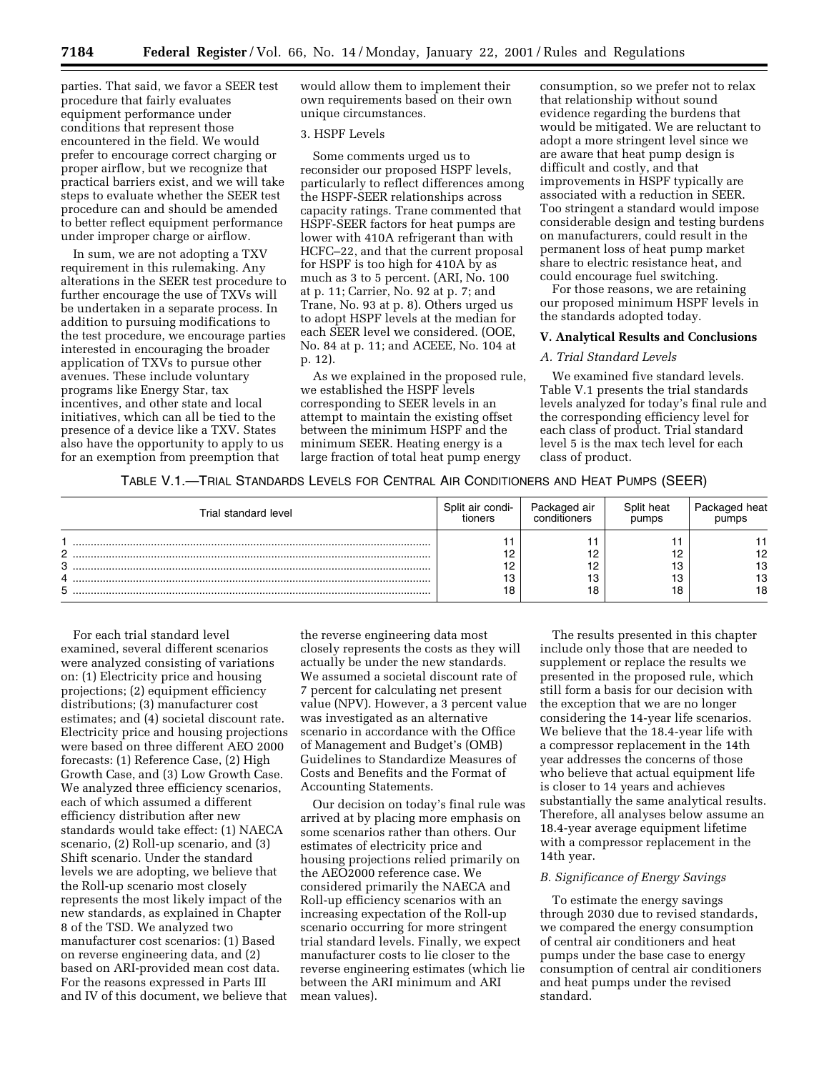parties. That said, we favor a SEER test procedure that fairly evaluates equipment performance under conditions that represent those encountered in the field. We would prefer to encourage correct charging or proper airflow, but we recognize that practical barriers exist, and we will take steps to evaluate whether the SEER test procedure can and should be amended to better reflect equipment performance under improper charge or airflow.

In sum, we are not adopting a TXV requirement in this rulemaking. Any alterations in the SEER test procedure to further encourage the use of TXVs will be undertaken in a separate process. In addition to pursuing modifications to the test procedure, we encourage parties interested in encouraging the broader application of TXVs to pursue other avenues. These include voluntary programs like Energy Star, tax incentives, and other state and local initiatives, which can all be tied to the presence of a device like a TXV. States also have the opportunity to apply to us for an exemption from preemption that would allow them to implement their own requirements based on their own unique circumstances.

3. HSPF Levels

Some comments urged us to reconsider our proposed HSPF levels, particularly to reflect differences among the HSPF-SEER relationships across capacity ratings. Trane commented that HSPF-SEER factors for heat pumps are lower with 410A refrigerant than with HCFC–22, and that the current proposal for HSPF is too high for 410A by as much as 3 to 5 percent. (ARI, No. 100 at p. 11; Carrier, No. 92 at p. 7; and Trane, No. 93 at p. 8). Others urged us to adopt HSPF levels at the median for each SEER level we considered. (OOE, No. 84 at p. 11; and ACEEE, No. 104 at p. 12).

As we explained in the proposed rule, we established the HSPF levels corresponding to SEER levels in an attempt to maintain the existing offset between the minimum HSPF and the minimum SEER. Heating energy is a large fraction of total heat pump energy consumption, so we prefer not to relax that relationship without sound evidence regarding the burdens that would be mitigated. We are reluctant to adopt a more stringent level since we are aware that heat pump design is difficult and costly, and that improvements in HSPF typically are associated with a reduction in SEER. Too stringent a standard would impose considerable design and testing burdens on manufacturers, could result in the permanent loss of heat pump market share to electric resistance heat, and could encourage fuel switching.

For those reasons, we are retaining our proposed minimum HSPF levels in the standards adopted today.

## V. Analytical Results and Conclusions

### *A. Trial Standard Levels*

We examined five standard levels. Table V.1 presents the trial standards levels analyzed for today's final rule and the corresponding efficiency level for each class of product. Trial standard level 5 is the max tech level for each class of product.

TABLE V.1.—TRIAL STANDARDS LEVELS FOR CENTRAL AIR CONDITIONERS AND HEAT PUMPS (SEER)

| Trial standard level | Split air conditioners | Packaged air conditioners | Split heat pumps | Packaged heat pumps |
|---|---|---|---|---|
| 1 | 11 | 11 | 11 | 11 |
| 2 | 12 | 12 | 12 | 12 |
| 3 | 12 | 12 | 13 | 13 |
| 4 | 13 | 13 | 13 | 13 |
| 5 | 18 | 18 | 18 | 18 |

For each trial standard level examined, several different scenarios were analyzed consisting of variations on: (1) Electricity price and housing projections; (2) equipment efficiency distributions; (3) manufacturer cost estimates; and (4) societal discount rate. Electricity price and housing projections were based on three different AEO 2000 forecasts: (1) Reference Case, (2) High Growth Case, and (3) Low Growth Case. We analyzed three efficiency scenarios, each of which assumed a different efficiency distribution after new standards would take effect: (1) NAECA scenario, (2) Roll-up scenario, and (3) Shift scenario. Under the standard levels we are adopting, we believe that the Roll-up scenario most closely represents the most likely impact of the new standards, as explained in Chapter 8 of the TSD. We analyzed two manufacturer cost scenarios: (1) Based on reverse engineering data, and (2) based on ARI-provided mean cost data. For the reasons expressed in Parts III and IV of this document, we believe that the reverse engineering data most closely represents the costs as they will actually be under the new standards. We assumed a societal discount rate of 7 percent for calculating net present value (NPV). However, a 3 percent value was investigated as an alternative scenario in accordance with the Office of Management and Budget's (OMB) Guidelines to Standardize Measures of Costs and Benefits and the Format of Accounting Statements.

Our decision on today's final rule was arrived at by placing more emphasis on some scenarios rather than others. Our estimates of electricity price and housing projections relied primarily on the AEO2000 reference case. We considered primarily the NAECA and Roll-up efficiency scenarios with an increasing expectation of the Roll-up scenario occurring for more stringent trial standard levels. Finally, we expect manufacturer costs to lie closer to the reverse engineering estimates (which lie between the ARI minimum and ARI mean values).

The results presented in this chapter include only those that are needed to supplement or replace the results we presented in the proposed rule, which still form a basis for our decision with the exception that we are no longer considering the 14-year life scenarios. We believe that the 18.4-year life with a compressor replacement in the 14th year addresses the concerns of those who believe that actual equipment life is closer to 14 years and achieves substantially the same analytical results. Therefore, all analyses below assume an 18.4-year average equipment lifetime with a compressor replacement in the 14th year.

### *B. Significance of Energy Savings*

To estimate the energy savings through 2030 due to revised standards, we compared the energy consumption of central air conditioners and heat pumps under the base case to energy consumption of central air conditioners and heat pumps under the revised standard.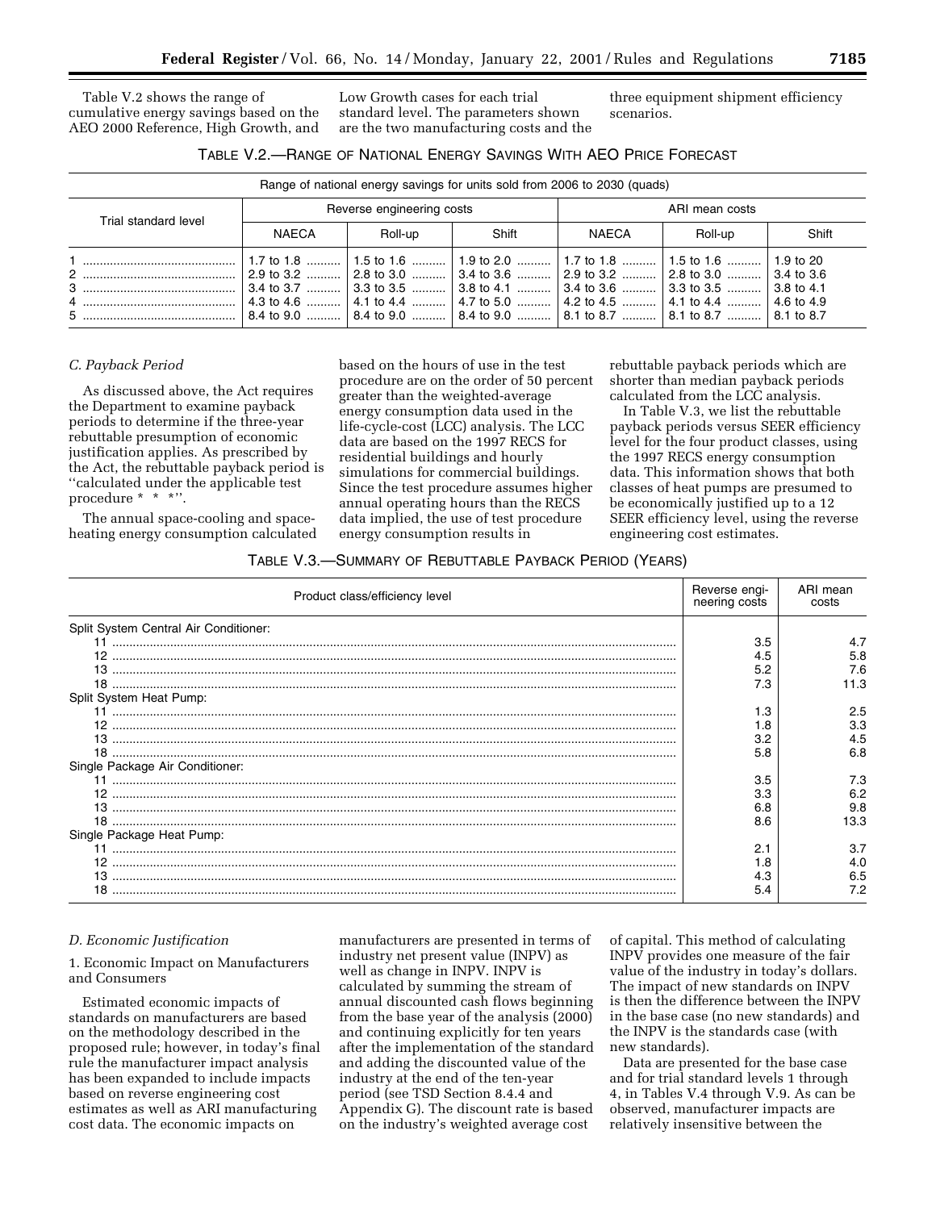Table V.2 shows the range of cumulative energy savings based on the AEO 2000 Reference, High Growth, and Low Growth cases for each trial standard level. The parameters shown are the two manufacturing costs and the three equipment shipment efficiency scenarios.

TABLE V.2.—RANGE OF NATIONAL ENERGY SAVINGS WITH AEO PRICE FORECAST

| Trial standard level | Range of national energy savings for units sold from 2006 to 2030 (quads) | | | | | |
|---|---|---|---|---|---|---|
| | Reverse engineering costs | | | ARI mean costs | | |
| | NAECA | Roll-up | Shift | NAECA | Roll-up | Shift |
| 1 | 1.7 to 1.8 | 1.5 to 1.6 | 1.9 to 2.0 | 1.7 to 1.8 | 1.5 to 1.6 | 1.9 to 20 |
| 2 | 2.9 to 3.2 | 2.8 to 3.0 | 3.4 to 3.6 | 2.9 to 3.2 | 2.8 to 3.0 | 3.4 to 3.6 |
| 3 | 3.4 to 3.7 | 3.3 to 3.5 | 3.8 to 4.1 | 3.4 to 3.6 | 3.3 to 3.5 | 3.8 to 4.1 |
| 4 | 4.3 to 4.6 | 4.1 to 4.4 | 4.7 to 5.0 | 4.2 to 4.5 | 4.1 to 4.4 | 4.6 to 4.9 |
| 5 | 8.4 to 9.0 | 8.4 to 9.0 | 8.4 to 9.0 | 8.1 to 8.7 | 8.1 to 8.7 | 8.1 to 8.7 |

*C. Payback Period*

As discussed above, the Act requires the Department to examine payback periods to determine if the three-year rebuttable presumption of economic justification applies. As prescribed by the Act, the rebuttable payback period is "calculated under the applicable test procedure * * *".

The annual space-cooling and space-heating energy consumption calculated based on the hours of use in the test procedure are on the order of 50 percent greater than the weighted-average energy consumption data used in the life-cycle-cost (LCC) analysis. The LCC data are based on the 1997 RECS for residential buildings and hourly simulations for commercial buildings. Since the test procedure assumes higher annual operating hours than the RECS data implied, the use of test procedure energy consumption results in rebuttable payback periods which are shorter than median payback periods calculated from the LCC analysis.

In Table V.3, we list the rebuttable payback periods versus SEER efficiency level for the four product classes, using the 1997 RECS energy consumption data. This information shows that both classes of heat pumps are presumed to be economically justified up to a 12 SEER efficiency level, using the reverse engineering cost estimates.

TABLE V.3.—SUMMARY OF REBUTTABLE PAYBACK PERIOD (YEARS)

| Product class/efficiency level | Reverse engineering costs | ARI mean costs |
|---|---|---|
| Split System Central Air Conditioner: | | |
| 11 | 3.5 | 4.7 |
| 12 | 4.5 | 5.8 |
| 13 | 5.2 | 7.6 |
| 18 | 7.3 | 11.3 |
| Split System Heat Pump: | | |
| 11 | 1.3 | 2.5 |
| 12 | 1.8 | 3.3 |
| 13 | 3.2 | 4.5 |
| 18 | 5.8 | 6.8 |
| Single Package Air Conditioner: | | |
| 11 | 3.5 | 7.3 |
| 12 | 3.3 | 6.2 |
| 13 | 6.8 | 9.8 |
| 18 | 8.6 | 13.3 |
| Single Package Heat Pump: | | |
| 11 | 2.1 | 3.7 |
| 12 | 1.8 | 4.0 |
| 13 | 4.3 | 6.5 |
| 18 | 5.4 | 7.2 |

*D. Economic Justification*

1. Economic Impact on Manufacturers and Consumers

Estimated economic impacts of standards on manufacturers are based on the methodology described in the proposed rule; however, in today's final rule the manufacturer impact analysis has been expanded to include impacts based on reverse engineering cost estimates as well as ARI manufacturing cost data. The economic impacts on manufacturers are presented in terms of industry net present value (INPV) as well as change in INPV. INPV is calculated by summing the stream of annual discounted cash flows beginning from the base year of the analysis (2000) and continuing explicitly for ten years after the implementation of the standard and adding the discounted value of the industry at the end of the ten-year period (see TSD Section 8.4.4 and Appendix G). The discount rate is based on the industry's weighted average cost of capital. This method of calculating INPV provides one measure of the fair value of the industry in today's dollars. The impact of new standards on INPV is then the difference between the INPV in the base case (no new standards) and the INPV is the standards case (with new standards).

Data are presented for the base case and for trial standard levels 1 through 4, in Tables V.4 through V.9. As can be observed, manufacturer impacts are relatively insensitive between the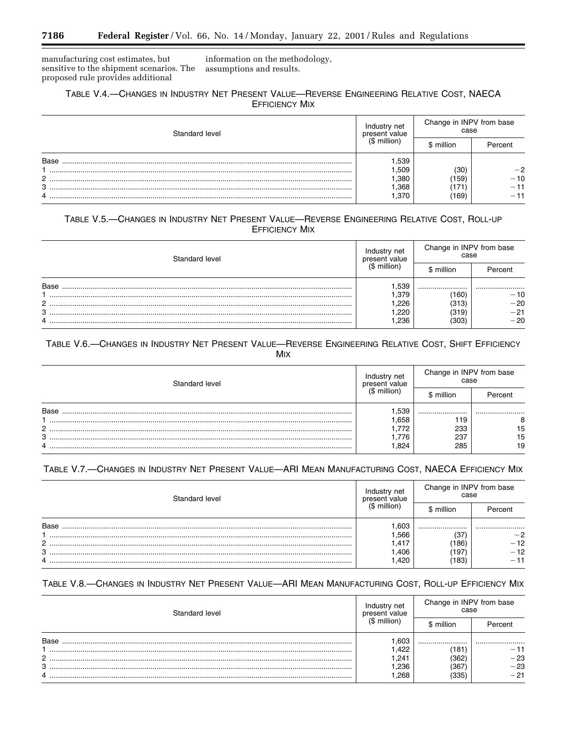manufacturing cost estimates, but sensitive to the shipment scenarios. The proposed rule provides additional information on the methodology, assumptions and results.

TABLE V.4.—CHANGES IN INDUSTRY NET PRESENT VALUE—REVERSE ENGINEERING RELATIVE COST, NAECA EFFICIENCY MIX

| Standard level | Industry net present value ($ million) | Change in INPV from base case | |
|---|---|---|---|
| | | $ million | Percent |
| Base | 1,539 | | |
| 1 | 1,509 | (30) | −2 |
| 2 | 1,380 | (159) | −10 |
| 3 | 1,368 | (171) | −11 |
| 4 | 1,370 | (169) | −11 |

TABLE V.5.—CHANGES IN INDUSTRY NET PRESENT VALUE—REVERSE ENGINEERING RELATIVE COST, ROLL-UP EFFICIENCY MIX

| Standard level | Industry net present value ($ million) | Change in INPV from base case | |
|---|---|---|---|
| | | $ million | Percent |
| Base | 1,539 | | |
| 1 | 1,379 | (160) | −10 |
| 2 | 1,226 | (313) | −20 |
| 3 | 1,220 | (319) | −21 |
| 4 | 1,236 | (303) | −20 |

TABLE V.6.—CHANGES IN INDUSTRY NET PRESENT VALUE—REVERSE ENGINEERING RELATIVE COST, SHIFT EFFICIENCY MIX

| Standard level | Industry net present value ($ million) | Change in INPV from base case | |
|---|---|---|---|
| | | $ million | Percent |
| Base | 1,539 | | |
| 1 | 1,658 | 119 | 8 |
| 2 | 1,772 | 233 | 15 |
| 3 | 1,776 | 237 | 15 |
| 4 | 1,824 | 285 | 19 |

TABLE V.7.—CHANGES IN INDUSTRY NET PRESENT VALUE—ARI MEAN MANUFACTURING COST, NAECA EFFICIENCY MIX

| Standard level | Industry net present value ($ million) | Change in INPV from base case | |
|---|---|---|---|
| | | $ million | Percent |
| Base | 1,603 | | |
| 1 | 1,566 | (37) | −2 |
| 2 | 1,417 | (186) | −12 |
| 3 | 1,406 | (197) | −12 |
| 4 | 1,420 | (183) | −11 |

TABLE V.8.—CHANGES IN INDUSTRY NET PRESENT VALUE—ARI MEAN MANUFACTURING COST, ROLL-UP EFFICIENCY MIX

| Standard level | Industry net present value ($ million) | Change in INPV from base case | |
|---|---|---|---|
| | | $ million | Percent |
| Base | 1,603 | | |
| 1 | 1,422 | (181) | −11 |
| 2 | 1,241 | (362) | −23 |
| 3 | 1,236 | (367) | −23 |
| 4 | 1,268 | (335) | −21 |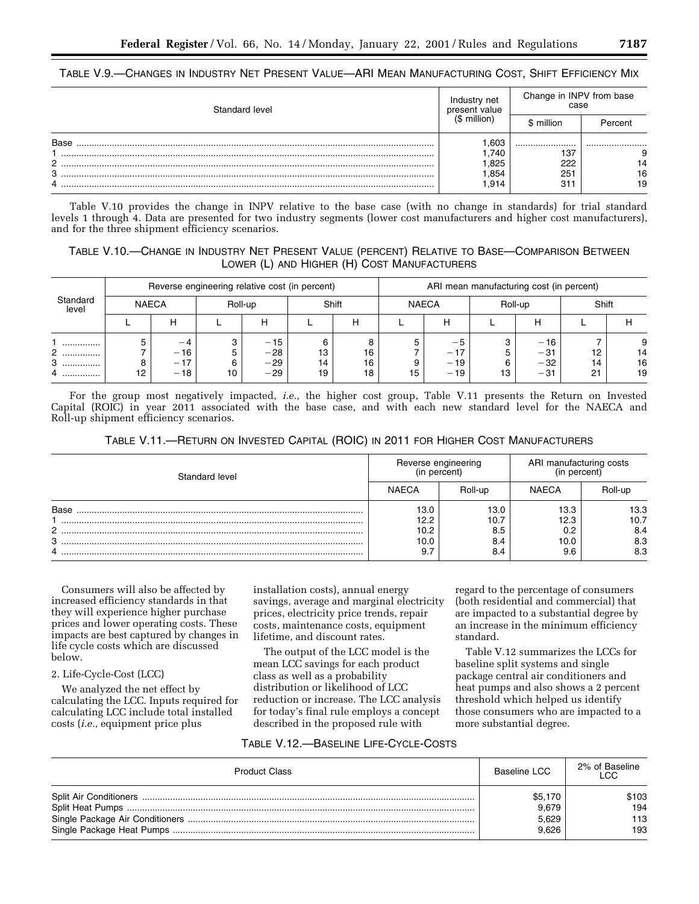TABLE V.9.—CHANGES IN INDUSTRY NET PRESENT VALUE—ARI MEAN MANUFACTURING COST, SHIFT EFFICIENCY MIX

| Standard level | Industry net present value ($ million) | Change in INPV from base case | |
|---|---|---|---|
| | | $ million | Percent |
| Base | 1,603 | | |
| 1 | 1,740 | 137 | 9 |
| 2 | 1,825 | 222 | 14 |
| 3 | 1,854 | 251 | 16 |
| 4 | 1,914 | 311 | 19 |

Table V.10 provides the change in INPV relative to the base case (with no change in standards) for trial standard levels 1 through 4. Data are presented for two industry segments (lower cost manufacturers and higher cost manufacturers), and for the three shipment efficiency scenarios.

TABLE V.10.—CHANGE IN INDUSTRY NET PRESENT VALUE (PERCENT) RELATIVE TO BASE—COMPARISON BETWEEN LOWER (L) AND HIGHER (H) COST MANUFACTURERS

| Standard level | Reverse engineering relative cost (in percent) | | | | | | ARI mean manufacturing cost (in percent) | | | | | |
|---|---|---|---|---|---|---|---|---|---|---|---|---|
| | NAECA | | Roll-up | | Shift | | NAECA | | Roll-up | | Shift | |
| | L | H | L | H | L | H | L | H | L | H | L | H |
| 1 | 5 | −4 | 3 | −15 | 6 | 8 | 5 | −5 | 3 | −16 | 7 | 9 |
| 2 | 7 | −16 | 5 | −28 | 13 | 16 | 7 | −17 | 5 | −31 | 12 | 14 |
| 3 | 8 | −17 | 6 | −29 | 14 | 16 | 9 | −19 | 6 | −32 | 14 | 16 |
| 4 | 12 | −18 | 10 | −29 | 19 | 18 | 15 | −19 | 13 | −31 | 21 | 19 |

For the group most negatively impacted, *i.e.,* the higher cost group, Table V.11 presents the Return on Invested Capital (ROIC) in year 2011 associated with the base case, and with each new standard level for the NAECA and Roll-up shipment efficiency scenarios.

TABLE V.11.—RETURN ON INVESTED CAPITAL (ROIC) IN 2011 FOR HIGHER COST MANUFACTURERS

| Standard level | Reverse engineering (in percent) | | ARI manufacturing costs (in percent) | |
|---|---|---|---|---|
| | NAECA | Roll-up | NAECA | Roll-up |
| Base | 13.0 | 13.0 | 13.3 | 13.3 |
| 1 | 12.2 | 10.7 | 12.3 | 10.7 |
| 2 | 10.2 | 8.5 | 0.2 | 8.4 |
| 3 | 10.0 | 8.4 | 10.0 | 8.3 |
| 4 | 9.7 | 8.4 | 9.6 | 8.3 |

Consumers will also be affected by increased efficiency standards in that they will experience higher purchase prices and lower operating costs. These impacts are best captured by changes in life cycle costs which are discussed below.

2. Life-Cycle-Cost (LCC)

We analyzed the net effect by calculating the LCC. Inputs required for calculating LCC include total installed costs (*i.e.,* equipment price plus installation costs), annual energy savings, average and marginal electricity prices, electricity price trends, repair costs, maintenance costs, equipment lifetime, and discount rates.

The output of the LCC model is the mean LCC savings for each product class as well as a probability distribution or likelihood of LCC reduction or increase. The LCC analysis for today's final rule employs a concept described in the proposed rule with regard to the percentage of consumers (both residential and commercial) that are impacted to a substantial degree by an increase in the minimum efficiency standard.

Table V.12 summarizes the LCCs for baseline split systems and single package central air conditioners and heat pumps and also shows a 2 percent threshold which helped us identify those consumers who are impacted to a more substantial degree.

TABLE V.12.—BASELINE LIFE-CYCLE-COSTS

| Product Class | Baseline LCC | 2% of Baseline LCC |
|---|---|---|
| Split Air Conditioners | $5,170 | $103 |
| Split Heat Pumps | 9,679 | 194 |
| Single Package Air Conditioners | 5,629 | 113 |
| Single Package Heat Pumps | 9,626 | 193 |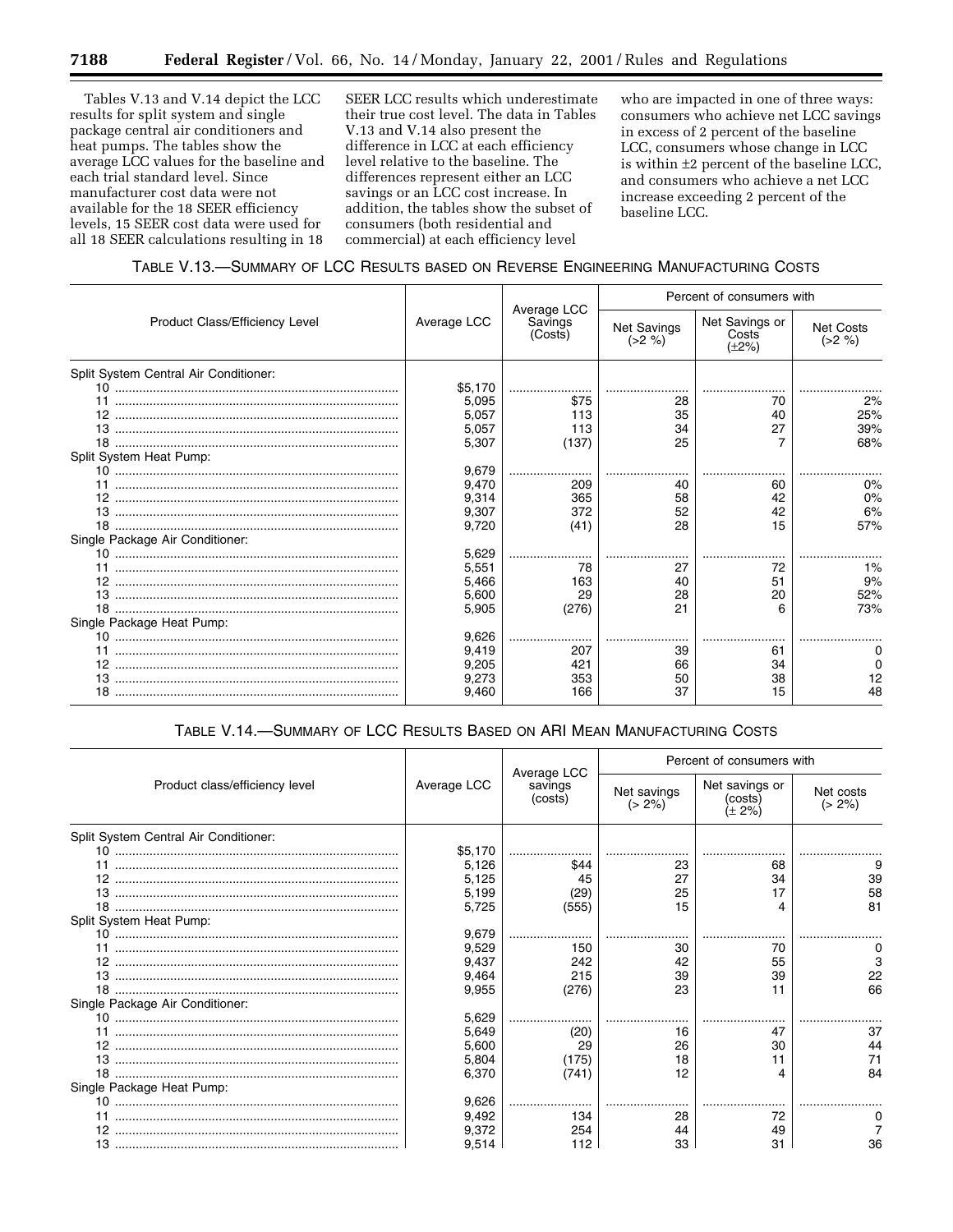Tables V.13 and V.14 depict the LCC results for split system and single package central air conditioners and heat pumps. The tables show the average LCC values for the baseline and each trial standard level. Since manufacturer cost data were not available for the 18 SEER efficiency levels, 15 SEER cost data were used for all 18 SEER calculations resulting in 18 SEER LCC results which underestimate their true cost level. The data in Tables V.13 and V.14 also present the difference in LCC at each efficiency level relative to the baseline. The differences represent either an LCC savings or an LCC cost increase. In addition, the tables show the subset of consumers (both residential and commercial) at each efficiency level who are impacted in one of three ways: consumers who achieve net LCC savings in excess of 2 percent of the baseline LCC, consumers whose change in LCC is within ±2 percent of the baseline LCC, and consumers who achieve a net LCC increase exceeding 2 percent of the baseline LCC.

TABLE V.13.—SUMMARY OF LCC RESULTS BASED ON REVERSE ENGINEERING MANUFACTURING COSTS

| Product Class/Efficiency Level | Average LCC | Average LCC Savings (Costs) | Percent of consumers with | | |
|---|---|---|---|---|---|
| | | | Net Savings (>2 %) | Net Savings or Costs (±2%) | Net Costs (>2 %) |
| Split System Central Air Conditioner: | | | | | |
| 10 | $5,170 | | | | |
| 11 | 5,095 | $75 | 28 | 70 | 2% |
| 12 | 5,057 | 113 | 35 | 40 | 25% |
| 13 | 5,057 | 113 | 34 | 27 | 39% |
| 18 | 5,307 | (137) | 25 | 7 | 68% |
| Split System Heat Pump: | | | | | |
| 10 | 9,679 | | | | |
| 11 | 9,470 | 209 | 40 | 60 | 0% |
| 12 | 9,314 | 365 | 58 | 42 | 0% |
| 13 | 9,307 | 372 | 52 | 42 | 6% |
| 18 | 9,720 | (41) | 28 | 15 | 57% |
| Single Package Air Conditioner: | | | | | |
| 10 | 5,629 | | | | |
| 11 | 5,551 | 78 | 27 | 72 | 1% |
| 12 | 5,466 | 163 | 40 | 51 | 9% |
| 13 | 5,600 | 29 | 28 | 20 | 52% |
| 18 | 5,905 | (276) | 21 | 6 | 73% |
| Single Package Heat Pump: | | | | | |
| 10 | 9,626 | | | | |
| 11 | 9,419 | 207 | 39 | 61 | 0 |
| 12 | 9,205 | 421 | 66 | 34 | 0 |
| 13 | 9,273 | 353 | 50 | 38 | 12 |
| 18 | 9,460 | 166 | 37 | 15 | 48 |

TABLE V.14.—SUMMARY OF LCC RESULTS BASED ON ARI MEAN MANUFACTURING COSTS

| Product class/efficiency level | Average LCC | Average LCC savings (costs) | Percent of consumers with | | |
|---|---|---|---|---|---|
| | | | Net savings (> 2%) | Net savings or (costs) (± 2%) | Net costs (> 2%) |
| Split System Central Air Conditioner: | | | | | |
| 10 | $5,170 | | | | |
| 11 | 5,126 | $44 | 23 | 68 | 9 |
| 12 | 5,125 | 45 | 27 | 34 | 39 |
| 13 | 5,199 | (29) | 25 | 17 | 58 |
| 18 | 5,725 | (555) | 15 | 4 | 81 |
| Split System Heat Pump: | | | | | |
| 10 | 9,679 | | | | |
| 11 | 9,529 | 150 | 30 | 70 | 0 |
| 12 | 9,437 | 242 | 42 | 55 | 3 |
| 13 | 9,464 | 215 | 39 | 39 | 22 |
| 18 | 9,955 | (276) | 23 | 11 | 66 |
| Single Package Air Conditioner: | | | | | |
| 10 | 5,629 | | | | |
| 11 | 5,649 | (20) | 16 | 47 | 37 |
| 12 | 5,600 | 29 | 26 | 30 | 44 |
| 13 | 5,804 | (175) | 18 | 11 | 71 |
| 18 | 6,370 | (741) | 12 | 4 | 84 |
| Single Package Heat Pump: | | | | | |
| 10 | 9,626 | | | | |
| 11 | 9,492 | 134 | 28 | 72 | 0 |
| 12 | 9,372 | 254 | 44 | 49 | 7 |
| 13 | 9,514 | 112 | 33 | 31 | 36 |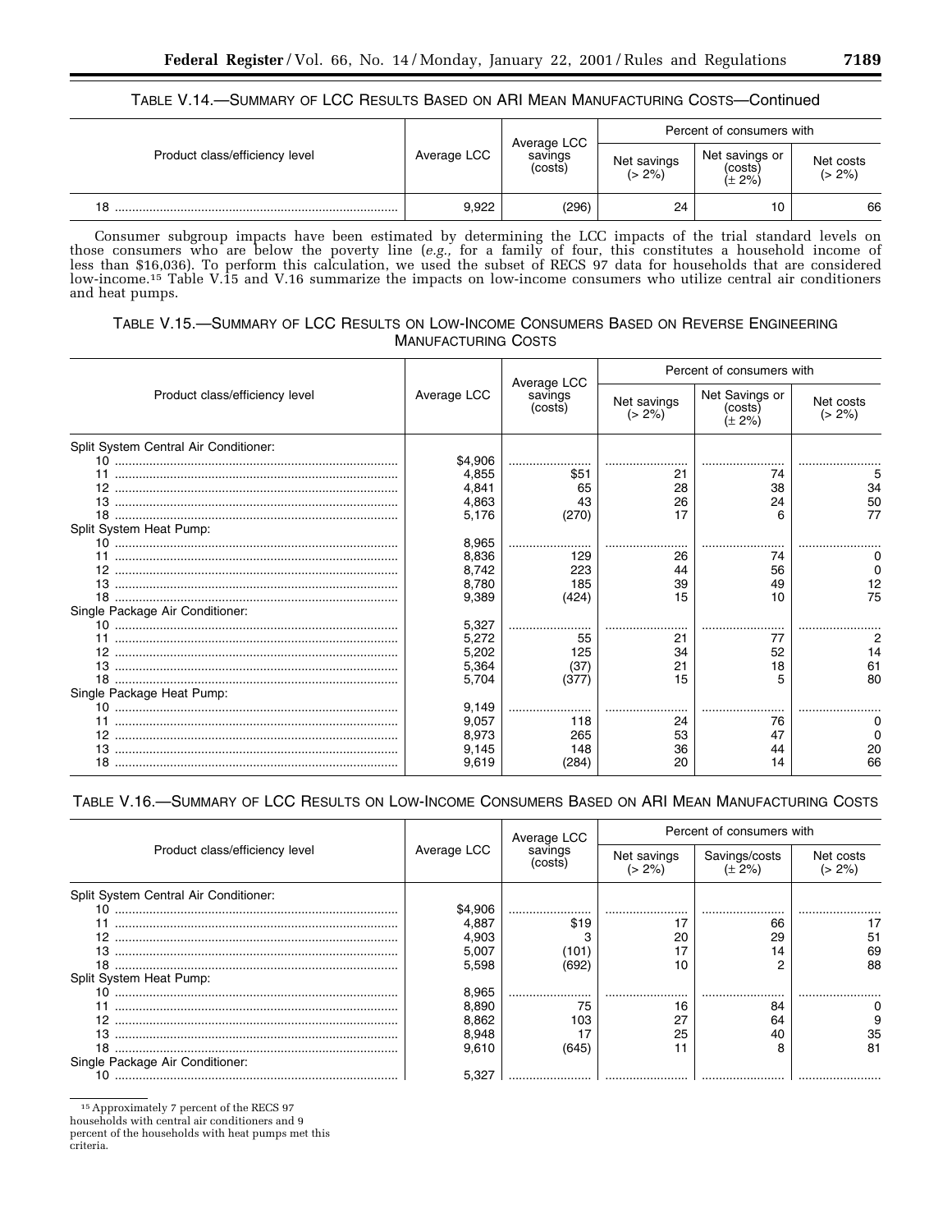TABLE V.14.—SUMMARY OF LCC RESULTS BASED ON ARI MEAN MANUFACTURING COSTS—Continued

| Product class/efficiency level | Average LCC | Average LCC savings (costs) | Percent of consumers with | | |
|---|---|---|---|---|---|
| | | | Net savings (> 2%) | Net savings or (costs) (± 2%) | Net costs (> 2%) |
| 18 | 9,922 | (296) | 24 | 10 | 66 |

Consumer subgroup impacts have been estimated by determining the LCC impacts of the trial standard levels on those consumers who are below the poverty line (*e.g.*, for a family of four, this constitutes a household income of less than $16,036). To perform this calculation, we used the subset of RECS 97 data for households that are considered low-income.[15] Table V.15 and V.16 summarize the impacts on low-income consumers who utilize central air conditioners and heat pumps.

TABLE V.15.—SUMMARY OF LCC RESULTS ON LOW-INCOME CONSUMERS BASED ON REVERSE ENGINEERING MANUFACTURING COSTS

| Product class/efficiency level | Average LCC | Average LCC savings (costs) | Percent of consumers with | | |
|---|---|---|---|---|---|
| | | | Net savings (> 2%) | Net Savings or (costs) (± 2%) | Net costs (> 2%) |
| Split System Central Air Conditioner: | | | | | |
| 10 | $4,906 | | | | |
| 11 | 4,855 | $51 | 21 | 74 | 5 |
| 12 | 4,841 | 65 | 28 | 38 | 34 |
| 13 | 4,863 | 43 | 26 | 24 | 50 |
| 18 | 5,176 | (270) | 17 | 6 | 77 |
| Split System Heat Pump: | | | | | |
| 10 | 8,965 | | | | |
| 11 | 8,836 | 129 | 26 | 74 | 0 |
| 12 | 8,742 | 223 | 44 | 56 | 0 |
| 13 | 8,780 | 185 | 39 | 49 | 12 |
| 18 | 9,389 | (424) | 15 | 10 | 75 |
| Single Package Air Conditioner: | | | | | |
| 10 | 5,327 | | | | |
| 11 | 5,272 | 55 | 21 | 77 | 2 |
| 12 | 5,202 | 125 | 34 | 52 | 14 |
| 13 | 5,364 | (37) | 21 | 18 | 61 |
| 18 | 5,704 | (377) | 15 | 5 | 80 |
| Single Package Heat Pump: | | | | | |
| 10 | 9,149 | | | | |
| 11 | 9,057 | 118 | 24 | 76 | 0 |
| 12 | 8,973 | 265 | 53 | 47 | 0 |
| 13 | 9,145 | 148 | 36 | 44 | 20 |
| 18 | 9,619 | (284) | 20 | 14 | 66 |

TABLE V.16.—SUMMARY OF LCC RESULTS ON LOW-INCOME CONSUMERS BASED ON ARI MEAN MANUFACTURING COSTS

| Product class/efficiency level | Average LCC | Average LCC savings (costs) | Percent of consumers with | | |
|---|---|---|---|---|---|
| | | | Net savings (> 2%) | Savings/costs (± 2%) | Net costs (> 2%) |
| Split System Central Air Conditioner: | | | | | |
| 10 | $4,906 | | | | |
| 11 | 4,887 | $19 | 17 | 66 | 17 |
| 12 | 4,903 | 3 | 20 | 29 | 51 |
| 13 | 5,007 | (101) | 17 | 14 | 69 |
| 18 | 5,598 | (692) | 10 | 2 | 88 |
| Split System Heat Pump: | | | | | |
| 10 | 8,965 | | | | |
| 11 | 8,890 | 75 | 16 | 84 | 0 |
| 12 | 8,862 | 103 | 27 | 64 | 9 |
| 13 | 8,948 | 17 | 25 | 40 | 35 |
| 18 | 9,610 | (645) | 11 | 8 | 81 |
| Single Package Air Conditioner: | | | | | |
| 10 | 5,327 | | | | |

[15] Approximately 7 percent of the RECS 97 households with central air conditioners and 9 percent of the households with heat pumps met this criteria.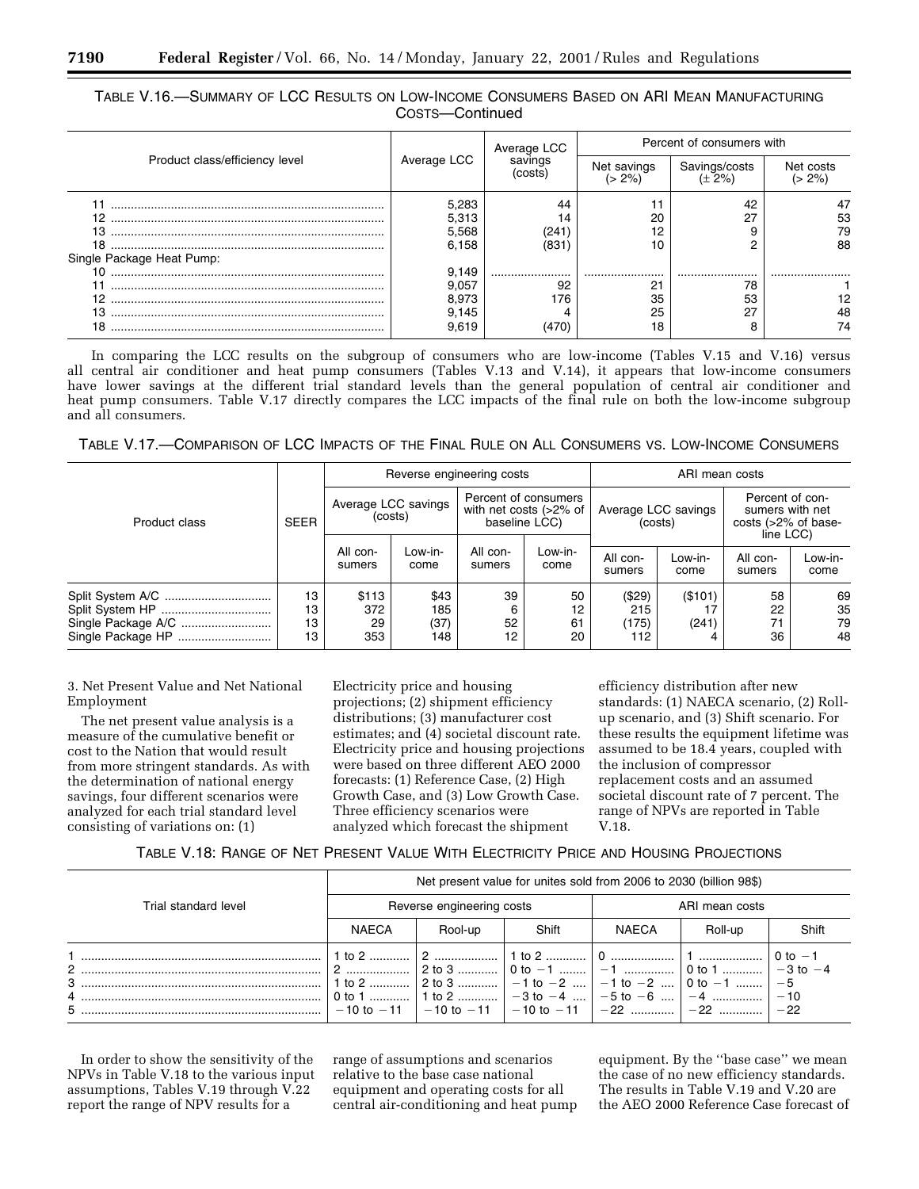TABLE V.16.—SUMMARY OF LCC RESULTS ON LOW-INCOME CONSUMERS BASED ON ARI MEAN MANUFACTURING COSTS—Continued

| Product class/efficiency level | Average LCC | Average LCC savings (costs) | Percent of consumers with | | |
|---|---|---|---|---|---|
| | | | Net savings (> 2%) | Savings/costs (± 2%) | Net costs (> 2%) |
| 11 | 5,283 | 44 | 11 | 42 | 47 |
| 12 | 5,313 | 14 | 20 | 27 | 53 |
| 13 | 5,568 | (241) | 12 | 9 | 79 |
| 18 | 6,158 | (831) | 10 | 2 | 88 |
| Single Package Heat Pump: | | | | | |
| 10 | 9,149 | | | | |
| 11 | 9,057 | 92 | 21 | 78 | 1 |
| 12 | 8,973 | 176 | 35 | 53 | 12 |
| 13 | 9,145 | 4 | 25 | 27 | 48 |
| 18 | 9,619 | (470) | 18 | 8 | 74 |

In comparing the LCC results on the subgroup of consumers who are low-income (Tables V.15 and V.16) versus all central air conditioner and heat pump consumers (Tables V.13 and V.14), it appears that low-income consumers have lower savings at the different trial standard levels than the general population of central air conditioner and heat pump consumers. Table V.17 directly compares the LCC impacts of the final rule on both the low-income subgroup and all consumers.

TABLE V.17.—COMPARISON OF LCC IMPACTS OF THE FINAL RULE ON ALL CONSUMERS VS. LOW-INCOME CONSUMERS

| Product class | SEER | Reverse engineering costs | | | | ARI mean costs | | | |
|---|---|---|---|---|---|---|---|---|---|
| | | Average LCC savings (costs) | | Percent of consumers with net costs (>2% of baseline LCC) | | Average LCC savings (costs) | | Percent of consumers with net costs (>2% of baseline LCC) | |
| | | All consumers | Low-income | All consumers | Low-income | All consumers | Low-income | All consumers | Low-income |
| Split System A/C | 13 | $113 | $43 | 39 | 50 | ($29) | ($101) | 58 | 69 |
| Split System HP | 13 | 372 | 185 | 6 | 12 | 215 | 17 | 22 | 35 |
| Single Package A/C | 13 | 29 | (37) | 52 | 61 | (175) | (241) | 71 | 79 |
| Single Package HP | 13 | 353 | 148 | 12 | 20 | 112 | 4 | 36 | 48 |

3. Net Present Value and Net National Employment

The net present value analysis is a measure of the cumulative benefit or cost to the Nation that would result from more stringent standards. As with the determination of national energy savings, four different scenarios were analyzed for each trial standard level consisting of variations on: (1) Electricity price and housing projections; (2) shipment efficiency distributions; (3) manufacturer cost estimates; and (4) societal discount rate. Electricity price and housing projections were based on three different AEO 2000 forecasts: (1) Reference Case, (2) High Growth Case, and (3) Low Growth Case. Three efficiency scenarios were analyzed which forecast the shipment efficiency distribution after new standards: (1) NAECA scenario, (2) Roll-up scenario, and (3) Shift scenario. For these results the equipment lifetime was assumed to be 18.4 years, coupled with the inclusion of compressor replacement costs and an assumed societal discount rate of 7 percent. The range of NPVs are reported in Table V.18.

TABLE V.18: RANGE OF NET PRESENT VALUE WITH ELECTRICITY PRICE AND HOUSING PROJECTIONS

| Trial standard level | Net present value for unites sold from 2006 to 2030 (billion 98$) | | | | | |
|---|---|---|---|---|---|---|
| | Reverse engineering costs | | | ARI mean costs | | |
| | NAECA | Rool-up | Shift | NAECA | Roll-up | Shift |
| 1 | 1 to 2 | 2 | 1 to 2 | 0 | 1 | 0 to −1 |
| 2 | 2 | 2 to 3 | 0 to −1 | −1 | 0 to 1 | −3 to −4 |
| 3 | 1 to 2 | 2 to 3 | −1 to −2 | −1 to −2 | 0 to −1 | −5 |
| 4 | 0 to 1 | 1 to 2 | −3 to −4 | −5 to −6 | −4 | −10 |
| 5 | −10 to −11 | −10 to −11 | −10 to −11 | −22 | −22 | −22 |

In order to show the sensitivity of the NPVs in Table V.18 to the various input assumptions, Tables V.19 through V.22 report the range of NPV results for a range of assumptions and scenarios relative to the base case national equipment and operating costs for all central air-conditioning and heat pump equipment. By the ''base case'' we mean the case of no new efficiency standards. The results in Table V.19 and V.20 are the AEO 2000 Reference Case forecast of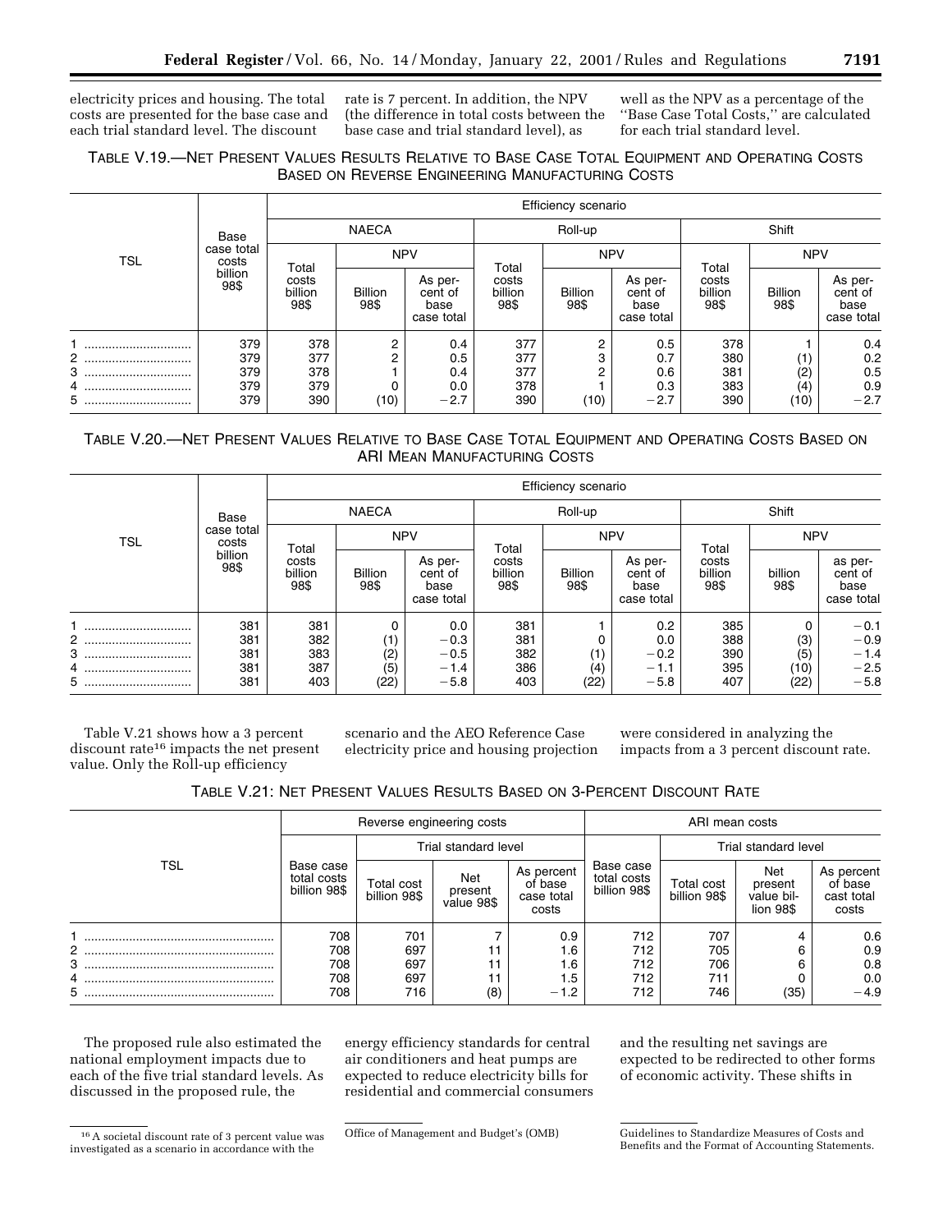electricity prices and housing. The total costs are presented for the base case and each trial standard level. The discount rate is 7 percent. In addition, the NPV (the difference in total costs between the base case and trial standard level), as well as the NPV as a percentage of the ''Base Case Total Costs,'' are calculated for each trial standard level.

TABLE V.19.—NET PRESENT VALUES RESULTS RELATIVE TO BASE CASE TOTAL EQUIPMENT AND OPERATING COSTS BASED ON REVERSE ENGINEERING MANUFACTURING COSTS

| TSL | Base case total costs billion 98$ | Efficiency scenario | | | | | | | | |
|---|---|---|---|---|---|---|---|---|---|---|
| | | NAECA | | | Roll-up | | | Shift | | |
| | | Total costs billion 98$ | NPV | | Total costs billion 98$ | NPV | | Total costs billion 98$ | NPV | |
| | | | Billion 98$ | As percent of base case total | | Billion 98$ | As percent of base case total | | Billion 98$ | As percent of base case total |
| 1 | 379 | 378 | 2 | 0.4 | 377 | 2 | 0.5 | 378 | 1 | 0.4 |
| 2 | 379 | 377 | 2 | 0.5 | 377 | 3 | 0.7 | 380 | (1) | 0.2 |
| 3 | 379 | 378 | 1 | 0.4 | 377 | 2 | 0.6 | 381 | (2) | 0.5 |
| 4 | 379 | 379 | 0 | 0.0 | 378 | 1 | 0.3 | 383 | (4) | 0.9 |
| 5 | 379 | 390 | (10) | −2.7 | 390 | (10) | −2.7 | 390 | (10) | −2.7 |

TABLE V.20.—NET PRESENT VALUES RELATIVE TO BASE CASE TOTAL EQUIPMENT AND OPERATING COSTS BASED ON ARI MEAN MANUFACTURING COSTS

| TSL | Base case total costs billion 98$ | Efficiency scenario | | | | | | | | |
|---|---|---|---|---|---|---|---|---|---|---|
| | | NAECA | | | Roll-up | | | Shift | | |
| | | Total costs billion 98$ | NPV | | Total costs billion 98$ | NPV | | Total costs billion 98$ | NPV | |
| | | | Billion 98$ | As percent of base case total | | Billion 98$ | As percent of base case total | | billion 98$ | as percent of base case total |
| 1 | 381 | 381 | 0 | 0.0 | 381 | 1 | 0.2 | 385 | 0 | −0.1 |
| 2 | 381 | 382 | (1) | −0.3 | 381 | 0 | 0.0 | 388 | (3) | −0.9 |
| 3 | 381 | 383 | (2) | −0.5 | 382 | (1) | −0.2 | 390 | (5) | −1.4 |
| 4 | 381 | 387 | (5) | −1.4 | 386 | (4) | −1.1 | 395 | (10) | −2.5 |
| 5 | 381 | 403 | (22) | −5.8 | 403 | (22) | −5.8 | 407 | (22) | −5.8 |

Table V.21 shows how a 3 percent discount rate[16] impacts the net present value. Only the Roll-up efficiency scenario and the AEO Reference Case electricity price and housing projection were considered in analyzing the impacts from a 3 percent discount rate.

TABLE V.21: NET PRESENT VALUES RESULTS BASED ON 3-PERCENT DISCOUNT RATE

| TSL | Reverse engineering costs | | | | ARI mean costs | | | |
|---|---|---|---|---|---|---|---|---|
| | Base case total costs billion 98$ | Trial standard level | | | Base case total costs billion 98$ | Trial standard level | | |
| | | Total cost billion 98$ | Net present value 98$ | As percent of base case total costs | | Total cost billion 98$ | Net present value billion 98$ | As percent of base cast total costs |
| 1 | 708 | 701 | 7 | 0.9 | 712 | 707 | 4 | 0.6 |
| 2 | 708 | 697 | 11 | 1.6 | 712 | 705 | 6 | 0.9 |
| 3 | 708 | 697 | 11 | 1.6 | 712 | 706 | 6 | 0.8 |
| 4 | 708 | 697 | 11 | 1.5 | 712 | 711 | 0 | 0.0 |
| 5 | 708 | 716 | (8) | −1.2 | 712 | 746 | (35) | −4.9 |

The proposed rule also estimated the national employment impacts due to each of the five trial standard levels. As discussed in the proposed rule, the energy efficiency standards for central air conditioners and heat pumps are expected to reduce electricity bills for residential and commercial consumers and the resulting net savings are expected to be redirected to other forms of economic activity. These shifts in

[16] A societal discount rate of 3 percent value was investigated as a scenario in accordance with the Office of Management and Budget's (OMB) Guidelines to Standardize Measures of Costs and Benefits and the Format of Accounting Statements.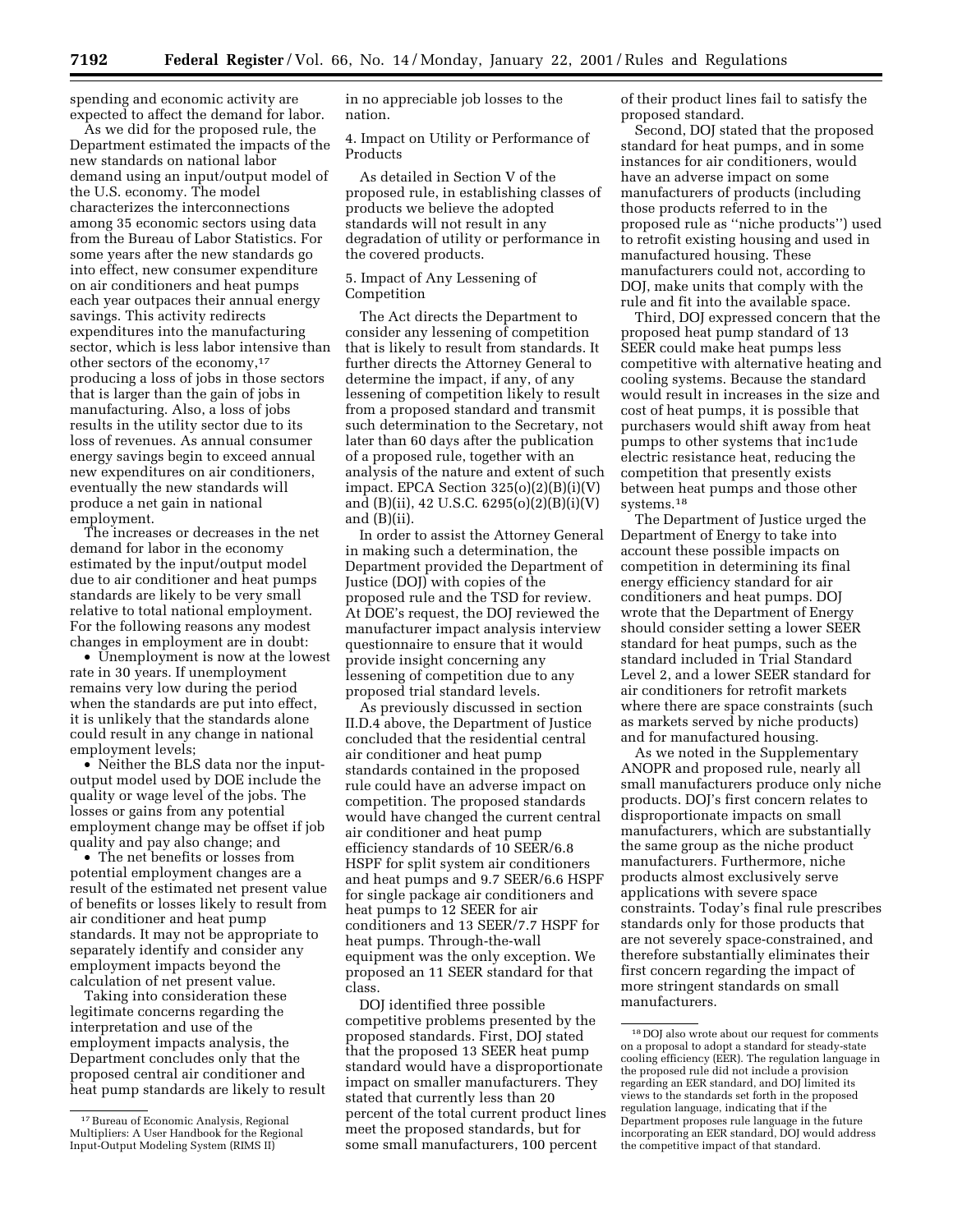spending and economic activity are expected to affect the demand for labor.

As we did for the proposed rule, the Department estimated the impacts of the new standards on national labor demand using an input/output model of the U.S. economy. The model characterizes the interconnections among 35 economic sectors using data from the Bureau of Labor Statistics. For some years after the new standards go into effect, new consumer expenditure on air conditioners and heat pumps each year outpaces their annual energy savings. This activity redirects expenditures into the manufacturing sector, which is less labor intensive than other sectors of the economy,[17] producing a loss of jobs in those sectors that is larger than the gain of jobs in manufacturing. Also, a loss of jobs results in the utility sector due to its loss of revenues. As annual consumer energy savings begin to exceed annual new expenditures on air conditioners, eventually the new standards will produce a net gain in national employment.

The increases or decreases in the net demand for labor in the economy estimated by the input/output model due to air conditioner and heat pumps standards are likely to be very small relative to total national employment. For the following reasons any modest changes in employment are in doubt:

- Unemployment is now at the lowest rate in 30 years. If unemployment remains very low during the period when the standards are put into effect, it is unlikely that the standards alone could result in any change in national employment levels;
- Neither the BLS data nor the input-output model used by DOE include the quality or wage level of the jobs. The losses or gains from any potential employment change may be offset if job quality and pay also change; and
- The net benefits or losses from potential employment changes are a result of the estimated net present value of benefits or losses likely to result from air conditioner and heat pump standards. It may not be appropriate to separately identify and consider any employment impacts beyond the calculation of net present value.

Taking into consideration these legitimate concerns regarding the interpretation and use of the employment impacts analysis, the Department concludes only that the proposed central air conditioner and heat pump standards are likely to result in no appreciable job losses to the nation.

4. Impact on Utility or Performance of Products

As detailed in Section V of the proposed rule, in establishing classes of products we believe the adopted standards will not result in any degradation of utility or performance in the covered products.

5. Impact of Any Lessening of Competition

The Act directs the Department to consider any lessening of competition that is likely to result from standards. It further directs the Attorney General to determine the impact, if any, of any lessening of competition likely to result from a proposed standard and transmit such determination to the Secretary, not later than 60 days after the publication of a proposed rule, together with an analysis of the nature and extent of such impact. EPCA Section 325(o)(2)(B)(i)(V) and (B)(ii), 42 U.S.C. 6295(o)(2)(B)(i)(V) and (B)(ii).

In order to assist the Attorney General in making such a determination, the Department provided the Department of Justice (DOJ) with copies of the proposed rule and the TSD for review. At DOE's request, the DOJ reviewed the manufacturer impact analysis interview questionnaire to ensure that it would provide insight concerning any lessening of competition due to any proposed trial standard levels.

As previously discussed in section II.D.4 above, the Department of Justice concluded that the residential central air conditioner and heat pump standards contained in the proposed rule could have an adverse impact on competition. The proposed standards would have changed the current central air conditioner and heat pump efficiency standards of 10 SEER/6.8 HSPF for split system air conditioners and heat pumps and 9.7 SEER/6.6 HSPF for single package air conditioners and heat pumps to 12 SEER for air conditioners and 13 SEER/7.7 HSPF for heat pumps. Through-the-wall equipment was the only exception. We proposed an 11 SEER standard for that class.

DOJ identified three possible competitive problems presented by the proposed standards. First, DOJ stated that the proposed 13 SEER heat pump standard would have a disproportionate impact on smaller manufacturers. They stated that currently less than 20 percent of the total current product lines meet the proposed standards, but for some small manufacturers, 100 percent of their product lines fail to satisfy the proposed standard.

Second, DOJ stated that the proposed standard for heat pumps, and in some instances for air conditioners, would have an adverse impact on some manufacturers of products (including those products referred to in the proposed rule as "niche products") used to retrofit existing housing and used in manufactured housing. These manufacturers could not, according to DOJ, make units that comply with the rule and fit into the available space.

Third, DOJ expressed concern that the proposed heat pump standard of 13 SEER could make heat pumps less competitive with alternative heating and cooling systems. Because the standard would result in increases in the size and cost of heat pumps, it is possible that purchasers would shift away from heat pumps to other systems that inc1ude electric resistance heat, reducing the competition that presently exists between heat pumps and those other systems.[18]

The Department of Justice urged the Department of Energy to take into account these possible impacts on competition in determining its final energy efficiency standard for air conditioners and heat pumps. DOJ wrote that the Department of Energy should consider setting a lower SEER standard for heat pumps, such as the standard included in Trial Standard Level 2, and a lower SEER standard for air conditioners for retrofit markets where there are space constraints (such as markets served by niche products) and for manufactured housing.

As we noted in the Supplementary ANOPR and proposed rule, nearly all small manufacturers produce only niche products. DOJ's first concern relates to disproportionate impacts on small manufacturers, which are substantially the same group as the niche product manufacturers. Furthermore, niche products almost exclusively serve applications with severe space constraints. Today's final rule prescribes standards only for those products that are not severely space-constrained, and therefore substantially eliminates their first concern regarding the impact of more stringent standards on small manufacturers.

[17] Bureau of Economic Analysis, Regional Multipliers: A User Handbook for the Regional Input-Output Modeling System (RIMS II)

[18] DOJ also wrote about our request for comments on a proposal to adopt a standard for steady-state cooling efficiency (EER). The regulation language in the proposed rule did not include a provision regarding an EER standard, and DOJ limited its views to the standards set forth in the proposed regulation language, indicating that if the Department proposes rule language in the future incorporating an EER standard, DOJ would address the competitive impact of that standard.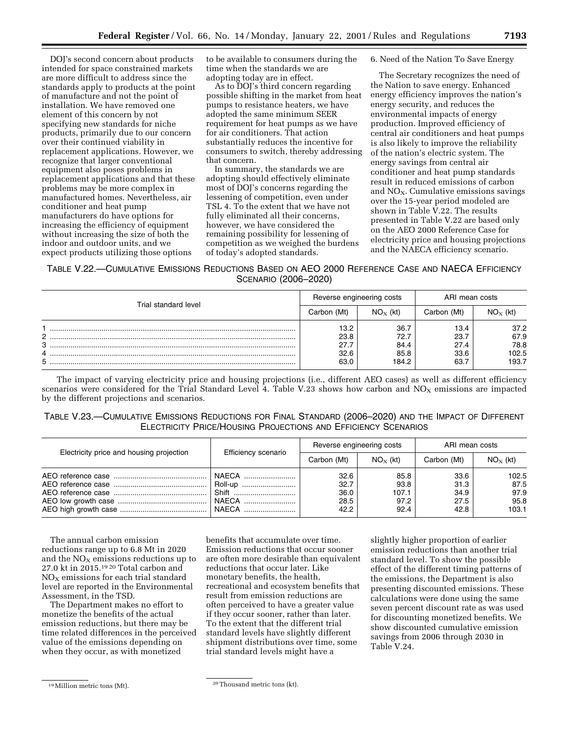DOJ's second concern about products intended for space constrained markets are more difficult to address since the standards apply to products at the point of manufacture and not the point of installation. We have removed one element of this concern by not specifying new standards for niche products, primarily due to our concern over their continued viability in replacement applications. However, we recognize that larger conventional equipment also poses problems in replacement applications and that these problems may be more complex in manufactured homes. Nevertheless, air conditioner and heat pump manufacturers do have options for increasing the efficiency of equipment without increasing the size of both the indoor and outdoor units, and we expect products utilizing those options to be available to consumers during the time when the standards we are adopting today are in effect.

As to DOJ's third concern regarding possible shifting in the market from heat pumps to resistance heaters, we have adopted the same minimum SEER requirement for heat pumps as we have for air conditioners. That action substantially reduces the incentive for consumers to switch, thereby addressing that concern.

In summary, the standards we are adopting should effectively eliminate most of DOJ's concerns regarding the lessening of competition, even under TSL 4. To the extent that we have not fully eliminated all their concerns, however, we have considered the remaining possibility for lessening of competition as we weighed the burdens of today's adopted standards.

6. Need of the Nation To Save Energy

The Secretary recognizes the need of the Nation to save energy. Enhanced energy efficiency improves the nation's energy security, and reduces the environmental impacts of energy production. Improved efficiency of central air conditioners and heat pumps is also likely to improve the reliability of the nation's electric system. The energy savings from central air conditioner and heat pump standards result in reduced emissions of carbon and $NO_X$. Cumulative emissions savings over the 15-year period modeled are shown in Table V.22. The results presented in Table V.22 are based only on the AEO 2000 Reference Case for electricity price and housing projections and the NAECA efficiency scenario.

TABLE V.22.—CUMULATIVE EMISSIONS REDUCTIONS BASED ON AEO 2000 REFERENCE CASE AND NAECA EFFICIENCY SCENARIO (2006–2020)

| Trial standard level | Reverse engineering costs | | ARI mean costs | |
|---|---|---|---|---|
| | Carbon (Mt) | $NO_X$ (kt) | Carbon (Mt) | $NO_X$ (kt) |
| 1 | 13.2 | 36.7 | 13.4 | 37.2 |
| 2 | 23.8 | 72.7 | 23.7 | 67.9 |
| 3 | 27.7 | 84.4 | 27.4 | 78.8 |
| 4 | 32.6 | 85.8 | 33.6 | 102.5 |
| 5 | 63.0 | 184.2 | 63.7 | 193.7 |

The impact of varying electricity price and housing projections (i.e., different AEO cases) as well as different efficiency scenarios were considered for the Trial Standard Level 4. Table V.23 shows how carbon and $NO_X$ emissions are impacted by the different projections and scenarios.

TABLE V.23.—CUMULATIVE EMISSIONS REDUCTIONS FOR FINAL STANDARD (2006–2020) AND THE IMPACT OF DIFFERENT ELECTRICITY PRICE/HOUSING PROJECTIONS AND EFFICIENCY SCENARIOS

| Electricity price and housing projection | Efficiency scenario | Reverse engineering costs | | ARI mean costs | |
|---|---|---|---|---|---|
| | | Carbon (Mt) | $NO_X$ (kt) | Carbon (Mt) | $NO_X$ (kt) |
| AEO reference case | NAECA | 32.6 | 85.8 | 33.6 | 102.5 |
| AEO reference case | Roll-up | 32.7 | 93.8 | 31.3 | 87.5 |
| AEO reference case | Shift | 36.0 | 107.1 | 34.9 | 97.9 |
| AEO low growth case | NAECA | 28.5 | 97.2 | 27.5 | 95.8 |
| AEO high growth case | NAECA | 42.2 | 92.4 | 42.8 | 103.1 |

The annual carbon emission reductions range up to 6.8 Mt in 2020 and the $NO_X$ emissions reductions up to 27.0 kt in 2015.[19] [20] Total carbon and $NO_X$ emissions for each trial standard level are reported in the Environmental Assessment, in the TSD.

The Department makes no effort to monetize the benefits of the actual emission reductions, but there may be time related differences in the perceived value of the emissions depending on when they occur, as with monetized benefits that accumulate over time. Emission reductions that occur sooner are often more desirable than equivalent reductions that occur later. Like monetary benefits, the health, recreational and ecosystem benefits that result from emission reductions are often perceived to have a greater value if they occur sooner, rather than later. To the extent that the different trial standard levels have slightly different shipment distributions over time, some trial standard levels might have a slightly higher proportion of earlier emission reductions than another trial standard level. To show the possible effect of the different timing patterns of the emissions, the Department is also presenting discounted emissions. These calculations were done using the same seven percent discount rate as was used for discounting monetized benefits. We show discounted cumulative emission savings from 2006 through 2030 in Table V.24.

[19] Million metric tons (Mt).

[20] Thousand metric tons (kt).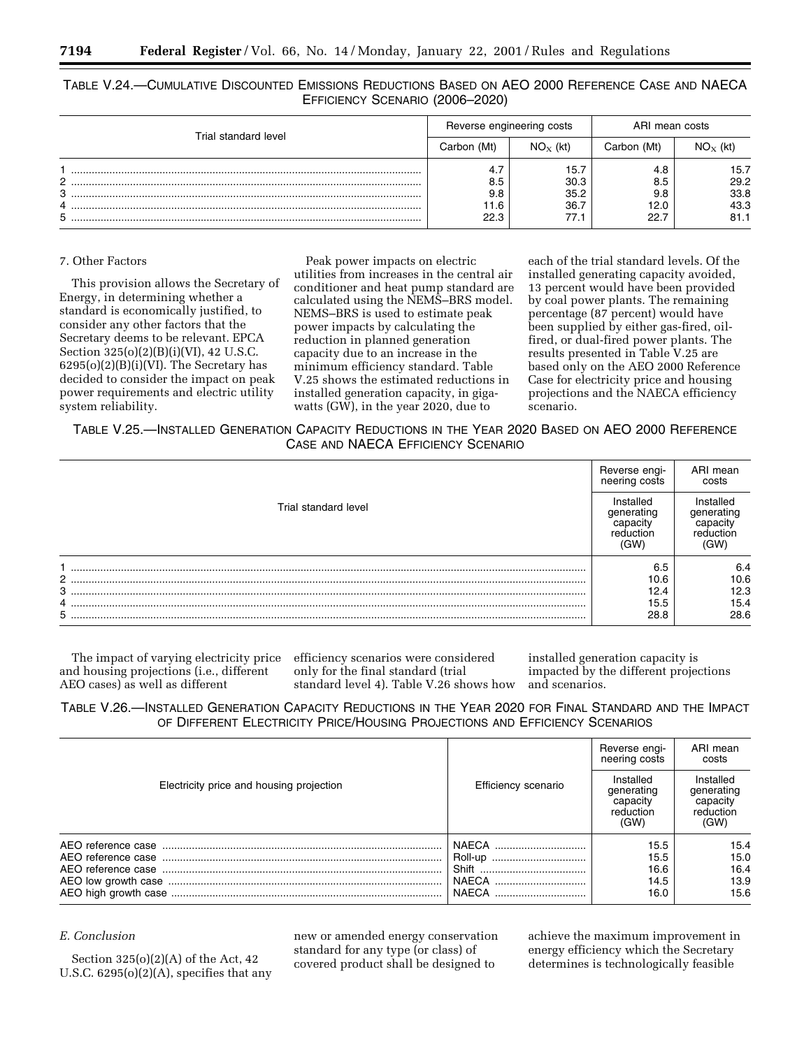TABLE V.24.—CUMULATIVE DISCOUNTED EMISSIONS REDUCTIONS BASED ON AEO 2000 REFERENCE CASE AND NAECA EFFICIENCY SCENARIO (2006–2020)

| Trial standard level | Reverse engineering costs | | ARI mean costs | |
|---|---|---|---|---|
| | Carbon (Mt) | $NO_X$ (kt) | Carbon (Mt) | $NO_X$ (kt) |
| 1 | 4.7 | 15.7 | 4.8 | 15.7 |
| 2 | 8.5 | 30.3 | 8.5 | 29.2 |
| 3 | 9.8 | 35.2 | 9.8 | 33.8 |
| 4 | 11.6 | 36.7 | 12.0 | 43.3 |
| 5 | 22.3 | 77.1 | 22.7 | 81.1 |

7. Other Factors

This provision allows the Secretary of Energy, in determining whether a standard is economically justified, to consider any other factors that the Secretary deems to be relevant. EPCA Section 325(o)(2)(B)(i)(VI), 42 U.S.C. 6295(o)(2)(B)(i)(VI). The Secretary has decided to consider the impact on peak power requirements and electric utility system reliability.

Peak power impacts on electric utilities from increases in the central air conditioner and heat pump standard are calculated using the NEMS–BRS model. NEMS–BRS is used to estimate peak power impacts by calculating the reduction in planned generation capacity due to an increase in the minimum efficiency standard. Table V.25 shows the estimated reductions in installed generation capacity, in gigawatts (GW), in the year 2020, due to each of the trial standard levels. Of the installed generating capacity avoided, 13 percent would have been provided by coal power plants. The remaining percentage (87 percent) would have been supplied by either gas-fired, oil-fired, or dual-fired power plants. The results presented in Table V.25 are based only on the AEO 2000 Reference Case for electricity price and housing projections and the NAECA efficiency scenario.

TABLE V.25.—INSTALLED GENERATION CAPACITY REDUCTIONS IN THE YEAR 2020 BASED ON AEO 2000 REFERENCE CASE AND NAECA EFFICIENCY SCENARIO

| Trial standard level | Reverse engineering costs | ARI mean costs |
|---|---|---|
| | Installed generating capacity reduction (GW) | Installed generating capacity reduction (GW) |
| 1 | 6.5 | 6.4 |
| 2 | 10.6 | 10.6 |
| 3 | 12.4 | 12.3 |
| 4 | 15.5 | 15.4 |
| 5 | 28.8 | 28.6 |

The impact of varying electricity price and housing projections (i.e., different AEO cases) as well as different efficiency scenarios were considered only for the final standard (trial standard level 4). Table V.26 shows how installed generation capacity is impacted by the different projections and scenarios.

TABLE V.26.—INSTALLED GENERATION CAPACITY REDUCTIONS IN THE YEAR 2020 FOR FINAL STANDARD AND THE IMPACT OF DIFFERENT ELECTRICITY PRICE/HOUSING PROJECTIONS AND EFFICIENCY SCENARIOS

| Electricity price and housing projection | Efficiency scenario | Reverse engineering costs | ARI mean costs |
|---|---|---|---|
| | | Installed generating capacity reduction (GW) | Installed generating capacity reduction (GW) |
| AEO reference case | NAECA | 15.5 | 15.4 |
| AEO reference case | Roll-up | 15.5 | 15.0 |
| AEO reference case | Shift | 16.6 | 16.4 |
| AEO low growth case | NAECA | 14.5 | 13.9 |
| AEO high growth case | NAECA | 16.0 | 15.6 |

*E. Conclusion*

Section 325(o)(2)(A) of the Act, 42 U.S.C. 6295(o)(2)(A), specifies that any new or amended energy conservation standard for any type (or class) of covered product shall be designed to achieve the maximum improvement in energy efficiency which the Secretary determines is technologically feasible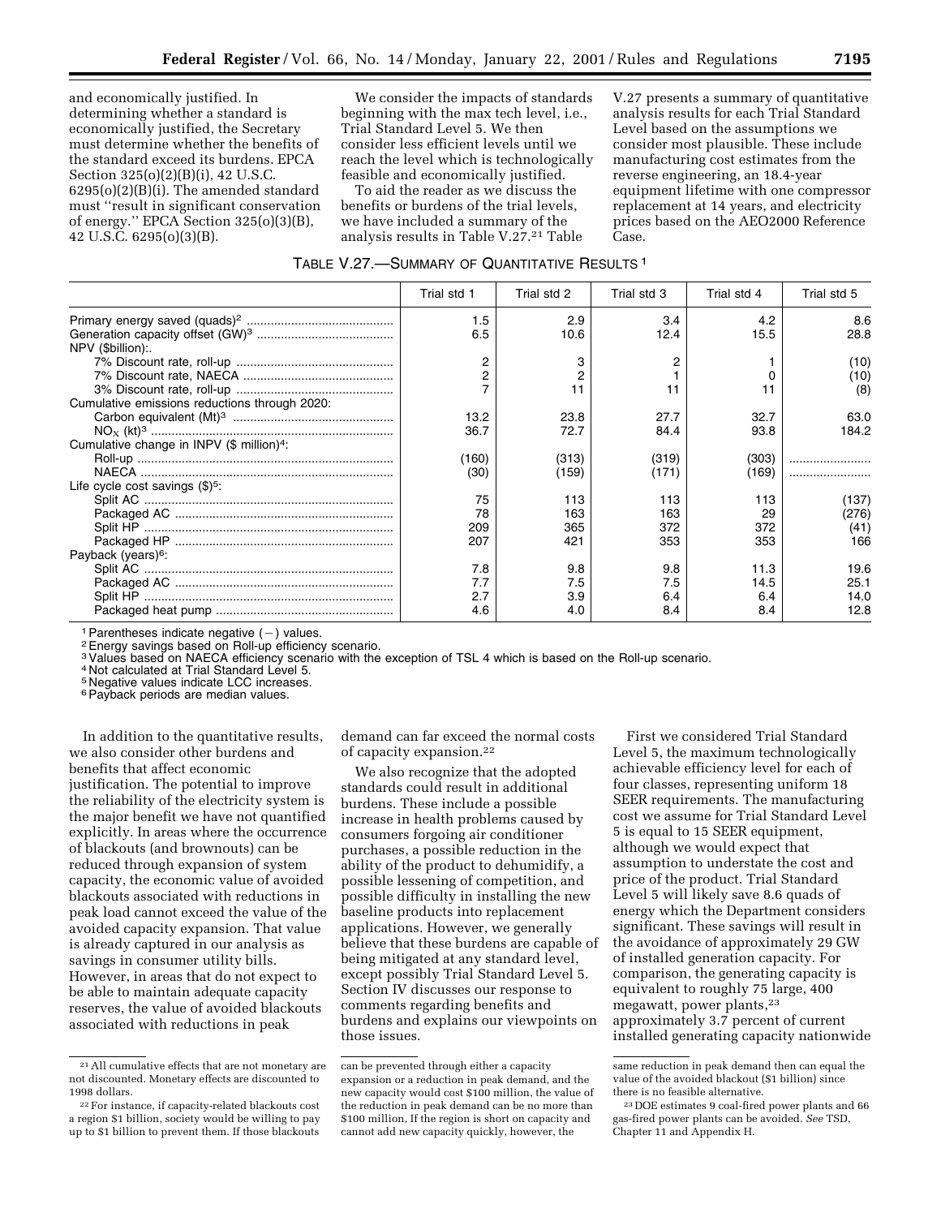and economically justified. In determining whether a standard is economically justified, the Secretary must determine whether the benefits of the standard exceed its burdens. EPCA Section 325(o)(2)(B)(i), 42 U.S.C. 6295(o)(2)(B)(i). The amended standard must ''result in significant conservation of energy.'' EPCA Section 325(o)(3)(B), 42 U.S.C. 6295(o)(3)(B).

We consider the impacts of standards beginning with the max tech level, i.e., Trial Standard Level 5. We then consider less efficient levels until we reach the level which is technologically feasible and economically justified.

To aid the reader as we discuss the benefits or burdens of the trial levels, we have included a summary of the analysis results in Table V.27.[21] Table V.27 presents a summary of quantitative analysis results for each Trial Standard Level based on the assumptions we consider most plausible. These include manufacturing cost estimates from the reverse engineering, an 18.4-year equipment lifetime with one compressor replacement at 14 years, and electricity prices based on the AEO2000 Reference Case.

TABLE V.27.—SUMMARY OF QUANTITATIVE RESULTS [1]

| | Trial std 1 | Trial std 2 | Trial std 3 | Trial std 4 | Trial std 5 |
|---|---|---|---|---|---|
| Primary energy saved (quads)[2] | 1.5 | 2.9 | 3.4 | 4.2 | 8.6 |
| Generation capacity offset (GW)[3] | 6.5 | 10.6 | 12.4 | 15.5 | 28.8 |
| NPV ($billion):. | | | | | |
| 7% Discount rate, roll-up | 2 | 3 | 2 | 1 | (10) |
| 7% Discount rate, NAECA | 2 | 2 | 1 | 0 | (10) |
| 3% Discount rate, roll-up | 7 | 11 | 11 | 11 | (8) |
| Cumulative emissions reductions through 2020: | | | | | |
| Carbon equivalent (Mt)[3] | 13.2 | 23.8 | 27.7 | 32.7 | 63.0 |
| $NO_X$ (kt)[3] | 36.7 | 72.7 | 84.4 | 93.8 | 184.2 |
| Cumulative change in INPV ($ million)[4]: | | | | | |
| Roll-up | (160) | (313) | (319) | (303) | |
| NAECA | (30) | (159) | (171) | (169) | |
| Life cycle cost savings ($)[5]: | | | | | |
| Split AC | 75 | 113 | 113 | 113 | (137) |
| Packaged AC | 78 | 163 | 163 | 29 | (276) |
| Split HP | 209 | 365 | 372 | 372 | (41) |
| Packaged HP | 207 | 421 | 353 | 353 | 166 |
| Payback (years)[6]: | | | | | |
| Split AC | 7.8 | 9.8 | 9.8 | 11.3 | 19.6 |
| Packaged AC | 7.7 | 7.5 | 7.5 | 14.5 | 25.1 |
| Split HP | 2.7 | 3.9 | 6.4 | 6.4 | 14.0 |
| Packaged heat pump | 4.6 | 4.0 | 8.4 | 8.4 | 12.8 |

[1] Parentheses indicate negative (−) values.
[2] Energy savings based on Roll-up efficiency scenario.
[3] Values based on NAECA efficiency scenario with the exception of TSL 4 which is based on the Roll-up scenario.
[4] Not calculated at Trial Standard Level 5.
[5] Negative values indicate LCC increases.
[6] Payback periods are median values.

In addition to the quantitative results, we also consider other burdens and benefits that affect economic justification. The potential to improve the reliability of the electricity system is the major benefit we have not quantified explicitly. In areas where the occurrence of blackouts (and brownouts) can be reduced through expansion of system capacity, the economic value of avoided blackouts associated with reductions in peak load cannot exceed the value of the avoided capacity expansion. That value is already captured in our analysis as savings in consumer utility bills. However, in areas that do not expect to be able to maintain adequate capacity reserves, the value of avoided blackouts associated with reductions in peak demand can far exceed the normal costs of capacity expansion.[22]

We also recognize that the adopted standards could result in additional burdens. These include a possible increase in health problems caused by consumers forgoing air conditioner purchases, a possible reduction in the ability of the product to dehumidify, a possible lessening of competition, and possible difficulty in installing the new baseline products into replacement applications. However, we generally believe that these burdens are capable of being mitigated at any standard level, except possibly Trial Standard Level 5. Section IV discusses our response to comments regarding benefits and burdens and explains our viewpoints on those issues.

First we considered Trial Standard Level 5, the maximum technologically achievable efficiency level for each of four classes, representing uniform 18 SEER requirements. The manufacturing cost we assume for Trial Standard Level 5 is equal to 15 SEER equipment, although we would expect that assumption to understate the cost and price of the product. Trial Standard Level 5 will likely save 8.6 quads of energy which the Department considers significant. These savings will result in the avoidance of approximately 29 GW of installed generation capacity. For comparison, the generating capacity is equivalent to roughly 75 large, 400 megawatt, power plants,[23] approximately 3.7 percent of current installed generating capacity nationwide

[21] All cumulative effects that are not monetary are not discounted. Monetary effects are discounted to 1998 dollars.

[22] For instance, if capacity-related blackouts cost a region $1 billion, society would be willing to pay up to $1 billion to prevent them. If those blackouts can be prevented through either a capacity expansion or a reduction in peak demand, and the new capacity would cost $100 million, the value of the reduction in peak demand can be no more than $100 million, If the region is short on capacity and cannot add new capacity quickly, however, the same reduction in peak demand then can equal the value of the avoided blackout ($1 billion) since there is no feasible alternative.

[23] DOE estimates 9 coal-fired power plants and 66 gas-fired power plants can be avoided. *See* TSD, Chapter 11 and Appendix H.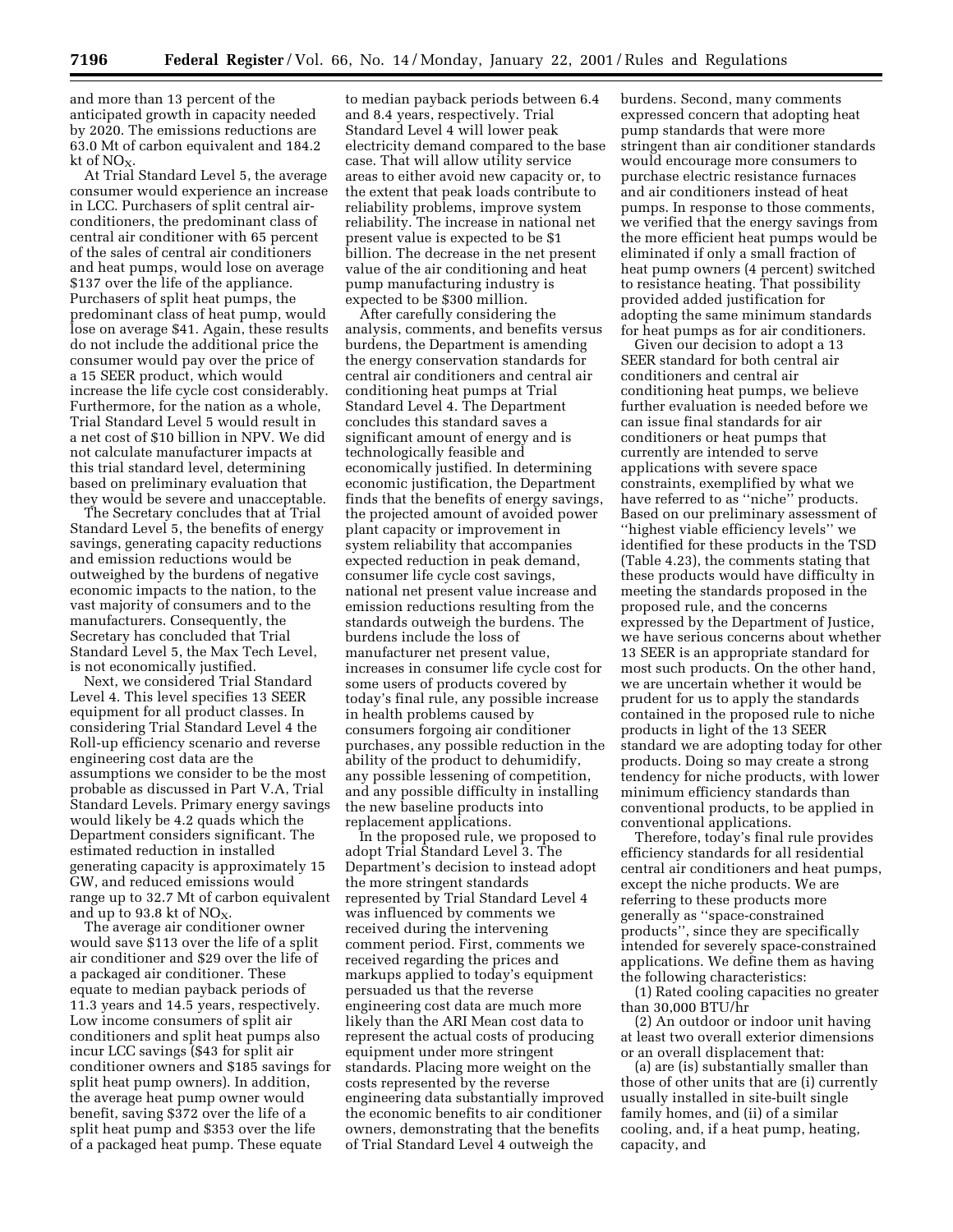and more than 13 percent of the anticipated growth in capacity needed by 2020. The emissions reductions are 63.0 Mt of carbon equivalent and 184.2 kt of $NO_X$.

At Trial Standard Level 5, the average consumer would experience an increase in LCC. Purchasers of split central air-conditioners, the predominant class of central air conditioner with 65 percent of the sales of central air conditioners and heat pumps, would lose on average $137 over the life of the appliance. Purchasers of split heat pumps, the predominant class of heat pump, would lose on average $41. Again, these results do not include the additional price the consumer would pay over the price of a 15 SEER product, which would increase the life cycle cost considerably. Furthermore, for the nation as a whole, Trial Standard Level 5 would result in a net cost of $10 billion in NPV. We did not calculate manufacturer impacts at this trial standard level, determining based on preliminary evaluation that they would be severe and unacceptable.

The Secretary concludes that at Trial Standard Level 5, the benefits of energy savings, generating capacity reductions and emission reductions would be outweighed by the burdens of negative economic impacts to the nation, to the vast majority of consumers and to the manufacturers. Consequently, the Secretary has concluded that Trial Standard Level 5, the Max Tech Level, is not economically justified.

Next, we considered Trial Standard Level 4. This level specifies 13 SEER equipment for all product classes. In considering Trial Standard Level 4 the Roll-up efficiency scenario and reverse engineering cost data are the assumptions we consider to be the most probable as discussed in Part V.A, Trial Standard Levels. Primary energy savings would likely be 4.2 quads which the Department considers significant. The estimated reduction in installed generating capacity is approximately 15 GW, and reduced emissions would range up to 32.7 Mt of carbon equivalent and up to 93.8 kt of $NO_X$.

The average air conditioner owner would save $113 over the life of a split air conditioner and $29 over the life of a packaged air conditioner. These equate to median payback periods of 11.3 years and 14.5 years, respectively. Low income consumers of split air conditioners and split heat pumps also incur LCC savings ($43 for split air conditioner owners and $185 savings for split heat pump owners). In addition, the average heat pump owner would benefit, saving $372 over the life of a split heat pump and $353 over the life of a packaged heat pump. These equate to median payback periods between 6.4 and 8.4 years, respectively. Trial Standard Level 4 will lower peak electricity demand compared to the base case. That will allow utility service areas to either avoid new capacity or, to the extent that peak loads contribute to reliability problems, improve system reliability. The increase in national net present value is expected to be $1 billion. The decrease in the net present value of the air conditioning and heat pump manufacturing industry is expected to be $300 million.

After carefully considering the analysis, comments, and benefits versus burdens, the Department is amending the energy conservation standards for central air conditioners and central air conditioning heat pumps at Trial Standard Level 4. The Department concludes this standard saves a significant amount of energy and is technologically feasible and economically justified. In determining economic justification, the Department finds that the benefits of energy savings, the projected amount of avoided power plant capacity or improvement in system reliability that accompanies expected reduction in peak demand, consumer life cycle cost savings, national net present value increase and emission reductions resulting from the standards outweigh the burdens. The burdens include the loss of manufacturer net present value, increases in consumer life cycle cost for some users of products covered by today's final rule, any possible increase in health problems caused by consumers forgoing air conditioner purchases, any possible reduction in the ability of the product to dehumidify, any possible lessening of competition, and any possible difficulty in installing the new baseline products into replacement applications.

In the proposed rule, we proposed to adopt Trial Standard Level 3. The Department's decision to instead adopt the more stringent standards represented by Trial Standard Level 4 was influenced by comments we received during the intervening comment period. First, comments we received regarding the prices and markups applied to today's equipment persuaded us that the reverse engineering cost data are much more likely than the ARI Mean cost data to represent the actual costs of producing equipment under more stringent standards. Placing more weight on the costs represented by the reverse engineering data substantially improved the economic benefits to air conditioner owners, demonstrating that the benefits of Trial Standard Level 4 outweigh the burdens. Second, many comments expressed concern that adopting heat pump standards that were more stringent than air conditioner standards would encourage more consumers to purchase electric resistance furnaces and air conditioners instead of heat pumps. In response to those comments, we verified that the energy savings from the more efficient heat pumps would be eliminated if only a small fraction of heat pump owners (4 percent) switched to resistance heating. That possibility provided added justification for adopting the same minimum standards for heat pumps as for air conditioners.

Given our decision to adopt a 13 SEER standard for both central air conditioners and central air conditioning heat pumps, we believe further evaluation is needed before we can issue final standards for air conditioners or heat pumps that currently are intended to serve applications with severe space constraints, exemplified by what we have referred to as "niche" products. Based on our preliminary assessment of "highest viable efficiency levels" we identified for these products in the TSD (Table 4.23), the comments stating that these products would have difficulty in meeting the standards proposed in the proposed rule, and the concerns expressed by the Department of Justice, we have serious concerns about whether 13 SEER is an appropriate standard for most such products. On the other hand, we are uncertain whether it would be prudent for us to apply the standards contained in the proposed rule to niche products in light of the 13 SEER standard we are adopting today for other products. Doing so may create a strong tendency for niche products, with lower minimum efficiency standards than conventional products, to be applied in conventional applications.

Therefore, today's final rule provides efficiency standards for all residential central air conditioners and heat pumps, except the niche products. We are referring to these products more generally as "space-constrained products", since they are specifically intended for severely space-constrained applications. We define them as having the following characteristics:

(1) Rated cooling capacities no greater than 30,000 BTU/hr

(2) An outdoor or indoor unit having at least two overall exterior dimensions or an overall displacement that:

(a) are (is) substantially smaller than those of other units that are (i) currently usually installed in site-built single family homes, and (ii) of a similar cooling, and, if a heat pump, heating, capacity, and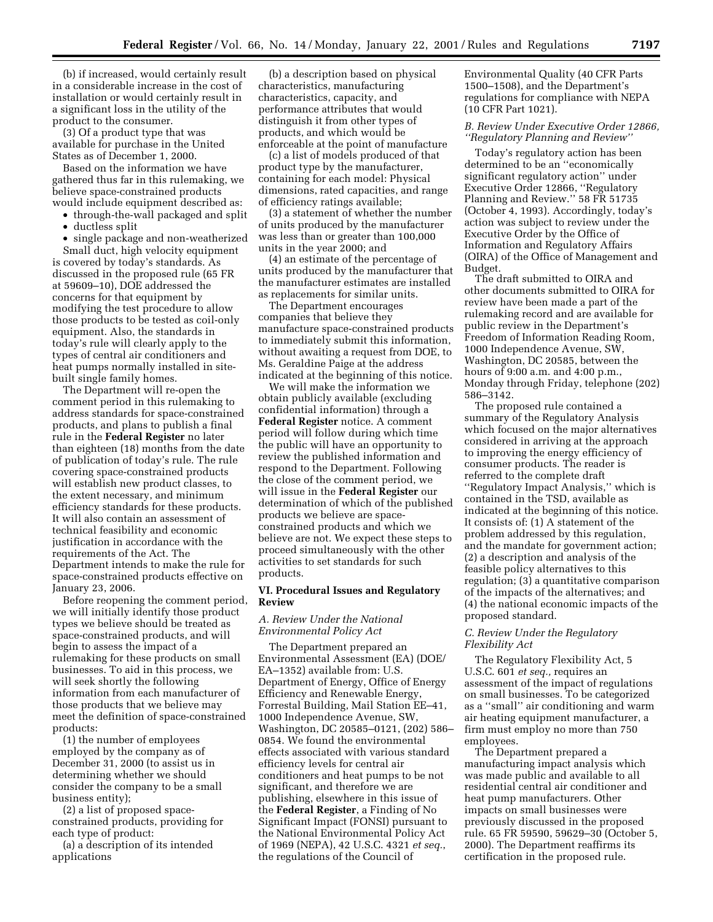(b) if increased, would certainly result in a considerable increase in the cost of installation or would certainly result in a significant loss in the utility of the product to the consumer.

(3) Of a product type that was available for purchase in the United States as of December 1, 2000.

Based on the information we have gathered thus far in this rulemaking, we believe space-constrained products would include equipment described as:

- through-the-wall packaged and split
- ductless split
- single package and non-weatherized

Small duct, high velocity equipment is covered by today's standards. As discussed in the proposed rule (65 FR at 59609–10), DOE addressed the concerns for that equipment by modifying the test procedure to allow those products to be tested as coil-only equipment. Also, the standards in today's rule will clearly apply to the types of central air conditioners and heat pumps normally installed in site-built single family homes.

The Department will re-open the comment period in this rulemaking to address standards for space-constrained products, and plans to publish a final rule in the **Federal Register** no later than eighteen (18) months from the date of publication of today's rule. The rule covering space-constrained products will establish new product classes, to the extent necessary, and minimum efficiency standards for these products. It will also contain an assessment of technical feasibility and economic justification in accordance with the requirements of the Act. The Department intends to make the rule for space-constrained products effective on January 23, 2006.

Before reopening the comment period, we will initially identify those product types we believe should be treated as space-constrained products, and will begin to assess the impact of a rulemaking for these products on small businesses. To aid in this process, we will seek shortly the following information from each manufacturer of those products that we believe may meet the definition of space-constrained products:

(1) the number of employees employed by the company as of December 31, 2000 (to assist us in determining whether we should consider the company to be a small business entity);

(2) a list of proposed space-constrained products, providing for each type of product:

(a) a description of its intended applications

(b) a description based on physical characteristics, manufacturing characteristics, capacity, and performance attributes that would distinguish it from other types of products, and which would be enforceable at the point of manufacture

(c) a list of models produced of that product type by the manufacturer, containing for each model: Physical dimensions, rated capacities, and range of efficiency ratings available;

(3) a statement of whether the number of units produced by the manufacturer was less than or greater than 100,000 units in the year 2000; and

(4) an estimate of the percentage of units produced by the manufacturer that the manufacturer estimates are installed as replacements for similar units.

The Department encourages companies that believe they manufacture space-constrained products to immediately submit this information, without awaiting a request from DOE, to Ms. Geraldine Paige at the address indicated at the beginning of this notice.

We will make the information we obtain publicly available (excluding confidential information) through a **Federal Register** notice. A comment period will follow during which time the public will have an opportunity to review the published information and respond to the Department. Following the close of the comment period, we will issue in the **Federal Register** our determination of which of the published products we believe are space-constrained products and which we believe are not. We expect these steps to proceed simultaneously with the other activities to set standards for such products.

## VI. Procedural Issues and Regulatory Review

### *A. Review Under the National Environmental Policy Act*

The Department prepared an Environmental Assessment (EA) (DOE/EA–1352) available from: U.S. Department of Energy, Office of Energy Efficiency and Renewable Energy, Forrestal Building, Mail Station EE–41, 1000 Independence Avenue, SW, Washington, DC 20585–0121, (202) 586–0854. We found the environmental effects associated with various standard efficiency levels for central air conditioners and heat pumps to be not significant, and therefore we are publishing, elsewhere in this issue of the **Federal Register**, a Finding of No Significant Impact (FONSI) pursuant to the National Environmental Policy Act of 1969 (NEPA), 42 U.S.C. 4321 *et seq.*, the regulations of the Council of Environmental Quality (40 CFR Parts 1500–1508), and the Department's regulations for compliance with NEPA (10 CFR Part 1021).

### *B. Review Under Executive Order 12866, ''Regulatory Planning and Review''*

Today's regulatory action has been determined to be an ''economically significant regulatory action'' under Executive Order 12866, ''Regulatory Planning and Review.'' 58 FR 51735 (October 4, 1993). Accordingly, today's action was subject to review under the Executive Order by the Office of Information and Regulatory Affairs (OIRA) of the Office of Management and Budget.

The draft submitted to OIRA and other documents submitted to OIRA for review have been made a part of the rulemaking record and are available for public review in the Department's Freedom of Information Reading Room, 1000 Independence Avenue, SW, Washington, DC 20585, between the hours of 9:00 a.m. and 4:00 p.m., Monday through Friday, telephone (202) 586–3142.

The proposed rule contained a summary of the Regulatory Analysis which focused on the major alternatives considered in arriving at the approach to improving the energy efficiency of consumer products. The reader is referred to the complete draft ''Regulatory Impact Analysis,'' which is contained in the TSD, available as indicated at the beginning of this notice. It consists of: (1) A statement of the problem addressed by this regulation, and the mandate for government action; (2) a description and analysis of the feasible policy alternatives to this regulation; (3) a quantitative comparison of the impacts of the alternatives; and (4) the national economic impacts of the proposed standard.

### *C. Review Under the Regulatory Flexibility Act*

The Regulatory Flexibility Act, 5 U.S.C. 601 *et seq.,* requires an assessment of the impact of regulations on small businesses. To be categorized as a ''small'' air conditioning and warm air heating equipment manufacturer, a firm must employ no more than 750 employees.

The Department prepared a manufacturing impact analysis which was made public and available to all residential central air conditioner and heat pump manufacturers. Other impacts on small businesses were previously discussed in the proposed rule. 65 FR 59590, 59629–30 (October 5, 2000). The Department reaffirms its certification in the proposed rule.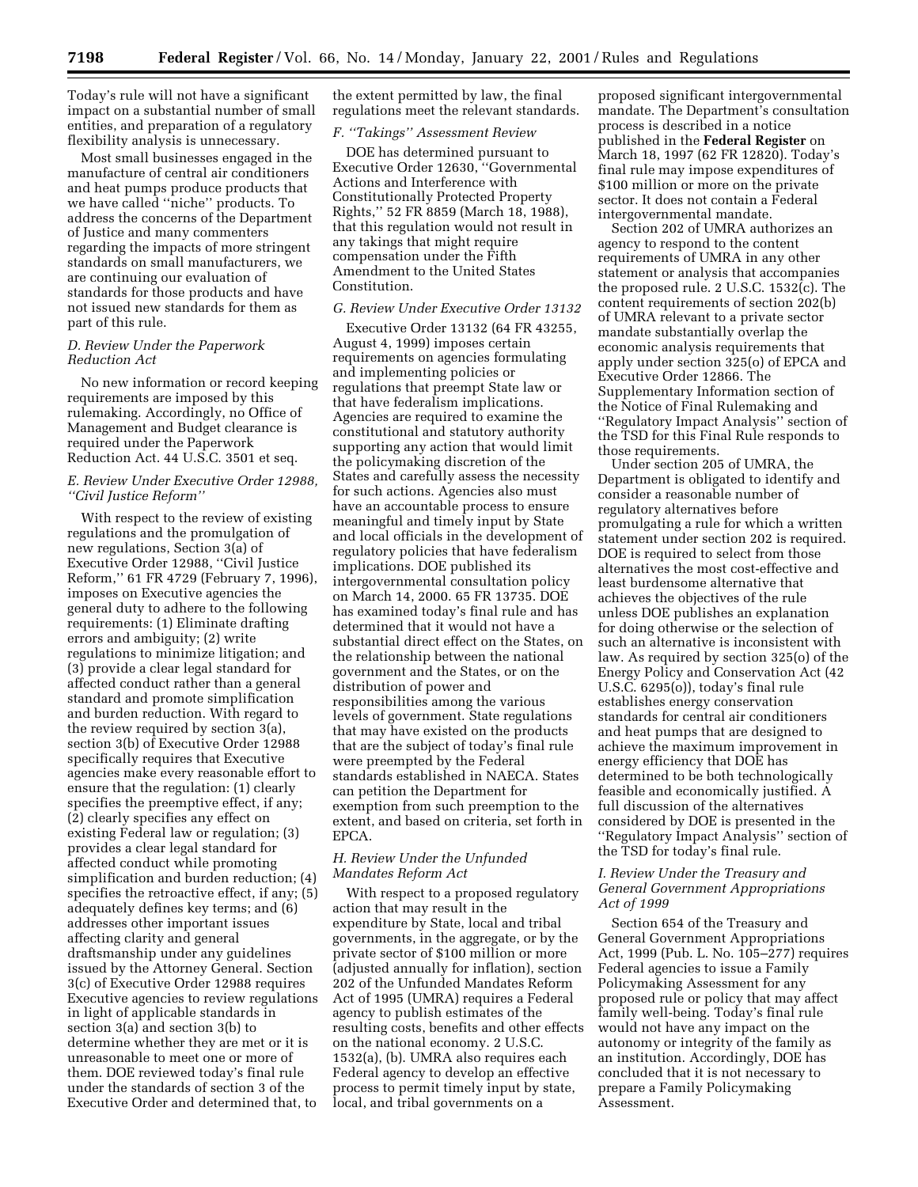Today's rule will not have a significant impact on a substantial number of small entities, and preparation of a regulatory flexibility analysis is unnecessary.

Most small businesses engaged in the manufacture of central air conditioners and heat pumps produce products that we have called "niche" products. To address the concerns of the Department of Justice and many commenters regarding the impacts of more stringent standards on small manufacturers, we are continuing our evaluation of standards for those products and have not issued new standards for them as part of this rule.

### *D. Review Under the Paperwork Reduction Act*

No new information or record keeping requirements are imposed by this rulemaking. Accordingly, no Office of Management and Budget clearance is required under the Paperwork Reduction Act. 44 U.S.C. 3501 et seq.

### *E. Review Under Executive Order 12988, "Civil Justice Reform"*

With respect to the review of existing regulations and the promulgation of new regulations, Section 3(a) of Executive Order 12988, "Civil Justice Reform," 61 FR 4729 (February 7, 1996), imposes on Executive agencies the general duty to adhere to the following requirements: (1) Eliminate drafting errors and ambiguity; (2) write regulations to minimize litigation; and (3) provide a clear legal standard for affected conduct rather than a general standard and promote simplification and burden reduction. With regard to the review required by section 3(a), section 3(b) of Executive Order 12988 specifically requires that Executive agencies make every reasonable effort to ensure that the regulation: (1) clearly specifies the preemptive effect, if any; (2) clearly specifies any effect on existing Federal law or regulation; (3) provides a clear legal standard for affected conduct while promoting simplification and burden reduction; (4) specifies the retroactive effect, if any; (5) adequately defines key terms; and (6) addresses other important issues affecting clarity and general draftsmanship under any guidelines issued by the Attorney General. Section 3(c) of Executive Order 12988 requires Executive agencies to review regulations in light of applicable standards in section 3(a) and section 3(b) to determine whether they are met or it is unreasonable to meet one or more of them. DOE reviewed today's final rule under the standards of section 3 of the Executive Order and determined that, to the extent permitted by law, the final regulations meet the relevant standards.

### *F. "Takings" Assessment Review*

DOE has determined pursuant to Executive Order 12630, "Governmental Actions and Interference with Constitutionally Protected Property Rights," 52 FR 8859 (March 18, 1988), that this regulation would not result in any takings that might require compensation under the Fifth Amendment to the United States Constitution.

### *G. Review Under Executive Order 13132*

Executive Order 13132 (64 FR 43255, August 4, 1999) imposes certain requirements on agencies formulating and implementing policies or regulations that preempt State law or that have federalism implications. Agencies are required to examine the constitutional and statutory authority supporting any action that would limit the policymaking discretion of the States and carefully assess the necessity for such actions. Agencies also must have an accountable process to ensure meaningful and timely input by State and local officials in the development of regulatory policies that have federalism implications. DOE published its intergovernmental consultation policy on March 14, 2000. 65 FR 13735. DOE has examined today's final rule and has determined that it would not have a substantial direct effect on the States, on the relationship between the national government and the States, or on the distribution of power and responsibilities among the various levels of government. State regulations that may have existed on the products that are the subject of today's final rule were preempted by the Federal standards established in NAECA. States can petition the Department for exemption from such preemption to the extent, and based on criteria, set forth in EPCA.

### *H. Review Under the Unfunded Mandates Reform Act*

With respect to a proposed regulatory action that may result in the expenditure by State, local and tribal governments, in the aggregate, or by the private sector of $100 million or more (adjusted annually for inflation), section 202 of the Unfunded Mandates Reform Act of 1995 (UMRA) requires a Federal agency to publish estimates of the resulting costs, benefits and other effects on the national economy. 2 U.S.C. 1532(a), (b). UMRA also requires each Federal agency to develop an effective process to permit timely input by state, local, and tribal governments on a proposed significant intergovernmental mandate. The Department's consultation process is described in a notice published in the **Federal Register** on March 18, 1997 (62 FR 12820). Today's final rule may impose expenditures of $100 million or more on the private sector. It does not contain a Federal intergovernmental mandate.

Section 202 of UMRA authorizes an agency to respond to the content requirements of UMRA in any other statement or analysis that accompanies the proposed rule. 2 U.S.C. 1532(c). The content requirements of section 202(b) of UMRA relevant to a private sector mandate substantially overlap the economic analysis requirements that apply under section 325(o) of EPCA and Executive Order 12866. The Supplementary Information section of the Notice of Final Rulemaking and "Regulatory Impact Analysis" section of the TSD for this Final Rule responds to those requirements.

Under section 205 of UMRA, the Department is obligated to identify and consider a reasonable number of regulatory alternatives before promulgating a rule for which a written statement under section 202 is required. DOE is required to select from those alternatives the most cost-effective and least burdensome alternative that achieves the objectives of the rule unless DOE publishes an explanation for doing otherwise or the selection of such an alternative is inconsistent with law. As required by section 325(o) of the Energy Policy and Conservation Act (42 U.S.C. 6295(o)), today's final rule establishes energy conservation standards for central air conditioners and heat pumps that are designed to achieve the maximum improvement in energy efficiency that DOE has determined to be both technologically feasible and economically justified. A full discussion of the alternatives considered by DOE is presented in the "Regulatory Impact Analysis" section of the TSD for today's final rule.

### *I. Review Under the Treasury and General Government Appropriations Act of 1999*

Section 654 of the Treasury and General Government Appropriations Act, 1999 (Pub. L. No. 105–277) requires Federal agencies to issue a Family Policymaking Assessment for any proposed rule or policy that may affect family well-being. Today's final rule would not have any impact on the autonomy or integrity of the family as an institution. Accordingly, DOE has concluded that it is not necessary to prepare a Family Policymaking Assessment.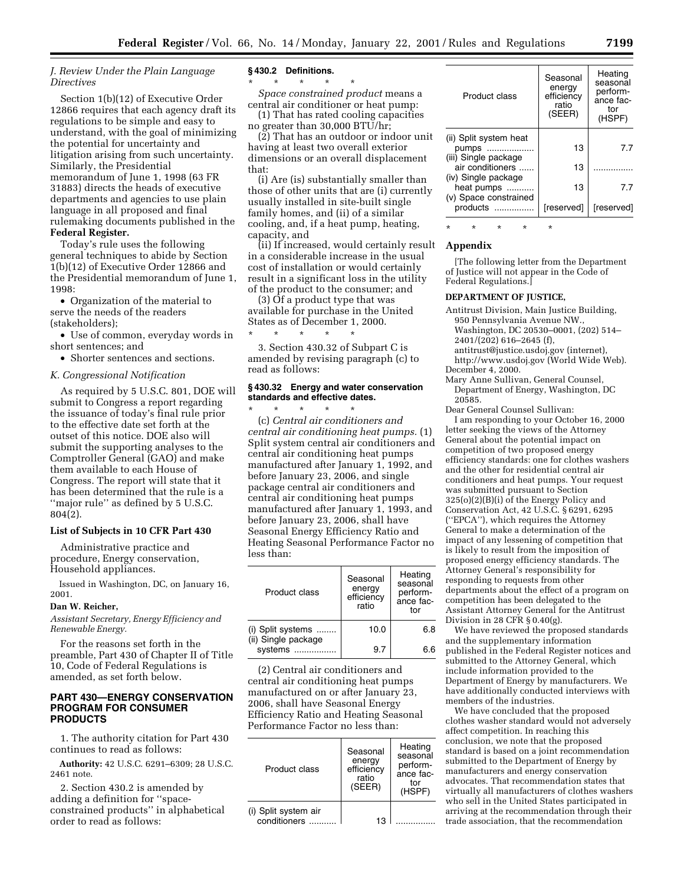### J. Review Under the Plain Language Directives

Section 1(b)(12) of Executive Order 12866 requires that each agency draft its regulations to be simple and easy to understand, with the goal of minimizing the potential for uncertainty and litigation arising from such uncertainty. Similarly, the Presidential memorandum of June 1, 1998 (63 FR 31883) directs the heads of executive departments and agencies to use plain language in all proposed and final rulemaking documents published in the **Federal Register.**

Today's rule uses the following general techniques to abide by Section 1(b)(12) of Executive Order 12866 and the Presidential memorandum of June 1, 1998:

- Organization of the material to serve the needs of the readers (stakeholders);
- Use of common, everyday words in short sentences; and
- Shorter sentences and sections.

### K. Congressional Notification

As required by 5 U.S.C. 801, DOE will submit to Congress a report regarding the issuance of today's final rule prior to the effective date set forth at the outset of this notice. DOE also will submit the supporting analyses to the Comptroller General (GAO) and make them available to each House of Congress. The report will state that it has been determined that the rule is a ''major rule'' as defined by 5 U.S.C. 804(2).

**List of Subjects in 10 CFR Part 430**

Administrative practice and procedure, Energy conservation, Household appliances.

Issued in Washington, DC, on January 16, 2001.

**Dan W. Reicher,**

*Assistant Secretary, Energy Efficiency and Renewable Energy.*

For the reasons set forth in the preamble, Part 430 of Chapter II of Title 10, Code of Federal Regulations is amended, as set forth below.

## PART 430—ENERGY CONSERVATION PROGRAM FOR CONSUMER PRODUCTS

1. The authority citation for Part 430 continues to read as follows:

**Authority:** 42 U.S.C. 6291–6309; 28 U.S.C. 2461 note.

2. Section 430.2 is amended by adding a definition for ''space-constrained products'' in alphabetical order to read as follows:

**§ 430.2 Definitions.**

\* \* \* \* \*

*Space constrained product* means a central air conditioner or heat pump:

(1) That has rated cooling capacities no greater than 30,000 BTU/hr;

(2) That has an outdoor or indoor unit having at least two overall exterior dimensions or an overall displacement that:

(i) Are (is) substantially smaller than those of other units that are (i) currently usually installed in site-built single family homes, and (ii) of a similar cooling, and, if a heat pump, heating, capacity, and

(ii) If increased, would certainly result in a considerable increase in the usual cost of installation or would certainly result in a significant loss in the utility of the product to the consumer; and

(3) Of a product type that was available for purchase in the United States as of December 1, 2000.

\* \* \* \* \*

3. Section 430.32 of Subpart C is amended by revising paragraph (c) to read as follows:

**§ 430.32 Energy and water conservation standards and effective dates.**

\* \* \* \* \*

(c) *Central air conditioners and central air conditioning heat pumps.* (1) Split system central air conditioners and central air conditioning heat pumps manufactured after January 1, 1992, and before January 23, 2006, and single package central air conditioners and central air conditioning heat pumps manufactured after January 1, 1993, and before January 23, 2006, shall have Seasonal Energy Efficiency Ratio and Heating Seasonal Performance Factor no less than:

| Product class | Seasonal energy efficiency ratio | Heating seasonal performance factor |
|---|---|---|
| (i) Split systems | 10.0 | 6.8 |
| (ii) Single package systems | 9.7 | 6.6 |

(2) Central air conditioners and central air conditioning heat pumps manufactured on or after January 23, 2006, shall have Seasonal Energy Efficiency Ratio and Heating Seasonal Performance Factor no less than:

| Product class | Seasonal energy efficiency ratio (SEER) | Heating seasonal performance factor (HSPF) |
|---|---|---|
| (i) Split system air conditioners | 13 | |
| (ii) Split system heat pumps | 13 | 7.7 |
| (iii) Single package air conditioners | 13 | |
| (iv) Single package heat pumps | 13 | 7.7 |
| (v) Space constrained products | [reserved] | [reserved] |

\* \* \* \* \*

## Appendix

[The following letter from the Department of Justice will not appear in the Code of Federal Regulations.]

**DEPARTMENT OF JUSTICE,**

Antitrust Division, Main Justice Building, 950 Pennsylvania Avenue NW., Washington, DC 20530–0001, (202) 514–2401/(202) 616–2645 (f), antitrust@justice.usdoj.gov (internet), http://www.usdoj.gov (World Wide Web).

December 4, 2000.

Mary Anne Sullivan, General Counsel, Department of Energy, Washington, DC 20585.

Dear General Counsel Sullivan:

I am responding to your October 16, 2000 letter seeking the views of the Attorney General about the potential impact on competition of two proposed energy efficiency standards: one for clothes washers and the other for residential central air conditioners and heat pumps. Your request was submitted pursuant to Section 325(o)(2)(B)(i) of the Energy Policy and Conservation Act, 42 U.S.C. § 6291, 6295 (''EPCA''), which requires the Attorney General to make a determination of the impact of any lessening of competition that is likely to result from the imposition of proposed energy efficiency standards. The Attorney General's responsibility for responding to requests from other departments about the effect of a program on competition has been delegated to the Assistant Attorney General for the Antitrust Division in 28 CFR § 0.40(g).

We have reviewed the proposed standards and the supplementary information published in the Federal Register notices and submitted to the Attorney General, which include information provided to the Department of Energy by manufacturers. We have additionally conducted interviews with members of the industries.

We have concluded that the proposed clothes washer standard would not adversely affect competition. In reaching this conclusion, we note that the proposed standard is based on a joint recommendation submitted to the Department of Energy by manufacturers and energy conservation advocates. That recommendation states that virtually all manufacturers of clothes washers who sell in the United States participated in arriving at the recommendation through their trade association, that the recommendation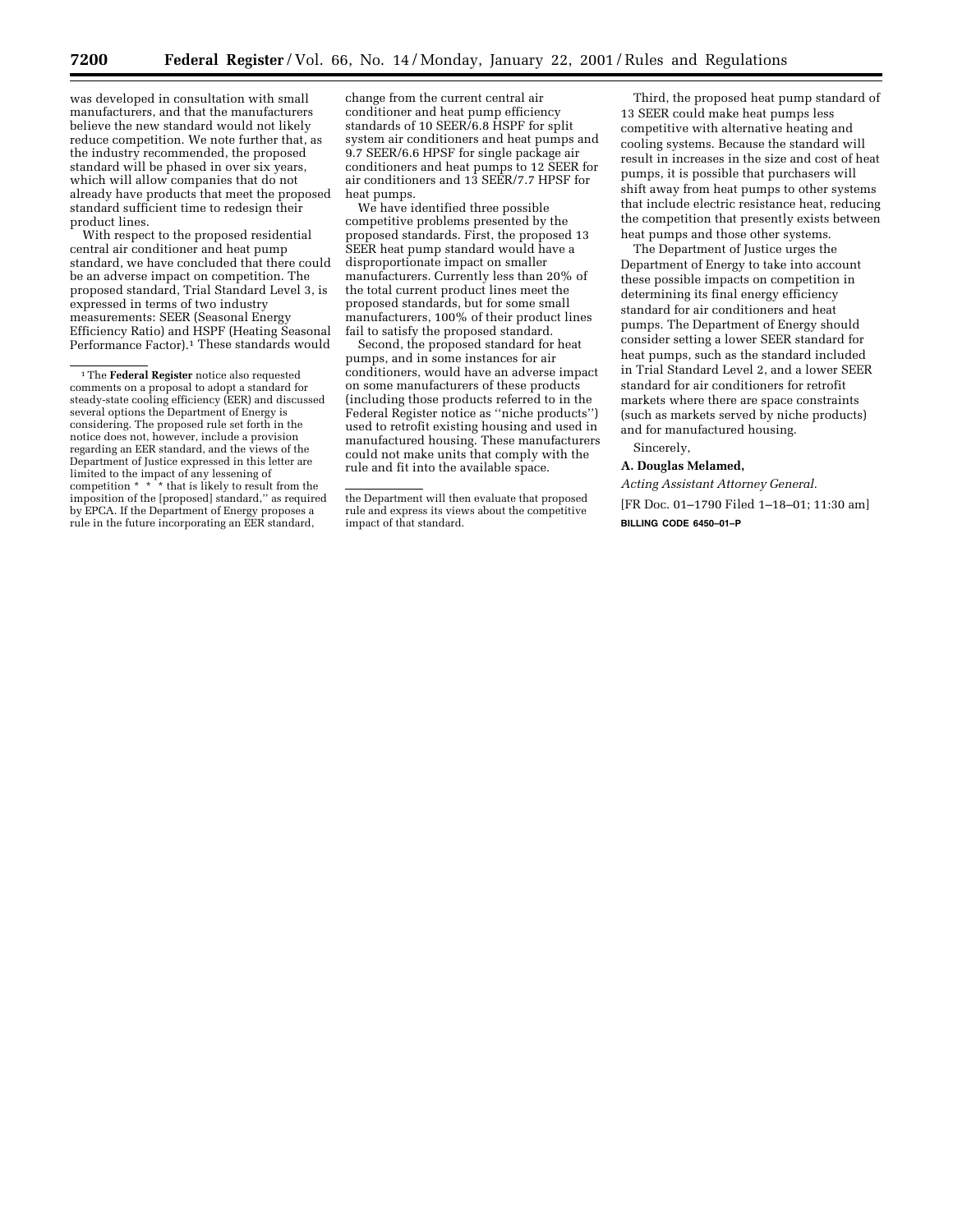was developed in consultation with small manufacturers, and that the manufacturers believe the new standard would not likely reduce competition. We note further that, as the industry recommended, the proposed standard will be phased in over six years, which will allow companies that do not already have products that meet the proposed standard sufficient time to redesign their product lines.

With respect to the proposed residential central air conditioner and heat pump standard, we have concluded that there could be an adverse impact on competition. The proposed standard, Trial Standard Level 3, is expressed in terms of two industry measurements: SEER (Seasonal Energy Efficiency Ratio) and HSPF (Heating Seasonal Performance Factor).[1] These standards would change from the current central air conditioner and heat pump efficiency standards of 10 SEER/6.8 HSPF for split system air conditioners and heat pumps and 9.7 SEER/6.6 HPSF for single package air conditioners and heat pumps to 12 SEER for air conditioners and 13 SEER/7.7 HPSF for heat pumps.

We have identified three possible competitive problems presented by the proposed standards. First, the proposed 13 SEER heat pump standard would have a disproportionate impact on smaller manufacturers. Currently less than 20% of the total current product lines meet the proposed standards, but for some small manufacturers, 100% of their product lines fail to satisfy the proposed standard.

Second, the proposed standard for heat pumps, and in some instances for air conditioners, would have an adverse impact on some manufacturers of these products (including those products referred to in the Federal Register notice as ''niche products'') used to retrofit existing housing and used in manufactured housing. These manufacturers could not make units that comply with the rule and fit into the available space.

Third, the proposed heat pump standard of 13 SEER could make heat pumps less competitive with alternative heating and cooling systems. Because the standard will result in increases in the size and cost of heat pumps, it is possible that purchasers will shift away from heat pumps to other systems that include electric resistance heat, reducing the competition that presently exists between heat pumps and those other systems.

The Department of Justice urges the Department of Energy to take into account these possible impacts on competition in determining its final energy efficiency standard for air conditioners and heat pumps. The Department of Energy should consider setting a lower SEER standard for heat pumps, such as the standard included in Trial Standard Level 2, and a lower SEER standard for air conditioners for retrofit markets where there are space constraints (such as markets served by niche products) and for manufactured housing.

Sincerely,

**A. Douglas Melamed,**

*Acting Assistant Attorney General.*

[FR Doc. 01–1790 Filed 1–18–01; 11:30 am]

**BILLING CODE 6450–01–P**

---

[1] The **Federal Register** notice also requested comments on a proposal to adopt a standard for steady-state cooling efficiency (EER) and discussed several options the Department of Energy is considering. The proposed rule set forth in the notice does not, however, include a provision regarding an EER standard, and the views of the Department of Justice expressed in this letter are limited to the impact of any lessening of competition * * * that is likely to result from the imposition of the [proposed] standard,'' as required by EPCA. If the Department of Energy proposes a rule in the future incorporating an EER standard, the Department will then evaluate that proposed rule and express its views about the competitive impact of that standard.